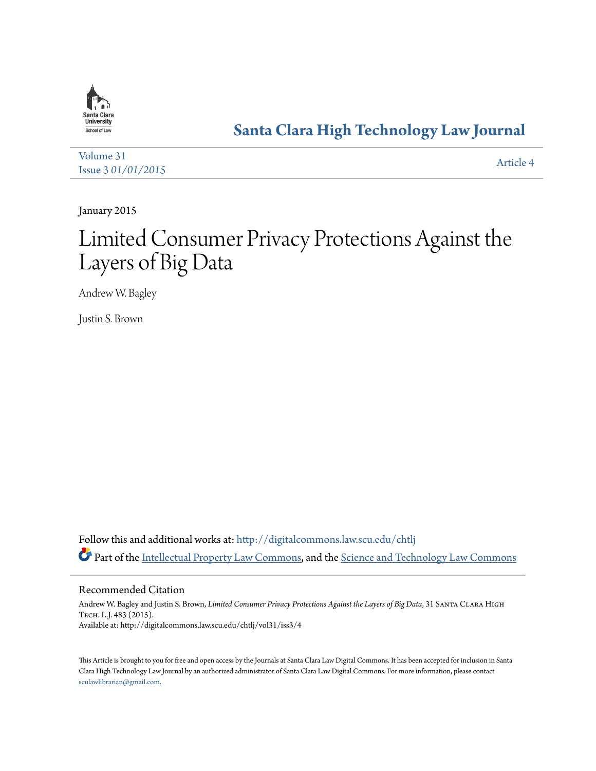Santa Clara University School of Law

# Santa Clara High Technology Law Journal

Volume 31
Issue 3 *01/01/2015*

Article 4

January 2015

# Limited Consumer Privacy Protections Against the Layers of Big Data

Andrew W. Bagley

Justin S. Brown

Follow this and additional works at: http://digitalcommons.law.scu.edu/chtlj

Part of the Intellectual Property Law Commons, and the Science and Technology Law Commons

## Recommended Citation

Andrew W. Bagley and Justin S. Brown, *Limited Consumer Privacy Protections Against the Layers of Big Data*, 31 Santa Clara High Tech. L.J. 483 (2015).
Available at: http://digitalcommons.law.scu.edu/chtlj/vol31/iss3/4

This Article is brought to you for free and open access by the Journals at Santa Clara Law Digital Commons. It has been accepted for inclusion in Santa Clara High Technology Law Journal by an authorized administrator of Santa Clara Law Digital Commons. For more information, please contact sculawlibrarian@gmail.com.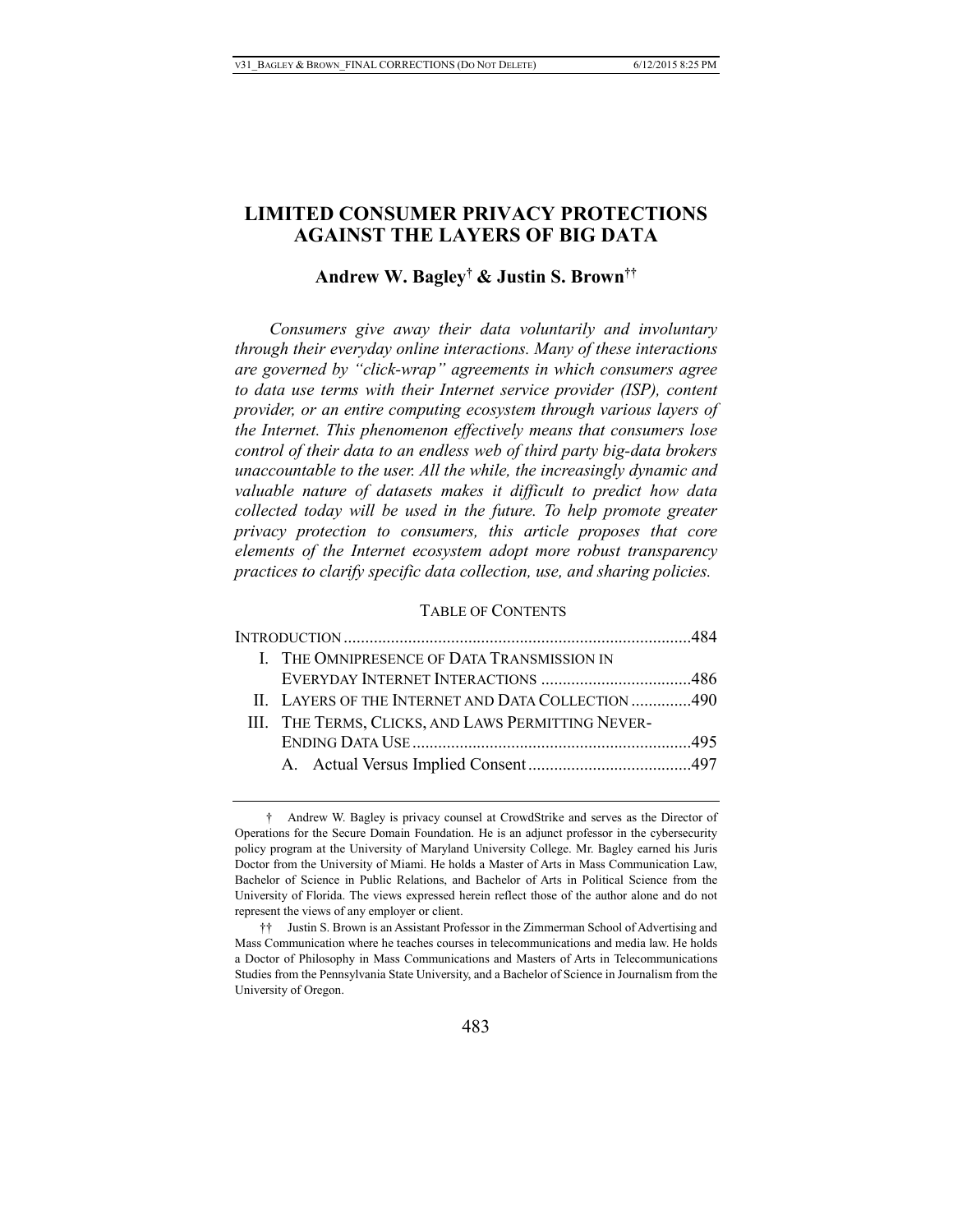# LIMITED CONSUMER PRIVACY PROTECTIONS AGAINST THE LAYERS OF BIG DATA

**Andrew W. Bagley† & Justin S. Brown††**

*Consumers give away their data voluntarily and involuntary through their everyday online interactions. Many of these interactions are governed by "click-wrap" agreements in which consumers agree to data use terms with their Internet service provider (ISP), content provider, or an entire computing ecosystem through various layers of the Internet. This phenomenon effectively means that consumers lose control of their data to an endless web of third party big-data brokers unaccountable to the user. All the while, the increasingly dynamic and valuable nature of datasets makes it difficult to predict how data collected today will be used in the future. To help promote greater privacy protection to consumers, this article proposes that core elements of the Internet ecosystem adopt more robust transparency practices to clarify specific data collection, use, and sharing policies.*

TABLE OF CONTENTS

INTRODUCTION .......... 484

I. THE OMNIPRESENCE OF DATA TRANSMISSION IN EVERYDAY INTERNET INTERACTIONS .......... 486

II. LAYERS OF THE INTERNET AND DATA COLLECTION .......... 490

III. THE TERMS, CLICKS, AND LAWS PERMITTING NEVER-ENDING DATA USE .......... 495

A. Actual Versus Implied Consent .......... 497

---

† Andrew W. Bagley is privacy counsel at CrowdStrike and serves as the Director of Operations for the Secure Domain Foundation. He is an adjunct professor in the cybersecurity policy program at the University of Maryland University College. Mr. Bagley earned his Juris Doctor from the University of Miami. He holds a Master of Arts in Mass Communication Law, Bachelor of Science in Public Relations, and Bachelor of Arts in Political Science from the University of Florida. The views expressed herein reflect those of the author alone and do not represent the views of any employer or client.

†† Justin S. Brown is an Assistant Professor in the Zimmerman School of Advertising and Mass Communication where he teaches courses in telecommunications and media law. He holds a Doctor of Philosophy in Mass Communications and Masters of Arts in Telecommunications Studies from the Pennsylvania State University, and a Bachelor of Science in Journalism from the University of Oregon.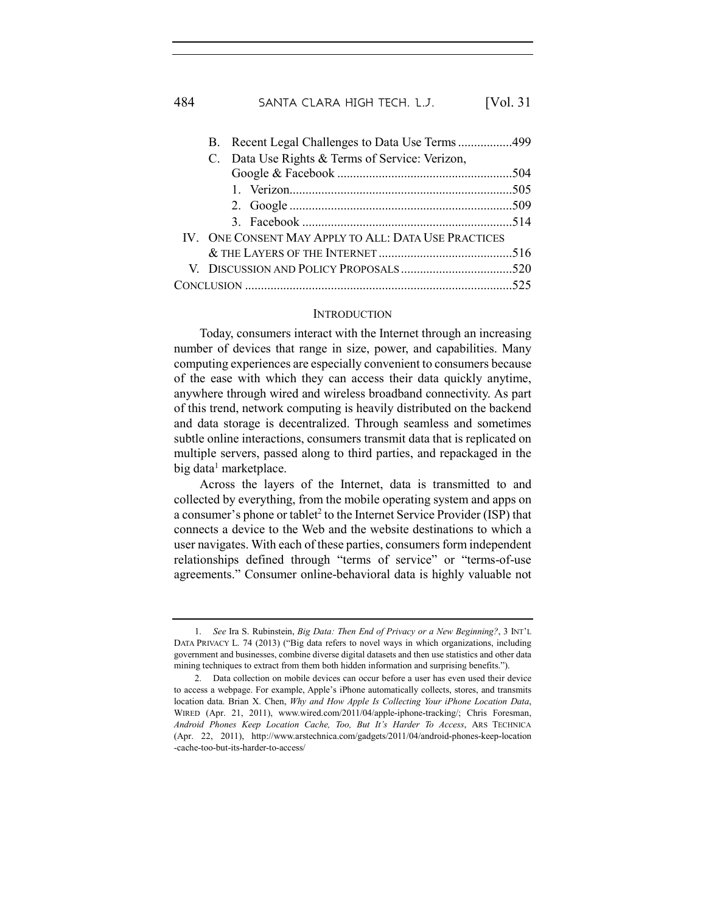B. Recent Legal Challenges to Data Use Terms .................499
C. Data Use Rights & Terms of Service: Verizon, Google & Facebook .......................................................504
1. Verizon......................................................................505
2. Google ......................................................................509
3. Facebook ..................................................................514
IV. ONE CONSENT MAY APPLY TO ALL: DATA USE PRACTICES & THE LAYERS OF THE INTERNET ..........................................516
V. DISCUSSION AND POLICY PROPOSALS ...................................520
CONCLUSION ....................................................................................525

## INTRODUCTION

Today, consumers interact with the Internet through an increasing number of devices that range in size, power, and capabilities. Many computing experiences are especially convenient to consumers because of the ease with which they can access their data quickly anytime, anywhere through wired and wireless broadband connectivity. As part of this trend, network computing is heavily distributed on the backend and data storage is decentralized. Through seamless and sometimes subtle online interactions, consumers transmit data that is replicated on multiple servers, passed along to third parties, and repackaged in the big data[1] marketplace.

Across the layers of the Internet, data is transmitted to and collected by everything, from the mobile operating system and apps on a consumer's phone or tablet[2] to the Internet Service Provider (ISP) that connects a device to the Web and the website destinations to which a user navigates. With each of these parties, consumers form independent relationships defined through "terms of service" or "terms-of-use agreements." Consumer online-behavioral data is highly valuable not

---

1. *See* Ira S. Rubinstein, *Big Data: Then End of Privacy or a New Beginning?*, 3 INT'L DATA PRIVACY L. 74 (2013) ("Big data refers to novel ways in which organizations, including government and businesses, combine diverse digital datasets and then use statistics and other data mining techniques to extract from them both hidden information and surprising benefits.").

2. Data collection on mobile devices can occur before a user has even used their device to access a webpage. For example, Apple's iPhone automatically collects, stores, and transmits location data. Brian X. Chen, *Why and How Apple Is Collecting Your iPhone Location Data*, WIRED (Apr. 21, 2011), www.wired.com/2011/04/apple-iphone-tracking/; Chris Foresman, *Android Phones Keep Location Cache, Too, But It's Harder To Access*, ARS TECHNICA (Apr. 22, 2011), http://www.arstechnica.com/gadgets/2011/04/android-phones-keep-location-cache-too-but-its-harder-to-access/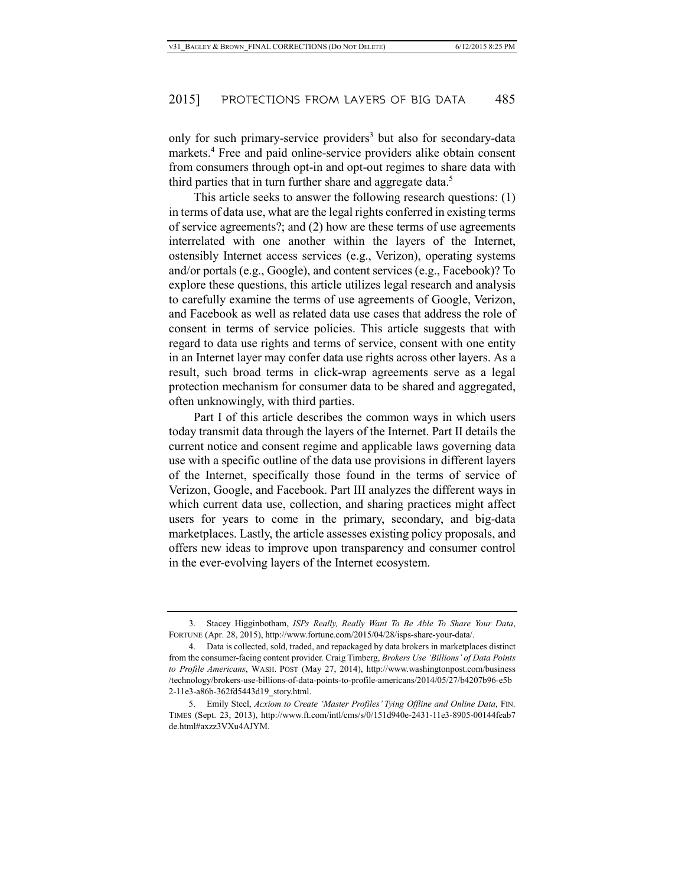only for such primary-service providers[3] but also for secondary-data markets.[4] Free and paid online-service providers alike obtain consent from consumers through opt-in and opt-out regimes to share data with third parties that in turn further share and aggregate data.[5]

This article seeks to answer the following research questions: (1) in terms of data use, what are the legal rights conferred in existing terms of service agreements?; and (2) how are these terms of use agreements interrelated with one another within the layers of the Internet, ostensibly Internet access services (e.g., Verizon), operating systems and/or portals (e.g., Google), and content services (e.g., Facebook)? To explore these questions, this article utilizes legal research and analysis to carefully examine the terms of use agreements of Google, Verizon, and Facebook as well as related data use cases that address the role of consent in terms of service policies. This article suggests that with regard to data use rights and terms of service, consent with one entity in an Internet layer may confer data use rights across other layers. As a result, such broad terms in click-wrap agreements serve as a legal protection mechanism for consumer data to be shared and aggregated, often unknowingly, with third parties.

Part I of this article describes the common ways in which users today transmit data through the layers of the Internet. Part II details the current notice and consent regime and applicable laws governing data use with a specific outline of the data use provisions in different layers of the Internet, specifically those found in the terms of service of Verizon, Google, and Facebook. Part III analyzes the different ways in which current data use, collection, and sharing practices might affect users for years to come in the primary, secondary, and big-data marketplaces. Lastly, the article assesses existing policy proposals, and offers new ideas to improve upon transparency and consumer control in the ever-evolving layers of the Internet ecosystem.

---

3. Stacey Higginbotham, *ISPs Really, Really Want To Be Able To Share Your Data*, FORTUNE (Apr. 28, 2015), http://www.fortune.com/2015/04/28/isps-share-your-data/.

4. Data is collected, sold, traded, and repackaged by data brokers in marketplaces distinct from the consumer-facing content provider. Craig Timberg, *Brokers Use 'Billions' of Data Points to Profile Americans*, WASH. POST (May 27, 2014), http://www.washingtonpost.com/business/technology/brokers-use-billions-of-data-points-to-profile-americans/2014/05/27/b4207b96-e5b2-11e3-a86b-362fd5443d19_story.html.

5. Emily Steel, *Acxiom to Create 'Master Profiles' Tying Offline and Online Data*, FIN. TIMES (Sept. 23, 2013), http://www.ft.com/intl/cms/s/0/151d940e-2431-11e3-8905-00144feab7de.html#axzz3VXu4AJYM.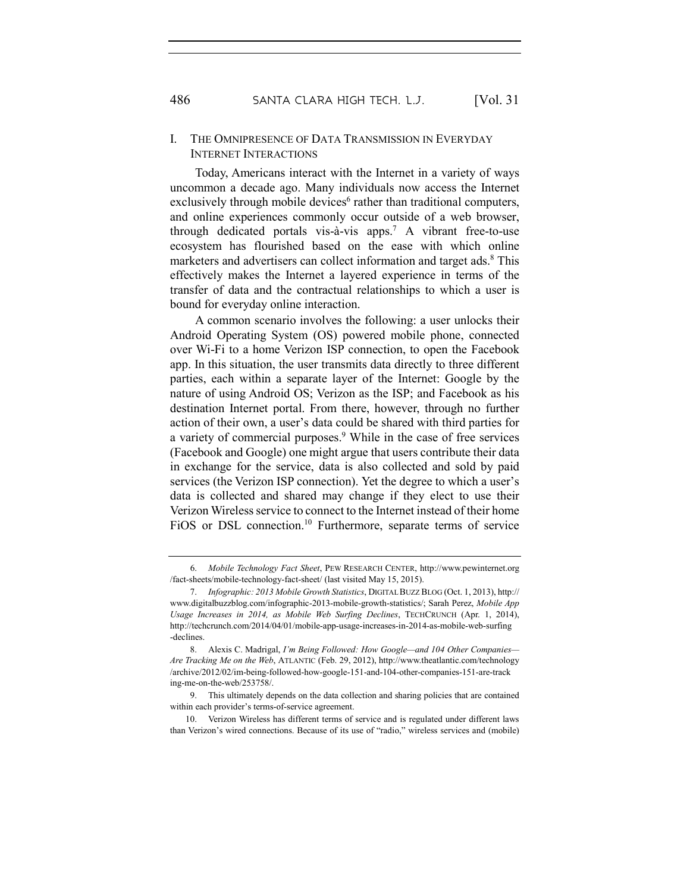## I. THE OMNIPRESENCE OF DATA TRANSMISSION IN EVERYDAY INTERNET INTERACTIONS

Today, Americans interact with the Internet in a variety of ways uncommon a decade ago. Many individuals now access the Internet exclusively through mobile devices[6] rather than traditional computers, and online experiences commonly occur outside of a web browser, through dedicated portals vis-à-vis apps.[7] A vibrant free-to-use ecosystem has flourished based on the ease with which online marketers and advertisers can collect information and target ads.[8] This effectively makes the Internet a layered experience in terms of the transfer of data and the contractual relationships to which a user is bound for everyday online interaction.

A common scenario involves the following: a user unlocks their Android Operating System (OS) powered mobile phone, connected over Wi-Fi to a home Verizon ISP connection, to open the Facebook app. In this situation, the user transmits data directly to three different parties, each within a separate layer of the Internet: Google by the nature of using Android OS; Verizon as the ISP; and Facebook as his destination Internet portal. From there, however, through no further action of their own, a user's data could be shared with third parties for a variety of commercial purposes.[9] While in the case of free services (Facebook and Google) one might argue that users contribute their data in exchange for the service, data is also collected and sold by paid services (the Verizon ISP connection). Yet the degree to which a user's data is collected and shared may change if they elect to use their Verizon Wireless service to connect to the Internet instead of their home FiOS or DSL connection.[10] Furthermore, separate terms of service

---

6. *Mobile Technology Fact Sheet*, PEW RESEARCH CENTER, http://www.pewinternet.org/fact-sheets/mobile-technology-fact-sheet/ (last visited May 15, 2015).

7. *Infographic: 2013 Mobile Growth Statistics*, DIGITAL BUZZ BLOG (Oct. 1, 2013), http://www.digitalbuzzblog.com/infographic-2013-mobile-growth-statistics/; Sarah Perez, *Mobile App Usage Increases in 2014, as Mobile Web Surfing Declines*, TECHCRUNCH (Apr. 1, 2014), http://techcrunch.com/2014/04/01/mobile-app-usage-increases-in-2014-as-mobile-web-surfing-declines.

8. Alexis C. Madrigal, *I'm Being Followed: How Google—and 104 Other Companies—Are Tracking Me on the Web*, ATLANTIC (Feb. 29, 2012), http://www.theatlantic.com/technology/archive/2012/02/im-being-followed-how-google-151-and-104-other-companies-151-are-tracking-me-on-the-web/253758/.

9. This ultimately depends on the data collection and sharing policies that are contained within each provider's terms-of-service agreement.

10. Verizon Wireless has different terms of service and is regulated under different laws than Verizon's wired connections. Because of its use of "radio," wireless services and (mobile)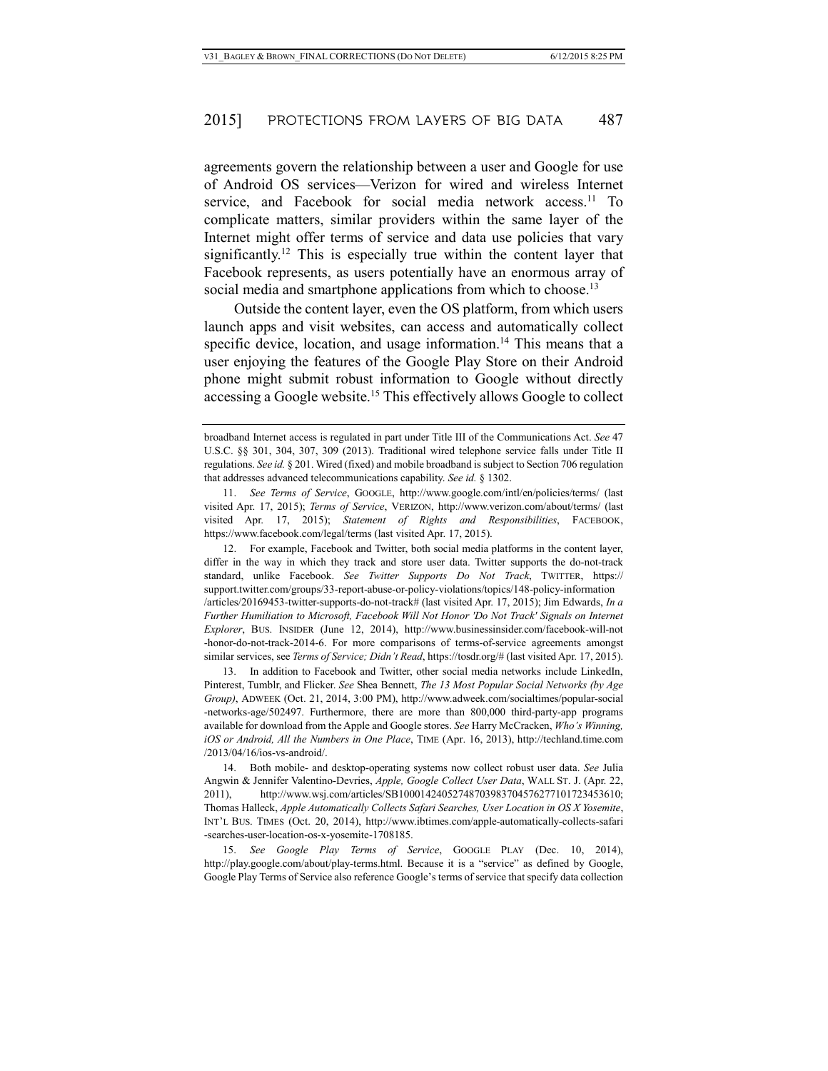agreements govern the relationship between a user and Google for use of Android OS services—Verizon for wired and wireless Internet service, and Facebook for social media network access.[11] To complicate matters, similar providers within the same layer of the Internet might offer terms of service and data use policies that vary significantly.[12] This is especially true within the content layer that Facebook represents, as users potentially have an enormous array of social media and smartphone applications from which to choose.[13]

Outside the content layer, even the OS platform, from which users launch apps and visit websites, can access and automatically collect specific device, location, and usage information.[14] This means that a user enjoying the features of the Google Play Store on their Android phone might submit robust information to Google without directly accessing a Google website.[15] This effectively allows Google to collect

---

broadband Internet access is regulated in part under Title III of the Communications Act. *See* 47 U.S.C. §§ 301, 304, 307, 309 (2013). Traditional wired telephone service falls under Title II regulations. *See id.* § 201. Wired (fixed) and mobile broadband is subject to Section 706 regulation that addresses advanced telecommunications capability. *See id.* § 1302.

11. *See Terms of Service*, GOOGLE, http://www.google.com/intl/en/policies/terms/ (last visited Apr. 17, 2015); *Terms of Service*, VERIZON, http://www.verizon.com/about/terms/ (last visited Apr. 17, 2015); *Statement of Rights and Responsibilities*, FACEBOOK, https://www.facebook.com/legal/terms (last visited Apr. 17, 2015).

12. For example, Facebook and Twitter, both social media platforms in the content layer, differ in the way in which they track and store user data. Twitter supports the do-not-track standard, unlike Facebook. *See Twitter Supports Do Not Track*, TWITTER, https://support.twitter.com/groups/33-report-abuse-or-policy-violations/topics/148-policy-information/articles/20169453-twitter-supports-do-not-track# (last visited Apr. 17, 2015); Jim Edwards, *In a Further Humiliation to Microsoft, Facebook Will Not Honor 'Do Not Track' Signals on Internet Explorer*, BUS. INSIDER (June 12, 2014), http://www.businessinsider.com/facebook-will-not-honor-do-not-track-2014-6. For more comparisons of terms-of-service agreements amongst similar services, see *Terms of Service; Didn't Read*, https://tosdr.org/# (last visited Apr. 17, 2015).

13. In addition to Facebook and Twitter, other social media networks include LinkedIn, Pinterest, Tumblr, and Flicker. *See* Shea Bennett, *The 13 Most Popular Social Networks (by Age Group)*, ADWEEK (Oct. 21, 2014, 3:00 PM), http://www.adweek.com/socialtimes/popular-social-networks-age/502497. Furthermore, there are more than 800,000 third-party-app programs available for download from the Apple and Google stores. *See* Harry McCracken, *Who's Winning, iOS or Android, All the Numbers in One Place*, TIME (Apr. 16, 2013), http://techland.time.com/2013/04/16/ios-vs-android/.

14. Both mobile- and desktop-operating systems now collect robust user data. *See* Julia Angwin & Jennifer Valentino-Devries, *Apple, Google Collect User Data*, WALL ST. J. (Apr. 22, 2011), http://www.wsj.com/articles/SB10001424052748703983704576277101723453610; Thomas Halleck, *Apple Automatically Collects Safari Searches, User Location in OS X Yosemite*, INT'L BUS. TIMES (Oct. 20, 2014), http://www.ibtimes.com/apple-automatically-collects-safari-searches-user-location-os-x-yosemite-1708185.

15. *See Google Play Terms of Service*, GOOGLE PLAY (Dec. 10, 2014), http://play.google.com/about/play-terms.html. Because it is a "service" as defined by Google, Google Play Terms of Service also reference Google's terms of service that specify data collection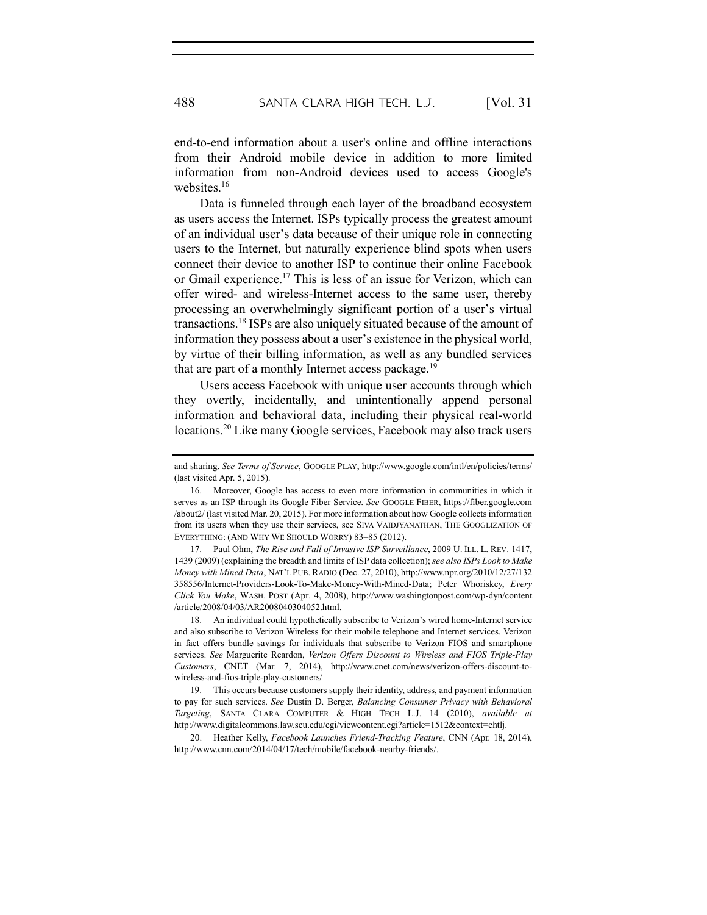end-to-end information about a user's online and offline interactions from their Android mobile device in addition to more limited information from non-Android devices used to access Google's websites.[16]

Data is funneled through each layer of the broadband ecosystem as users access the Internet. ISPs typically process the greatest amount of an individual user's data because of their unique role in connecting users to the Internet, but naturally experience blind spots when users connect their device to another ISP to continue their online Facebook or Gmail experience.[17] This is less of an issue for Verizon, which can offer wired- and wireless-Internet access to the same user, thereby processing an overwhelmingly significant portion of a user's virtual transactions.[18] ISPs are also uniquely situated because of the amount of information they possess about a user's existence in the physical world, by virtue of their billing information, as well as any bundled services that are part of a monthly Internet access package.[19]

Users access Facebook with unique user accounts through which they overtly, incidentally, and unintentionally append personal information and behavioral data, including their physical real-world locations.[20] Like many Google services, Facebook may also track users

---

and sharing. *See Terms of Service*, GOOGLE PLAY, http://www.google.com/intl/en/policies/terms/ (last visited Apr. 5, 2015).

16. Moreover, Google has access to even more information in communities in which it serves as an ISP through its Google Fiber Service. *See* GOOGLE FIBER, https://fiber.google.com /about2/ (last visited Mar. 20, 2015). For more information about how Google collects information from its users when they use their services, see SIVA VAIDJYANATHAN, THE GOOGLIZATION OF EVERYTHING: (AND WHY WE SHOULD WORRY) 83–85 (2012).

17. Paul Ohm, *The Rise and Fall of Invasive ISP Surveillance*, 2009 U. ILL. L. REV. 1417, 1439 (2009) (explaining the breadth and limits of ISP data collection); *see also ISPs Look to Make Money with Mined Data*, NAT'L PUB. RADIO (Dec. 27, 2010), http://www.npr.org/2010/12/27/132358556/Internet-Providers-Look-To-Make-Money-With-Mined-Data; Peter Whoriskey, *Every Click You Make*, WASH. POST (Apr. 4, 2008), http://www.washingtonpost.com/wp-dyn/content /article/2008/04/03/AR2008040304052.html.

18. An individual could hypothetically subscribe to Verizon's wired home-Internet service and also subscribe to Verizon Wireless for their mobile telephone and Internet services. Verizon in fact offers bundle savings for individuals that subscribe to Verizon FIOS and smartphone services. *See* Marguerite Reardon, *Verizon Offers Discount to Wireless and FIOS Triple-Play Customers*, CNET (Mar. 7, 2014), http://www.cnet.com/news/verizon-offers-discount-to-wireless-and-fios-triple-play-customers/

19. This occurs because customers supply their identity, address, and payment information to pay for such services. *See* Dustin D. Berger, *Balancing Consumer Privacy with Behavioral Targeting*, SANTA CLARA COMPUTER & HIGH TECH L.J. 14 (2010), *available at* http://www.digitalcommons.law.scu.edu/cgi/viewcontent.cgi?article=1512&context=chtlj.

20. Heather Kelly, *Facebook Launches Friend-Tracking Feature*, CNN (Apr. 18, 2014), http://www.cnn.com/2014/04/17/tech/mobile/facebook-nearby-friends/.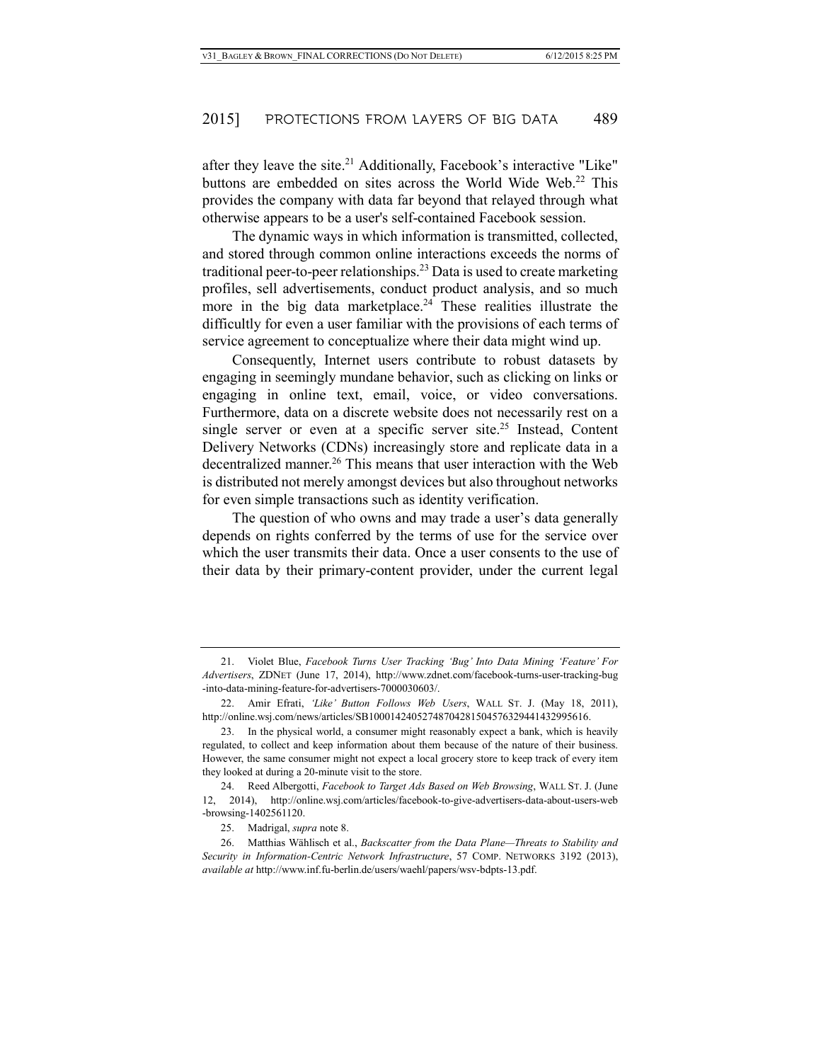after they leave the site.[21] Additionally, Facebook's interactive "Like" buttons are embedded on sites across the World Wide Web.[22] This provides the company with data far beyond that relayed through what otherwise appears to be a user's self-contained Facebook session.

The dynamic ways in which information is transmitted, collected, and stored through common online interactions exceeds the norms of traditional peer-to-peer relationships.[23] Data is used to create marketing profiles, sell advertisements, conduct product analysis, and so much more in the big data marketplace.[24] These realities illustrate the difficultly for even a user familiar with the provisions of each terms of service agreement to conceptualize where their data might wind up.

Consequently, Internet users contribute to robust datasets by engaging in seemingly mundane behavior, such as clicking on links or engaging in online text, email, voice, or video conversations. Furthermore, data on a discrete website does not necessarily rest on a single server or even at a specific server site.[25] Instead, Content Delivery Networks (CDNs) increasingly store and replicate data in a decentralized manner.[26] This means that user interaction with the Web is distributed not merely amongst devices but also throughout networks for even simple transactions such as identity verification.

The question of who owns and may trade a user's data generally depends on rights conferred by the terms of use for the service over which the user transmits their data. Once a user consents to the use of their data by their primary-content provider, under the current legal

---

21. Violet Blue, *Facebook Turns User Tracking 'Bug' Into Data Mining 'Feature' For Advertisers*, ZDNET (June 17, 2014), http://www.zdnet.com/facebook-turns-user-tracking-bug-into-data-mining-feature-for-advertisers-7000030603/.

22. Amir Efrati, *'Like' Button Follows Web Users*, WALL ST. J. (May 18, 2011), http://online.wsj.com/news/articles/SB10001424052748704281504576329441432995616.

23. In the physical world, a consumer might reasonably expect a bank, which is heavily regulated, to collect and keep information about them because of the nature of their business. However, the same consumer might not expect a local grocery store to keep track of every item they looked at during a 20-minute visit to the store.

24. Reed Albergotti, *Facebook to Target Ads Based on Web Browsing*, WALL ST. J. (June 12, 2014), http://online.wsj.com/articles/facebook-to-give-advertisers-data-about-users-web-browsing-1402561120.

25. Madrigal, *supra* note 8.

26. Matthias Wählisch et al., *Backscatter from the Data Plane—Threats to Stability and Security in Information-Centric Network Infrastructure*, 57 COMP. NETWORKS 3192 (2013), *available at* http://www.inf.fu-berlin.de/users/waehl/papers/wsv-bdpts-13.pdf.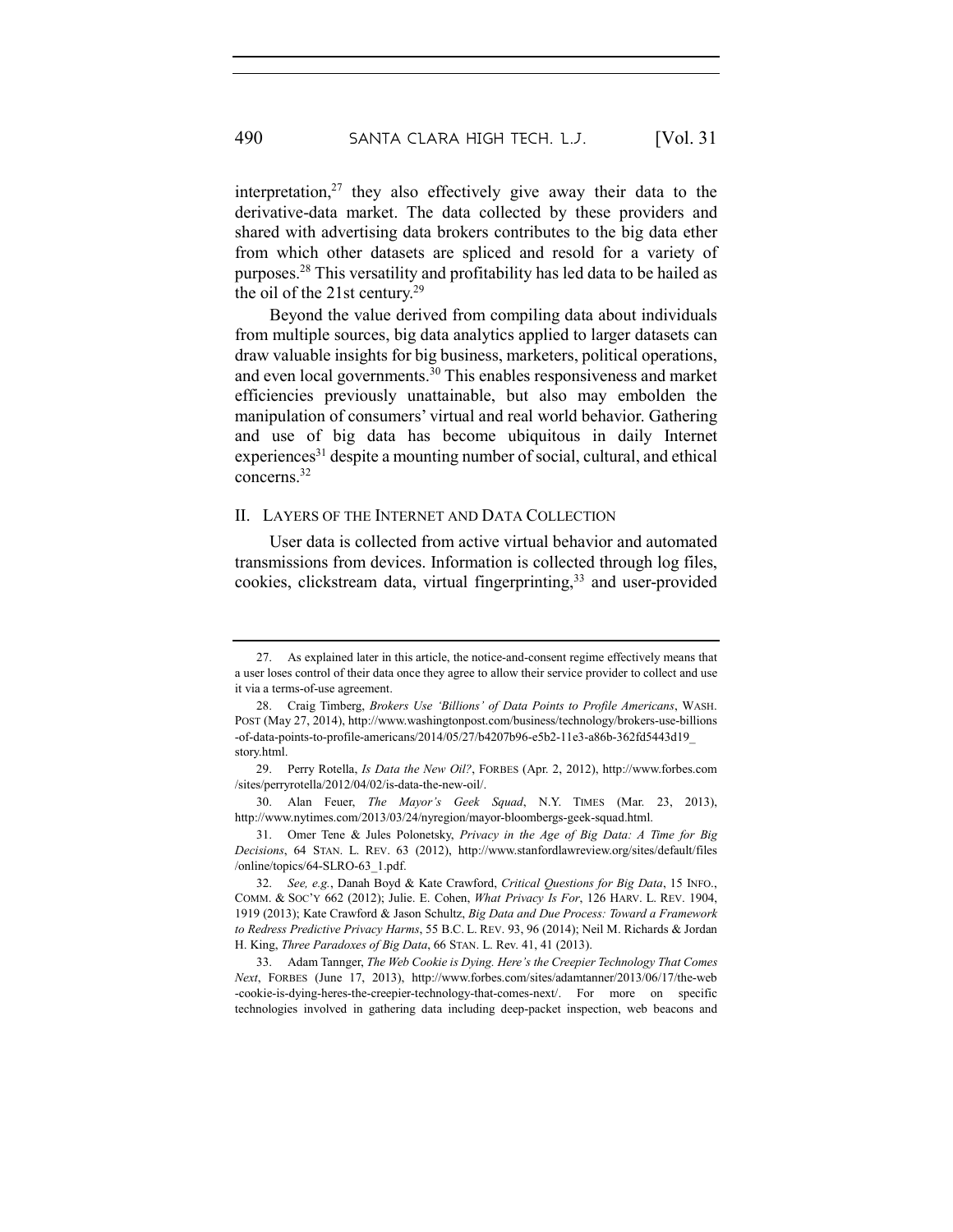interpretation,[27] they also effectively give away their data to the derivative-data market. The data collected by these providers and shared with advertising data brokers contributes to the big data ether from which other datasets are spliced and resold for a variety of purposes.[28] This versatility and profitability has led data to be hailed as the oil of the 21st century.[29]

Beyond the value derived from compiling data about individuals from multiple sources, big data analytics applied to larger datasets can draw valuable insights for big business, marketers, political operations, and even local governments.[30] This enables responsiveness and market efficiencies previously unattainable, but also may embolden the manipulation of consumers' virtual and real world behavior. Gathering and use of big data has become ubiquitous in daily Internet experiences[31] despite a mounting number of social, cultural, and ethical concerns.[32]

## II. Layers of the Internet and Data Collection

User data is collected from active virtual behavior and automated transmissions from devices. Information is collected through log files, cookies, clickstream data, virtual fingerprinting,[33] and user-provided

---

27. As explained later in this article, the notice-and-consent regime effectively means that a user loses control of their data once they agree to allow their service provider to collect and use it via a terms-of-use agreement.

28. Craig Timberg, *Brokers Use 'Billions' of Data Points to Profile Americans*, WASH. POST (May 27, 2014), http://www.washingtonpost.com/business/technology/brokers-use-billions-of-data-points-to-profile-americans/2014/05/27/b4207b96-e5b2-11e3-a86b-362fd5443d19_story.html.

29. Perry Rotella, *Is Data the New Oil?*, FORBES (Apr. 2, 2012), http://www.forbes.com/sites/perryrotella/2012/04/02/is-data-the-new-oil/.

30. Alan Feuer, *The Mayor's Geek Squad*, N.Y. TIMES (Mar. 23, 2013), http://www.nytimes.com/2013/03/24/nyregion/mayor-bloombergs-geek-squad.html.

31. Omer Tene & Jules Polonetsky, *Privacy in the Age of Big Data: A Time for Big Decisions*, 64 STAN. L. REV. 63 (2012), http://www.stanfordlawreview.org/sites/default/files/online/topics/64-SLRO-63_1.pdf.

32. *See, e.g.*, Danah Boyd & Kate Crawford, *Critical Questions for Big Data*, 15 INFO., COMM. & SOC'Y 662 (2012); Julie. E. Cohen, *What Privacy Is For*, 126 HARV. L. REV. 1904, 1919 (2013); Kate Crawford & Jason Schultz, *Big Data and Due Process: Toward a Framework to Redress Predictive Privacy Harms*, 55 B.C. L. REV. 93, 96 (2014); Neil M. Richards & Jordan H. King, *Three Paradoxes of Big Data*, 66 STAN. L. Rev. 41, 41 (2013).

33. Adam Tannger, *The Web Cookie is Dying. Here's the Creepier Technology That Comes Next*, FORBES (June 17, 2013), http://www.forbes.com/sites/adamtanner/2013/06/17/the-web-cookie-is-dying-heres-the-creepier-technology-that-comes-next/. For more on specific technologies involved in gathering data including deep-packet inspection, web beacons and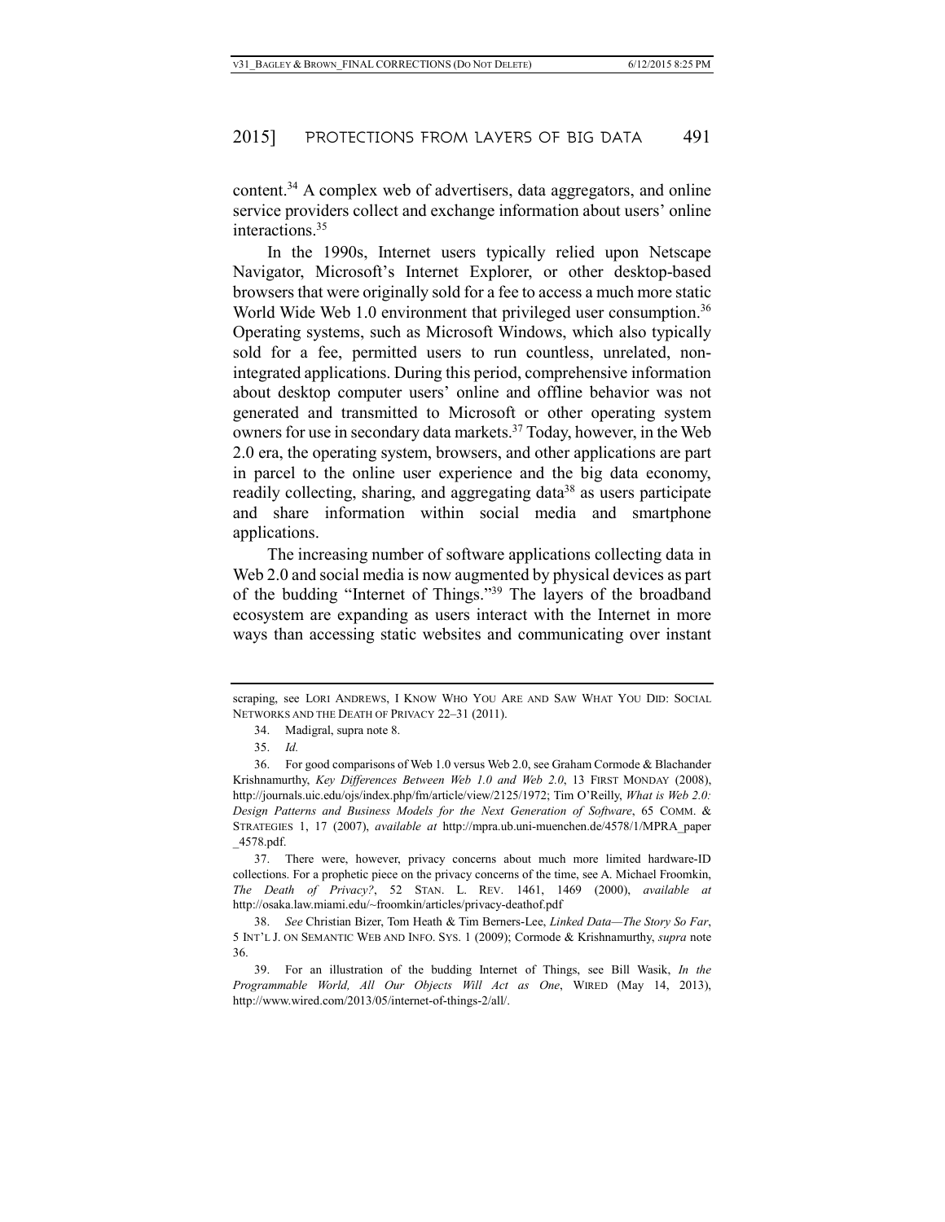content.[34] A complex web of advertisers, data aggregators, and online service providers collect and exchange information about users' online interactions.[35]

In the 1990s, Internet users typically relied upon Netscape Navigator, Microsoft's Internet Explorer, or other desktop-based browsers that were originally sold for a fee to access a much more static World Wide Web 1.0 environment that privileged user consumption.[36] Operating systems, such as Microsoft Windows, which also typically sold for a fee, permitted users to run countless, unrelated, non-integrated applications. During this period, comprehensive information about desktop computer users' online and offline behavior was not generated and transmitted to Microsoft or other operating system owners for use in secondary data markets.[37] Today, however, in the Web 2.0 era, the operating system, browsers, and other applications are part in parcel to the online user experience and the big data economy, readily collecting, sharing, and aggregating data[38] as users participate and share information within social media and smartphone applications.

The increasing number of software applications collecting data in Web 2.0 and social media is now augmented by physical devices as part of the budding "Internet of Things."[39] The layers of the broadband ecosystem are expanding as users interact with the Internet in more ways than accessing static websites and communicating over instant

---

scraping, see LORI ANDREWS, I KNOW WHO YOU ARE AND SAW WHAT YOU DID: SOCIAL NETWORKS AND THE DEATH OF PRIVACY 22–31 (2011).

34. Madigral, supra note 8.

35. *Id.*

36. For good comparisons of Web 1.0 versus Web 2.0, see Graham Cormode & Blachander Krishnamurthy, *Key Differences Between Web 1.0 and Web 2.0*, 13 FIRST MONDAY (2008), http://journals.uic.edu/ojs/index.php/fm/article/view/2125/1972; Tim O'Reilly, *What is Web 2.0: Design Patterns and Business Models for the Next Generation of Software*, 65 COMM. & STRATEGIES 1, 17 (2007), *available at* http://mpra.ub.uni-muenchen.de/4578/1/MPRA_paper_4578.pdf.

37. There were, however, privacy concerns about much more limited hardware-ID collections. For a prophetic piece on the privacy concerns of the time, see A. Michael Froomkin, *The Death of Privacy?*, 52 STAN. L. REV. 1461, 1469 (2000), *available at* http://osaka.law.miami.edu/~froomkin/articles/privacy-deathof.pdf

38. *See* Christian Bizer, Tom Heath & Tim Berners-Lee, *Linked Data—The Story So Far*, 5 INT'L J. ON SEMANTIC WEB AND INFO. SYS. 1 (2009); Cormode & Krishnamurthy, *supra* note 36.

39. For an illustration of the budding Internet of Things, see Bill Wasik, *In the Programmable World, All Our Objects Will Act as One*, WIRED (May 14, 2013), http://www.wired.com/2013/05/internet-of-things-2/all/.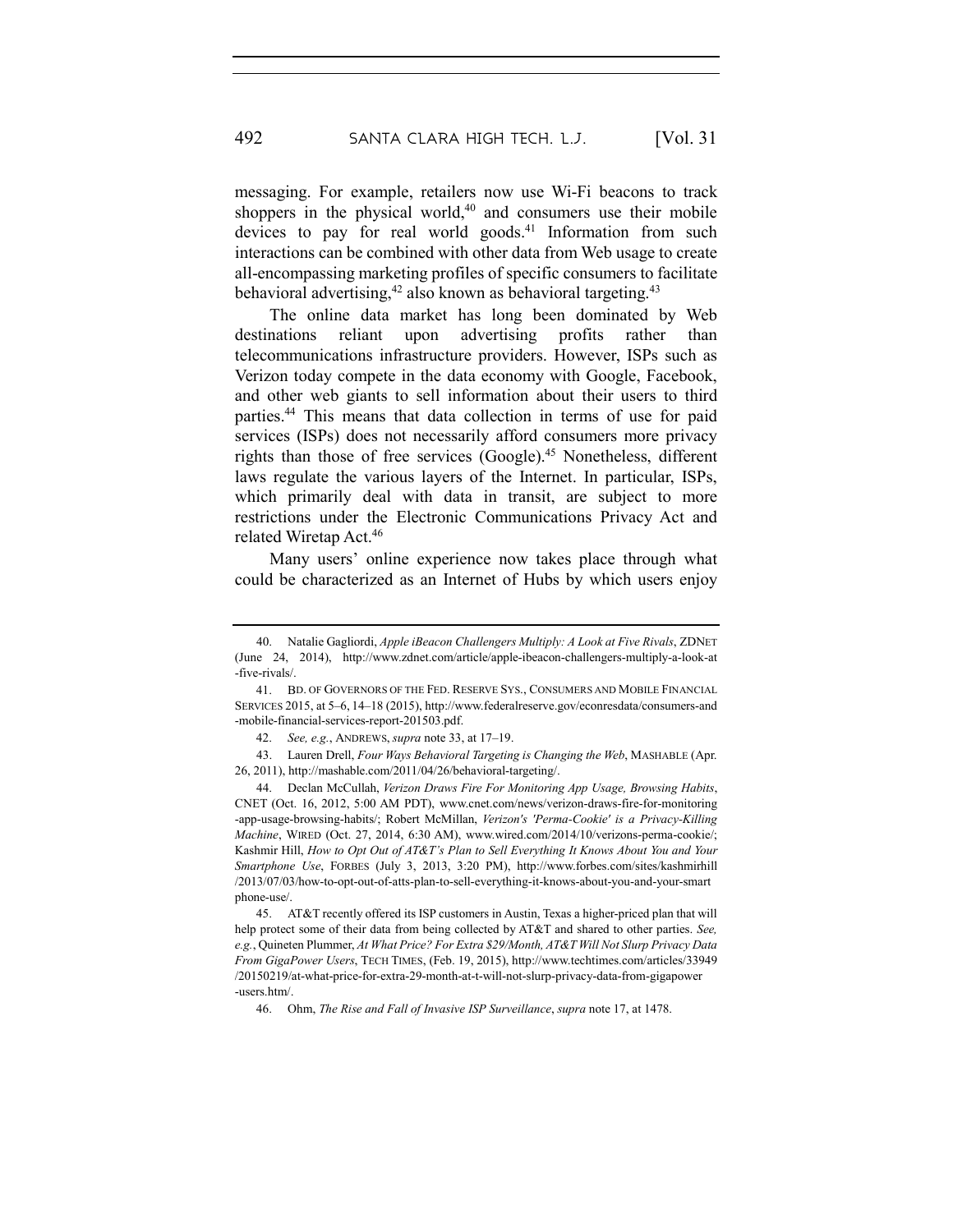messaging. For example, retailers now use Wi-Fi beacons to track shoppers in the physical world,[40] and consumers use their mobile devices to pay for real world goods.[41] Information from such interactions can be combined with other data from Web usage to create all-encompassing marketing profiles of specific consumers to facilitate behavioral advertising,[42] also known as behavioral targeting.[43]

The online data market has long been dominated by Web destinations reliant upon advertising profits rather than telecommunications infrastructure providers. However, ISPs such as Verizon today compete in the data economy with Google, Facebook, and other web giants to sell information about their users to third parties.[44] This means that data collection in terms of use for paid services (ISPs) does not necessarily afford consumers more privacy rights than those of free services (Google).[45] Nonetheless, different laws regulate the various layers of the Internet. In particular, ISPs, which primarily deal with data in transit, are subject to more restrictions under the Electronic Communications Privacy Act and related Wiretap Act.[46]

Many users' online experience now takes place through what could be characterized as an Internet of Hubs by which users enjoy

---

40. Natalie Gagliordi, *Apple iBeacon Challengers Multiply: A Look at Five Rivals*, ZDNET (June 24, 2014), http://www.zdnet.com/article/apple-ibeacon-challengers-multiply-a-look-at-five-rivals/.

41. BD. OF GOVERNORS OF THE FED. RESERVE SYS., CONSUMERS AND MOBILE FINANCIAL SERVICES 2015, at 5–6, 14–18 (2015), http://www.federalreserve.gov/econresdata/consumers-and-mobile-financial-services-report-201503.pdf.

42. *See, e.g.*, ANDREWS, *supra* note 33, at 17–19.

43. Lauren Drell, *Four Ways Behavioral Targeting is Changing the Web*, MASHABLE (Apr. 26, 2011), http://mashable.com/2011/04/26/behavioral-targeting/.

44. Declan McCullah, *Verizon Draws Fire For Monitoring App Usage, Browsing Habits*, CNET (Oct. 16, 2012, 5:00 AM PDT), www.cnet.com/news/verizon-draws-fire-for-monitoring-app-usage-browsing-habits/; Robert McMillan, *Verizon's 'Perma-Cookie' is a Privacy-Killing Machine*, WIRED (Oct. 27, 2014, 6:30 AM), www.wired.com/2014/10/verizons-perma-cookie/; Kashmir Hill, *How to Opt Out of AT&T's Plan to Sell Everything It Knows About You and Your Smartphone Use*, FORBES (July 3, 2013, 3:20 PM), http://www.forbes.com/sites/kashmirhill/2013/07/03/how-to-opt-out-of-atts-plan-to-sell-everything-it-knows-about-you-and-your-smartphone-use/.

45. AT&T recently offered its ISP customers in Austin, Texas a higher-priced plan that will help protect some of their data from being collected by AT&T and shared to other parties. *See, e.g.*, Quineten Plummer, *At What Price? For Extra $29/Month, AT&T Will Not Slurp Privacy Data From GigaPower Users*, TECH TIMES, (Feb. 19, 2015), http://www.techtimes.com/articles/33949/20150219/at-what-price-for-extra-29-month-at-t-will-not-slurp-privacy-data-from-gigapower-users.htm/.

46. Ohm, *The Rise and Fall of Invasive ISP Surveillance*, *supra* note 17, at 1478.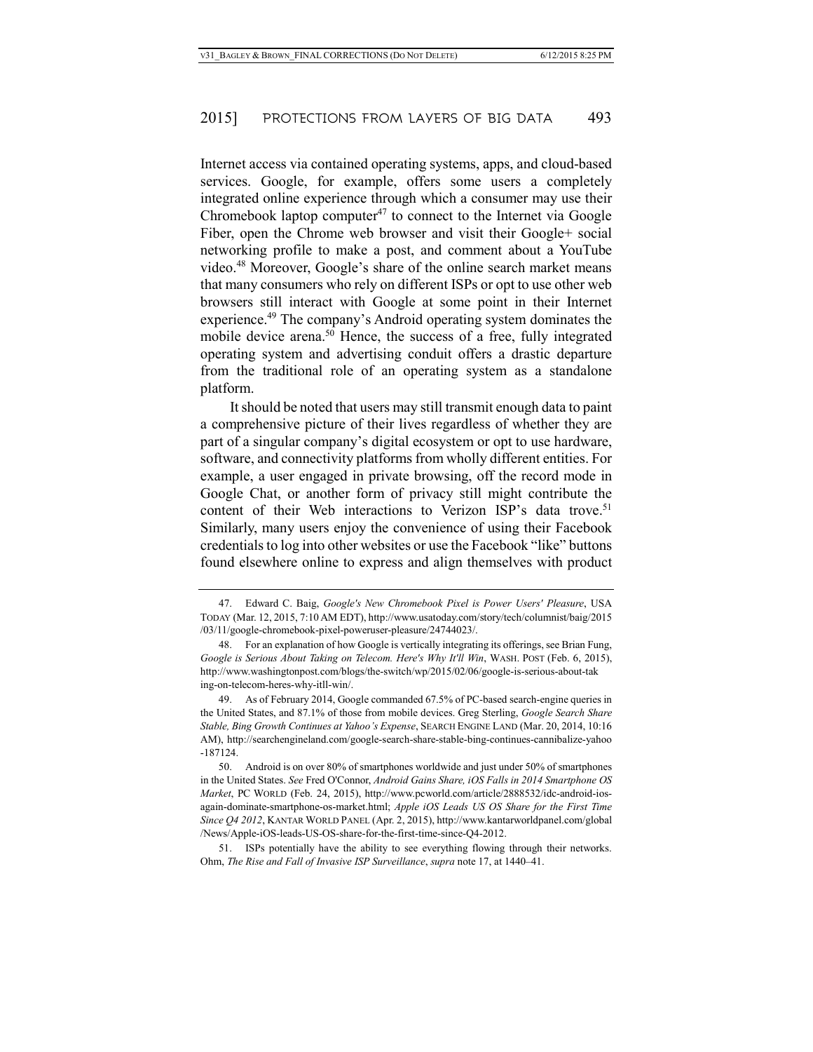Internet access via contained operating systems, apps, and cloud-based services. Google, for example, offers some users a completely integrated online experience through which a consumer may use their Chromebook laptop computer[47] to connect to the Internet via Google Fiber, open the Chrome web browser and visit their Google+ social networking profile to make a post, and comment about a YouTube video.[48] Moreover, Google's share of the online search market means that many consumers who rely on different ISPs or opt to use other web browsers still interact with Google at some point in their Internet experience.[49] The company's Android operating system dominates the mobile device arena.[50] Hence, the success of a free, fully integrated operating system and advertising conduit offers a drastic departure from the traditional role of an operating system as a standalone platform.

It should be noted that users may still transmit enough data to paint a comprehensive picture of their lives regardless of whether they are part of a singular company's digital ecosystem or opt to use hardware, software, and connectivity platforms from wholly different entities. For example, a user engaged in private browsing, off the record mode in Google Chat, or another form of privacy still might contribute the content of their Web interactions to Verizon ISP's data trove.[51] Similarly, many users enjoy the convenience of using their Facebook credentials to log into other websites or use the Facebook "like" buttons found elsewhere online to express and align themselves with product

---

47. Edward C. Baig, *Google's New Chromebook Pixel is Power Users' Pleasure*, USA TODAY (Mar. 12, 2015, 7:10 AM EDT), http://www.usatoday.com/story/tech/columnist/baig/2015/03/11/google-chromebook-pixel-poweruser-pleasure/24744023/.

48. For an explanation of how Google is vertically integrating its offerings, see Brian Fung, *Google is Serious About Taking on Telecom. Here's Why It'll Win*, WASH. POST (Feb. 6, 2015), http://www.washingtonpost.com/blogs/the-switch/wp/2015/02/06/google-is-serious-about-taking-on-telecom-heres-why-itll-win/.

49. As of February 2014, Google commanded 67.5% of PC-based search-engine queries in the United States, and 87.1% of those from mobile devices. Greg Sterling, *Google Search Share Stable, Bing Growth Continues at Yahoo's Expense*, SEARCH ENGINE LAND (Mar. 20, 2014, 10:16 AM), http://searchengineland.com/google-search-share-stable-bing-continues-cannibalize-yahoo-187124.

50. Android is on over 80% of smartphones worldwide and just under 50% of smartphones in the United States. *See* Fred O'Connor, *Android Gains Share, iOS Falls in 2014 Smartphone OS Market*, PC WORLD (Feb. 24, 2015), http://www.pcworld.com/article/2888532/idc-android-ios-again-dominate-smartphone-os-market.html; *Apple iOS Leads US OS Share for the First Time Since Q4 2012*, KANTAR WORLD PANEL (Apr. 2, 2015), http://www.kantarworldpanel.com/global/News/Apple-iOS-leads-US-OS-share-for-the-first-time-since-Q4-2012.

51. ISPs potentially have the ability to see everything flowing through their networks. Ohm, *The Rise and Fall of Invasive ISP Surveillance*, *supra* note 17, at 1440–41.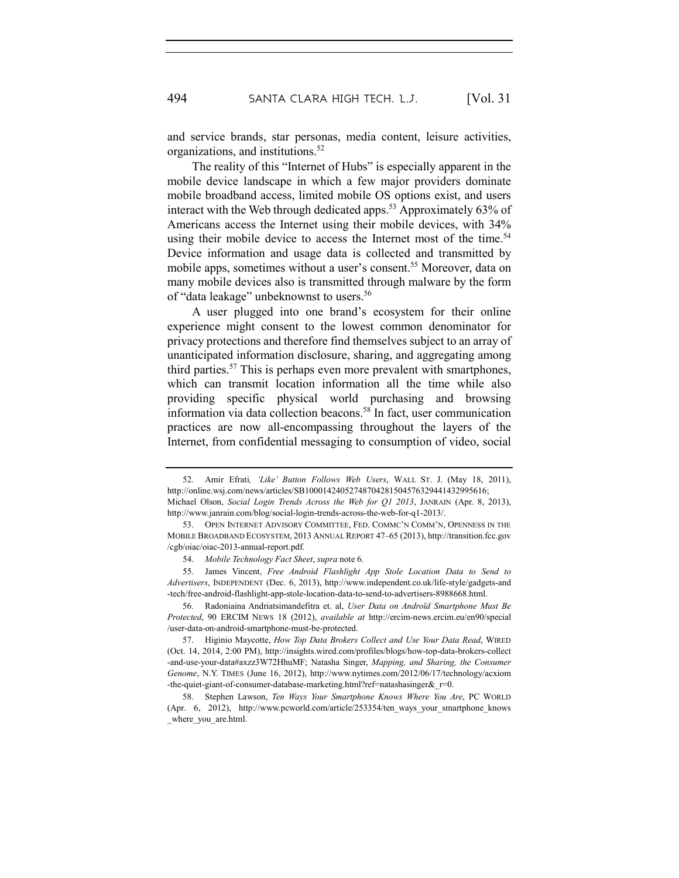and service brands, star personas, media content, leisure activities, organizations, and institutions.[52]

The reality of this "Internet of Hubs" is especially apparent in the mobile device landscape in which a few major providers dominate mobile broadband access, limited mobile OS options exist, and users interact with the Web through dedicated apps.[53] Approximately 63% of Americans access the Internet using their mobile devices, with 34% using their mobile device to access the Internet most of the time.[54] Device information and usage data is collected and transmitted by mobile apps, sometimes without a user's consent.[55] Moreover, data on many mobile devices also is transmitted through malware by the form of "data leakage" unbeknownst to users.[56]

A user plugged into one brand's ecosystem for their online experience might consent to the lowest common denominator for privacy protections and therefore find themselves subject to an array of unanticipated information disclosure, sharing, and aggregating among third parties.[57] This is perhaps even more prevalent with smartphones, which can transmit location information all the time while also providing specific physical world purchasing and browsing information via data collection beacons.[58] In fact, user communication practices are now all-encompassing throughout the layers of the Internet, from confidential messaging to consumption of video, social

---

52. Amir Efrati, *'Like' Button Follows Web Users*, WALL ST. J. (May 18, 2011), http://online.wsj.com/news/articles/SB10001424052748704281504576329441432995616; Michael Olson, *Social Login Trends Across the Web for Q1 2013*, JANRAIN (Apr. 8, 2013), http://www.janrain.com/blog/social-login-trends-across-the-web-for-q1-2013/.

53. OPEN INTERNET ADVISORY COMMITTEE, FED. COMMC'N COMM'N, OPENNESS IN THE MOBILE BROADBAND ECOSYSTEM, 2013 ANNUAL REPORT 47–65 (2013), http://transition.fcc.gov/cgb/oiac/oiac-2013-annual-report.pdf.

54. *Mobile Technology Fact Sheet*, *supra* note 6.

55. James Vincent, *Free Android Flashlight App Stole Location Data to Send to Advertisers*, INDEPENDENT (Dec. 6, 2013), http://www.independent.co.uk/life-style/gadgets-and-tech/free-android-flashlight-app-stole-location-data-to-send-to-advertisers-8988668.html.

56. Radoniaina Andriatsimandefitra et. al, *User Data on Androïd Smartphone Must Be Protected*, 90 ERCIM NEWS 18 (2012), *available at* http://ercim-news.ercim.eu/en90/special/user-data-on-android-smartphone-must-be-protected.

57. Higinio Maycotte, *How Top Data Brokers Collect and Use Your Data Read*, WIRED (Oct. 14, 2014, 2:00 PM), http://insights.wired.com/profiles/blogs/how-top-data-brokers-collect-and-use-your-data#axzz3W72HhuMF; Natasha Singer, *Mapping, and Sharing, the Consumer Genome*, N.Y. TIMES (June 16, 2012), http://www.nytimes.com/2012/06/17/technology/acxiom-the-quiet-giant-of-consumer-database-marketing.html?ref=natashasinger&_r=0.

58. Stephen Lawson, *Ten Ways Your Smartphone Knows Where You Are*, PC WORLD (Apr. 6, 2012), http://www.pcworld.com/article/253354/ten_ways_your_smartphone_knows_where_you_are.html.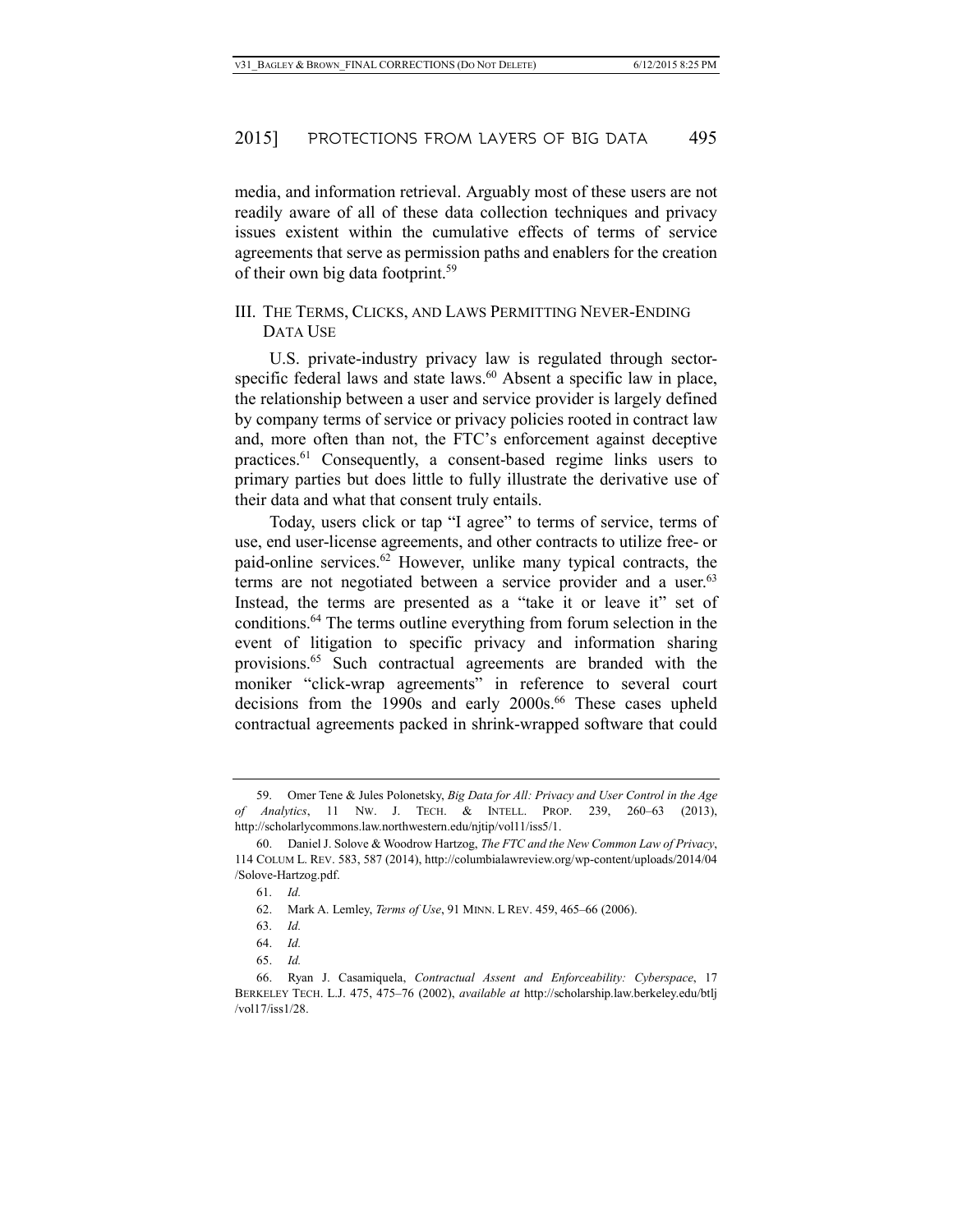media, and information retrieval. Arguably most of these users are not readily aware of all of these data collection techniques and privacy issues existent within the cumulative effects of terms of service agreements that serve as permission paths and enablers for the creation of their own big data footprint.[59]

## III. THE TERMS, CLICKS, AND LAWS PERMITTING NEVER-ENDING DATA USE

U.S. private-industry privacy law is regulated through sector-specific federal laws and state laws.[60] Absent a specific law in place, the relationship between a user and service provider is largely defined by company terms of service or privacy policies rooted in contract law and, more often than not, the FTC's enforcement against deceptive practices.[61] Consequently, a consent-based regime links users to primary parties but does little to fully illustrate the derivative use of their data and what that consent truly entails.

Today, users click or tap "I agree" to terms of service, terms of use, end user-license agreements, and other contracts to utilize free- or paid-online services.[62] However, unlike many typical contracts, the terms are not negotiated between a service provider and a user.[63] Instead, the terms are presented as a "take it or leave it" set of conditions.[64] The terms outline everything from forum selection in the event of litigation to specific privacy and information sharing provisions.[65] Such contractual agreements are branded with the moniker "click-wrap agreements" in reference to several court decisions from the 1990s and early 2000s.[66] These cases upheld contractual agreements packed in shrink-wrapped software that could

---

59. Omer Tene & Jules Polonetsky, *Big Data for All: Privacy and User Control in the Age of Analytics*, 11 NW. J. TECH. & INTELL. PROP. 239, 260–63 (2013), http://scholarlycommons.law.northwestern.edu/njtip/vol11/iss5/1.

60. Daniel J. Solove & Woodrow Hartzog, *The FTC and the New Common Law of Privacy*, 114 COLUM L. REV. 583, 587 (2014), http://columbialawreview.org/wp-content/uploads/2014/04/Solove-Hartzog.pdf.

61. *Id.*

62. Mark A. Lemley, *Terms of Use*, 91 MINN. L REV. 459, 465–66 (2006).

63. *Id.*

64. *Id.*

65. *Id.*

66. Ryan J. Casamiquela, *Contractual Assent and Enforceability: Cyberspace*, 17 BERKELEY TECH. L.J. 475, 475–76 (2002), *available at* http://scholarship.law.berkeley.edu/btlj/vol17/iss1/28.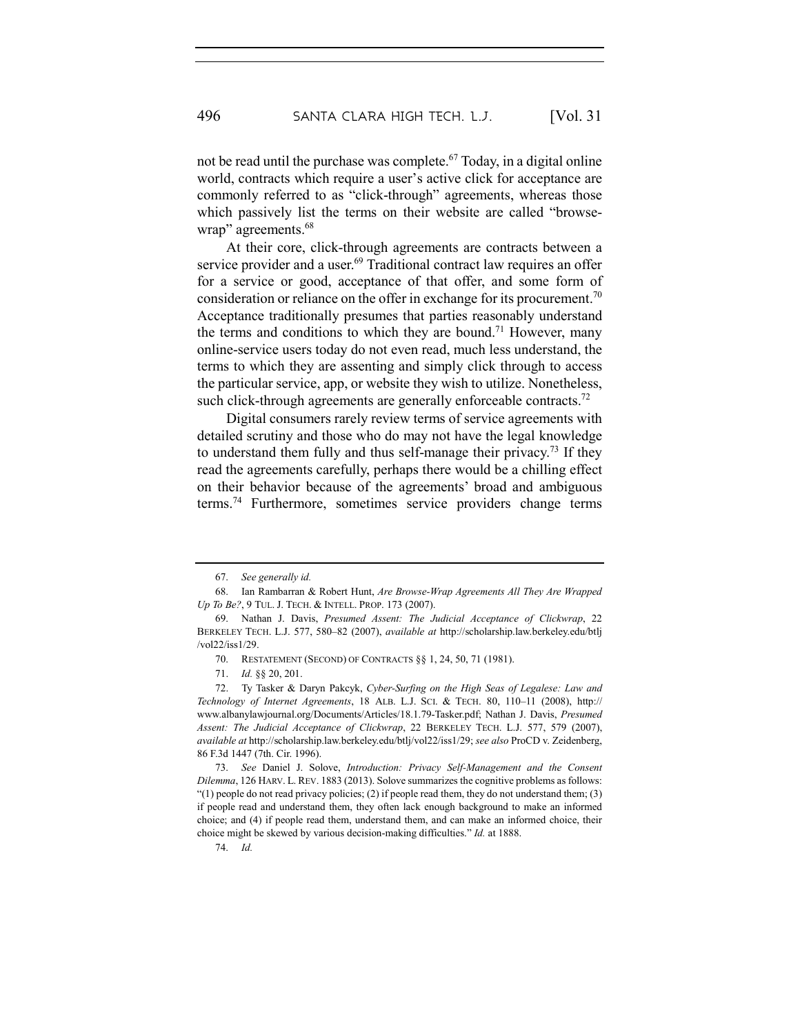not be read until the purchase was complete.[67] Today, in a digital online world, contracts which require a user's active click for acceptance are commonly referred to as "click-through" agreements, whereas those which passively list the terms on their website are called "browse-wrap" agreements.[68]

At their core, click-through agreements are contracts between a service provider and a user.[69] Traditional contract law requires an offer for a service or good, acceptance of that offer, and some form of consideration or reliance on the offer in exchange for its procurement.[70] Acceptance traditionally presumes that parties reasonably understand the terms and conditions to which they are bound.[71] However, many online-service users today do not even read, much less understand, the terms to which they are assenting and simply click through to access the particular service, app, or website they wish to utilize. Nonetheless, such click-through agreements are generally enforceable contracts.[72]

Digital consumers rarely review terms of service agreements with detailed scrutiny and those who do may not have the legal knowledge to understand them fully and thus self-manage their privacy.[73] If they read the agreements carefully, perhaps there would be a chilling effect on their behavior because of the agreements' broad and ambiguous terms.[74] Furthermore, sometimes service providers change terms

---

67. *See generally id.*

68. Ian Rambarran & Robert Hunt, *Are Browse-Wrap Agreements All They Are Wrapped Up To Be?*, 9 TUL. J. TECH. & INTELL. PROP. 173 (2007).

69. Nathan J. Davis, *Presumed Assent: The Judicial Acceptance of Clickwrap*, 22 BERKELEY TECH. L.J. 577, 580–82 (2007), *available at* http://scholarship.law.berkeley.edu/btlj/vol22/iss1/29.

70. RESTATEMENT (SECOND) OF CONTRACTS §§ 1, 24, 50, 71 (1981).

71. *Id.* §§ 20, 201.

72. Ty Tasker & Daryn Pakcyk, *Cyber-Surfing on the High Seas of Legalese: Law and Technology of Internet Agreements*, 18 ALB. L.J. SCI. & TECH. 80, 110–11 (2008), http://www.albanylawjournal.org/Documents/Articles/18.1.79-Tasker.pdf; Nathan J. Davis, *Presumed Assent: The Judicial Acceptance of Clickwrap*, 22 BERKELEY TECH. L.J. 577, 579 (2007), *available at* http://scholarship.law.berkeley.edu/btlj/vol22/iss1/29; *see also* ProCD v. Zeidenberg, 86 F.3d 1447 (7th. Cir. 1996).

73. *See* Daniel J. Solove, *Introduction: Privacy Self-Management and the Consent Dilemma*, 126 HARV. L. REV. 1883 (2013). Solove summarizes the cognitive problems as follows: "(1) people do not read privacy policies; (2) if people read them, they do not understand them; (3) if people read and understand them, they often lack enough background to make an informed choice; and (4) if people read them, understand them, and can make an informed choice, their choice might be skewed by various decision-making difficulties." *Id.* at 1888.

74. *Id.*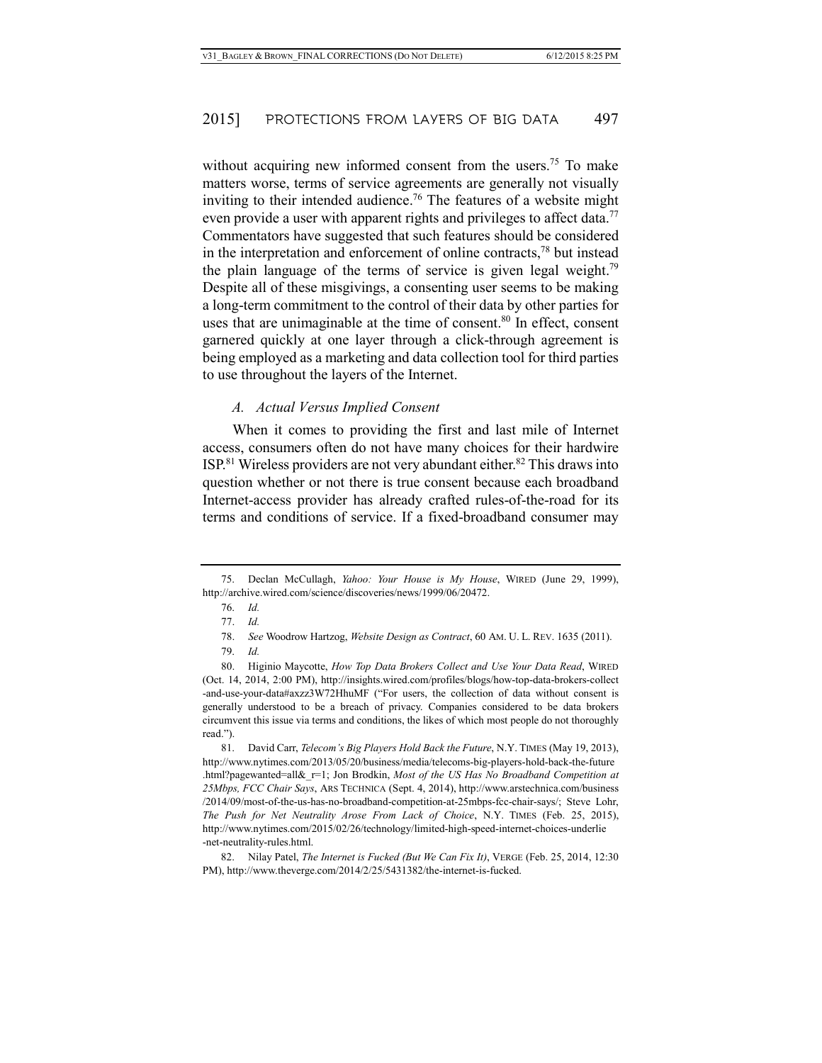without acquiring new informed consent from the users.[75] To make matters worse, terms of service agreements are generally not visually inviting to their intended audience.[76] The features of a website might even provide a user with apparent rights and privileges to affect data.[77] Commentators have suggested that such features should be considered in the interpretation and enforcement of online contracts,[78] but instead the plain language of the terms of service is given legal weight.[79] Despite all of these misgivings, a consenting user seems to be making a long-term commitment to the control of their data by other parties for uses that are unimaginable at the time of consent.[80] In effect, consent garnered quickly at one layer through a click-through agreement is being employed as a marketing and data collection tool for third parties to use throughout the layers of the Internet.

### *A. Actual Versus Implied Consent*

When it comes to providing the first and last mile of Internet access, consumers often do not have many choices for their hardwire ISP.[81] Wireless providers are not very abundant either.[82] This draws into question whether or not there is true consent because each broadband Internet-access provider has already crafted rules-of-the-road for its terms and conditions of service. If a fixed-broadband consumer may

---

75. Declan McCullagh, *Yahoo: Your House is My House*, WIRED (June 29, 1999), http://archive.wired.com/science/discoveries/news/1999/06/20472.

76. *Id.*

77. *Id.*

78. *See* Woodrow Hartzog, *Website Design as Contract*, 60 AM. U. L. REV. 1635 (2011).

79. *Id.*

80. Higinio Maycotte, *How Top Data Brokers Collect and Use Your Data Read*, WIRED (Oct. 14, 2014, 2:00 PM), http://insights.wired.com/profiles/blogs/how-top-data-brokers-collect-and-use-your-data#axzz3W72HhuMF ("For users, the collection of data without consent is generally understood to be a breach of privacy. Companies considered to be data brokers circumvent this issue via terms and conditions, the likes of which most people do not thoroughly read.").

81. David Carr, *Telecom's Big Players Hold Back the Future*, N.Y. TIMES (May 19, 2013), http://www.nytimes.com/2013/05/20/business/media/telecoms-big-players-hold-back-the-future.html?pagewanted=all&_r=1; Jon Brodkin, *Most of the US Has No Broadband Competition at 25Mbps, FCC Chair Says*, ARS TECHNICA (Sept. 4, 2014), http://www.arstechnica.com/business/2014/09/most-of-the-us-has-no-broadband-competition-at-25mbps-fcc-chair-says/; Steve Lohr, *The Push for Net Neutrality Arose From Lack of Choice*, N.Y. TIMES (Feb. 25, 2015), http://www.nytimes.com/2015/02/26/technology/limited-high-speed-internet-choices-underlie-net-neutrality-rules.html.

82. Nilay Patel, *The Internet is Fucked (But We Can Fix It)*, VERGE (Feb. 25, 2014, 12:30 PM), http://www.theverge.com/2014/2/25/5431382/the-internet-is-fucked.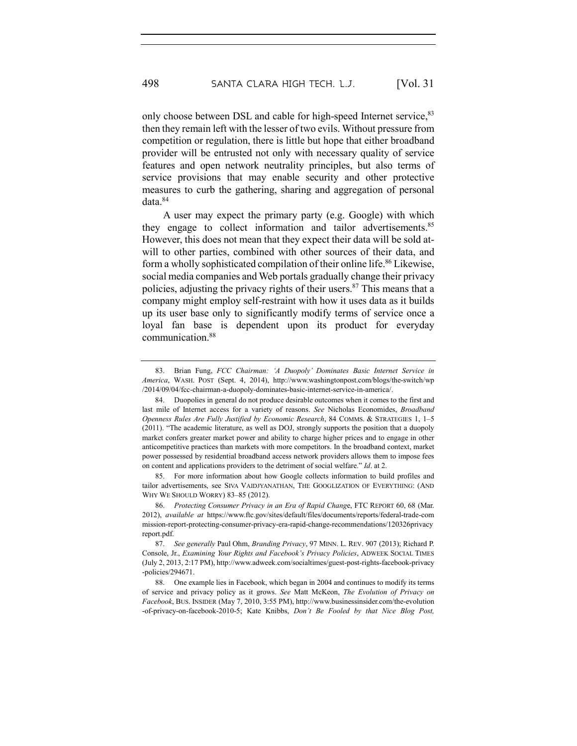only choose between DSL and cable for high-speed Internet service,[83] then they remain left with the lesser of two evils. Without pressure from competition or regulation, there is little but hope that either broadband provider will be entrusted not only with necessary quality of service features and open network neutrality principles, but also terms of service provisions that may enable security and other protective measures to curb the gathering, sharing and aggregation of personal data.[84]

A user may expect the primary party (e.g. Google) with which they engage to collect information and tailor advertisements.[85] However, this does not mean that they expect their data will be sold at-will to other parties, combined with other sources of their data, and form a wholly sophisticated compilation of their online life.[86] Likewise, social media companies and Web portals gradually change their privacy policies, adjusting the privacy rights of their users.[87] This means that a company might employ self-restraint with how it uses data as it builds up its user base only to significantly modify terms of service once a loyal fan base is dependent upon its product for everyday communication.[88]

---

83. Brian Fung, *FCC Chairman: 'A Duopoly' Dominates Basic Internet Service in America*, WASH. POST (Sept. 4, 2014), http://www.washingtonpost.com/blogs/the-switch/wp/2014/09/04/fcc-chairman-a-duopoly-dominates-basic-internet-service-in-america/.

84. Duopolies in general do not produce desirable outcomes when it comes to the first and last mile of Internet access for a variety of reasons. *See* Nicholas Economides, *Broadband Openness Rules Are Fully Justified by Economic Research*, 84 COMMS. & STRATEGIES 1, 1–5 (2011). "The academic literature, as well as DOJ, strongly supports the position that a duopoly market confers greater market power and ability to charge higher prices and to engage in other anticompetitive practices than markets with more competitors. In the broadband context, market power possessed by residential broadband access network providers allows them to impose fees on content and applications providers to the detriment of social welfare." *Id*. at 2.

85. For more information about how Google collects information to build profiles and tailor advertisements, see SIVA VAIDHYANATHAN, THE GOOGLIZATION OF EVERYTHING: (AND WHY WE SHOULD WORRY) 83–85 (2012).

86. *Protecting Consumer Privacy in an Era of Rapid Change*, FTC REPORT 60, 68 (Mar. 2012), *available at* https://www.ftc.gov/sites/default/files/documents/reports/federal-trade-commission-report-protecting-consumer-privacy-era-rapid-change-recommendations/120326privacyreport.pdf.

87. *See generally* Paul Ohm, *Branding Privacy*, 97 MINN. L. REV. 907 (2013); Richard P. Console, Jr., *Examining Your Rights and Facebook's Privacy Policies*, ADWEEK SOCIAL TIMES (July 2, 2013, 2:17 PM), http://www.adweek.com/socialtimes/guest-post-rights-facebook-privacy-policies/294671.

88. One example lies in Facebook, which began in 2004 and continues to modify its terms of service and privacy policy as it grows. *See* Matt McKeon, *The Evolution of Privacy on Facebook*, BUS. INSIDER (May 7, 2010, 3:55 PM), http://www.businessinsider.com/the-evolution-of-privacy-on-facebook-2010-5; Kate Knibbs, *Don't Be Fooled by that Nice Blog Post,*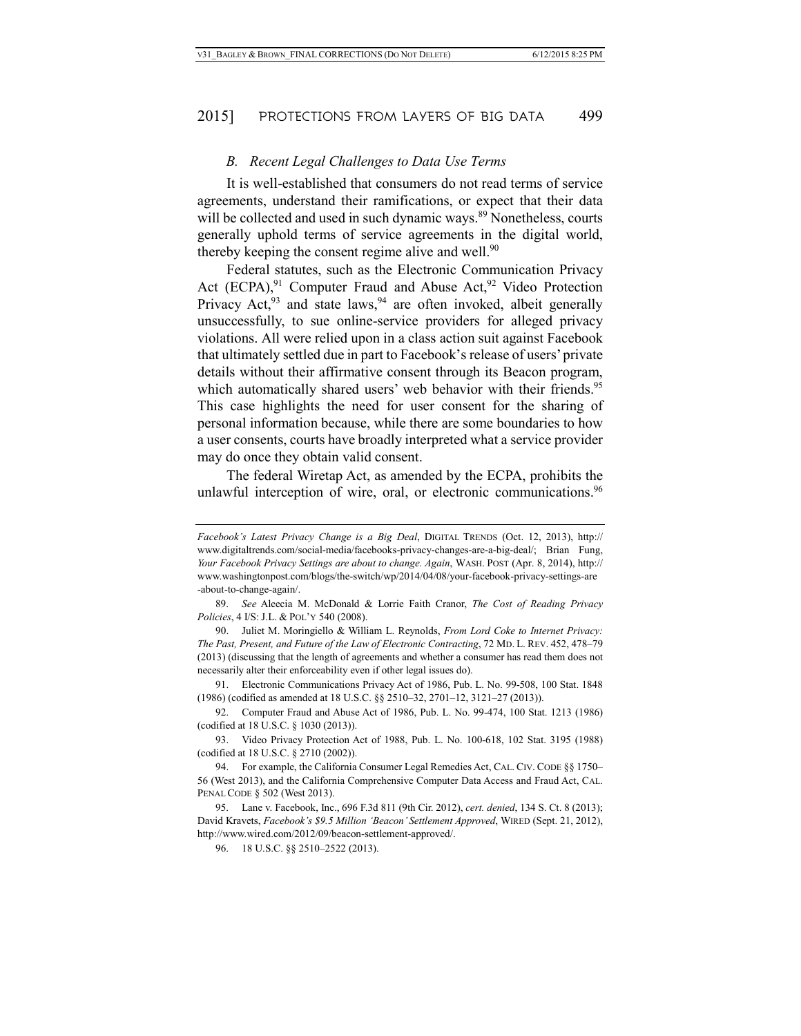### *B. Recent Legal Challenges to Data Use Terms*

It is well-established that consumers do not read terms of service agreements, understand their ramifications, or expect that their data will be collected and used in such dynamic ways.[89] Nonetheless, courts generally uphold terms of service agreements in the digital world, thereby keeping the consent regime alive and well.[90]

Federal statutes, such as the Electronic Communication Privacy Act (ECPA),[91] Computer Fraud and Abuse Act,[92] Video Protection Privacy Act,[93] and state laws,[94] are often invoked, albeit generally unsuccessfully, to sue online-service providers for alleged privacy violations. All were relied upon in a class action suit against Facebook that ultimately settled due in part to Facebook's release of users' private details without their affirmative consent through its Beacon program, which automatically shared users' web behavior with their friends.[95] This case highlights the need for user consent for the sharing of personal information because, while there are some boundaries to how a user consents, courts have broadly interpreted what a service provider may do once they obtain valid consent.

The federal Wiretap Act, as amended by the ECPA, prohibits the unlawful interception of wire, oral, or electronic communications.[96]

---

*Facebook's Latest Privacy Change is a Big Deal*, DIGITAL TRENDS (Oct. 12, 2013), http://www.digitaltrends.com/social-media/facebooks-privacy-changes-are-a-big-deal/; Brian Fung, *Your Facebook Privacy Settings are about to change. Again*, WASH. POST (Apr. 8, 2014), http://www.washingtonpost.com/blogs/the-switch/wp/2014/04/08/your-facebook-privacy-settings-are-about-to-change-again/.

89. *See* Aleecia M. McDonald & Lorrie Faith Cranor, *The Cost of Reading Privacy Policies*, 4 I/S: J.L. & POL'Y 540 (2008).

90. Juliet M. Moringiello & William L. Reynolds, *From Lord Coke to Internet Privacy: The Past, Present, and Future of the Law of Electronic Contracting*, 72 MD. L. REV. 452, 478–79 (2013) (discussing that the length of agreements and whether a consumer has read them does not necessarily alter their enforceability even if other legal issues do).

91. Electronic Communications Privacy Act of 1986, Pub. L. No. 99-508, 100 Stat. 1848 (1986) (codified as amended at 18 U.S.C. §§ 2510–32, 2701–12, 3121–27 (2013)).

92. Computer Fraud and Abuse Act of 1986, Pub. L. No. 99-474, 100 Stat. 1213 (1986) (codified at 18 U.S.C. § 1030 (2013)).

93. Video Privacy Protection Act of 1988, Pub. L. No. 100-618, 102 Stat. 3195 (1988) (codified at 18 U.S.C. § 2710 (2002)).

94. For example, the California Consumer Legal Remedies Act, CAL. CIV. CODE §§ 1750–56 (West 2013), and the California Comprehensive Computer Data Access and Fraud Act, CAL. PENAL CODE § 502 (West 2013).

95. Lane v. Facebook, Inc., 696 F.3d 811 (9th Cir. 2012), *cert. denied*, 134 S. Ct. 8 (2013); David Kravets, *Facebook's $9.5 Million 'Beacon' Settlement Approved*, WIRED (Sept. 21, 2012), http://www.wired.com/2012/09/beacon-settlement-approved/.

96. 18 U.S.C. §§ 2510–2522 (2013).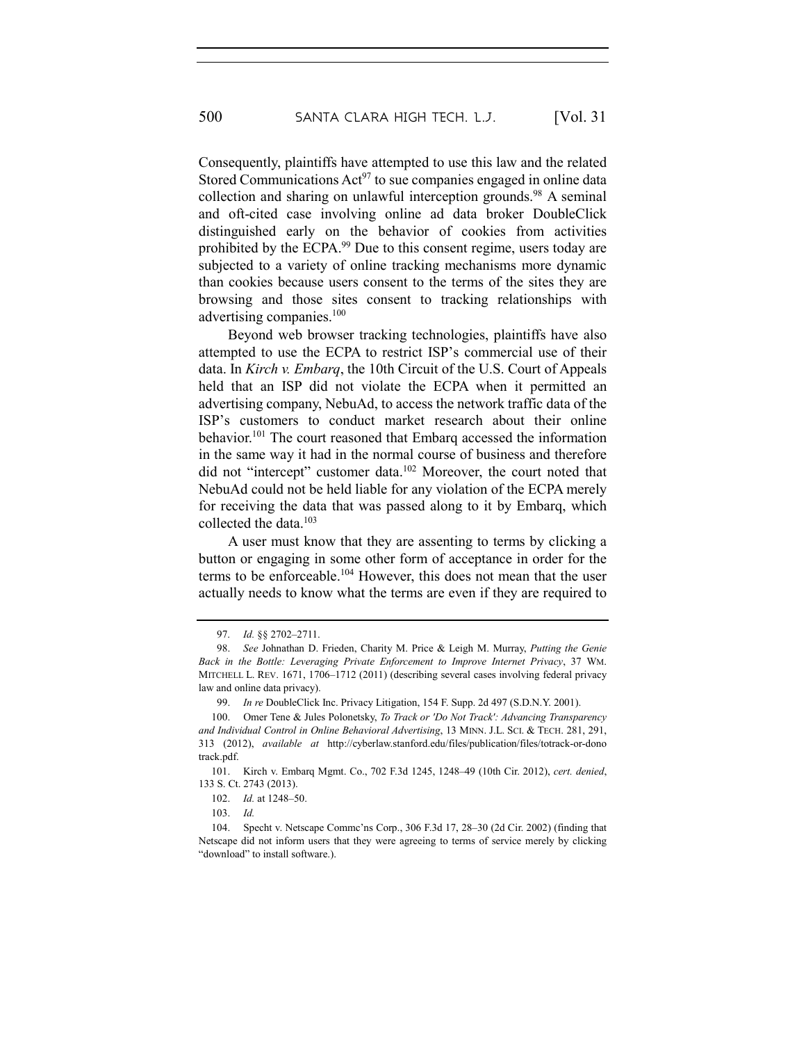Consequently, plaintiffs have attempted to use this law and the related Stored Communications Act[97] to sue companies engaged in online data collection and sharing on unlawful interception grounds.[98] A seminal and oft-cited case involving online ad data broker DoubleClick distinguished early on the behavior of cookies from activities prohibited by the ECPA.[99] Due to this consent regime, users today are subjected to a variety of online tracking mechanisms more dynamic than cookies because users consent to the terms of the sites they are browsing and those sites consent to tracking relationships with advertising companies.[100]

Beyond web browser tracking technologies, plaintiffs have also attempted to use the ECPA to restrict ISP's commercial use of their data. In *Kirch v. Embarq*, the 10th Circuit of the U.S. Court of Appeals held that an ISP did not violate the ECPA when it permitted an advertising company, NebuAd, to access the network traffic data of the ISP's customers to conduct market research about their online behavior.[101] The court reasoned that Embarq accessed the information in the same way it had in the normal course of business and therefore did not "intercept" customer data.[102] Moreover, the court noted that NebuAd could not be held liable for any violation of the ECPA merely for receiving the data that was passed along to it by Embarq, which collected the data.[103]

A user must know that they are assenting to terms by clicking a button or engaging in some other form of acceptance in order for the terms to be enforceable.[104] However, this does not mean that the user actually needs to know what the terms are even if they are required to

---

97. *Id.* §§ 2702–2711.

98. *See* Johnathan D. Frieden, Charity M. Price & Leigh M. Murray, *Putting the Genie Back in the Bottle: Leveraging Private Enforcement to Improve Internet Privacy*, 37 WM. MITCHELL L. REV. 1671, 1706–1712 (2011) (describing several cases involving federal privacy law and online data privacy).

99. *In re* DoubleClick Inc. Privacy Litigation, 154 F. Supp. 2d 497 (S.D.N.Y. 2001).

100. Omer Tene & Jules Polonetsky, *To Track or 'Do Not Track': Advancing Transparency and Individual Control in Online Behavioral Advertising*, 13 MINN. J.L. SCI. & TECH. 281, 291, 313 (2012), *available at* http://cyberlaw.stanford.edu/files/publication/files/totrack-or-donotrack.pdf.

101. Kirch v. Embarq Mgmt. Co., 702 F.3d 1245, 1248–49 (10th Cir. 2012), *cert. denied*, 133 S. Ct. 2743 (2013).

102. *Id.* at 1248–50.

103. *Id.*

104. Specht v. Netscape Commc'ns Corp., 306 F.3d 17, 28–30 (2d Cir. 2002) (finding that Netscape did not inform users that they were agreeing to terms of service merely by clicking "download" to install software.).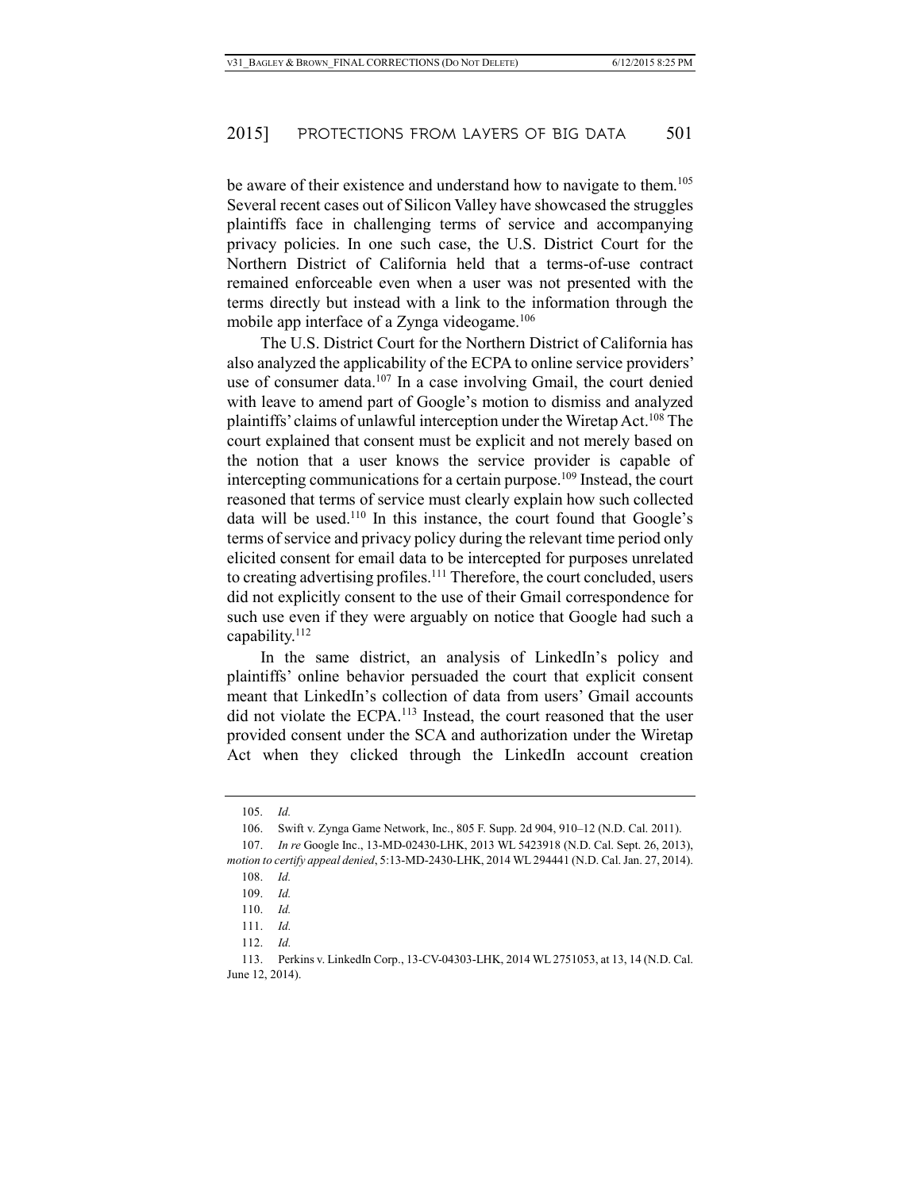be aware of their existence and understand how to navigate to them.[105] Several recent cases out of Silicon Valley have showcased the struggles plaintiffs face in challenging terms of service and accompanying privacy policies. In one such case, the U.S. District Court for the Northern District of California held that a terms-of-use contract remained enforceable even when a user was not presented with the terms directly but instead with a link to the information through the mobile app interface of a Zynga videogame.[106]

The U.S. District Court for the Northern District of California has also analyzed the applicability of the ECPA to online service providers' use of consumer data.[107] In a case involving Gmail, the court denied with leave to amend part of Google's motion to dismiss and analyzed plaintiffs' claims of unlawful interception under the Wiretap Act.[108] The court explained that consent must be explicit and not merely based on the notion that a user knows the service provider is capable of intercepting communications for a certain purpose.[109] Instead, the court reasoned that terms of service must clearly explain how such collected data will be used.[110] In this instance, the court found that Google's terms of service and privacy policy during the relevant time period only elicited consent for email data to be intercepted for purposes unrelated to creating advertising profiles.[111] Therefore, the court concluded, users did not explicitly consent to the use of their Gmail correspondence for such use even if they were arguably on notice that Google had such a capability.[112]

In the same district, an analysis of LinkedIn's policy and plaintiffs' online behavior persuaded the court that explicit consent meant that LinkedIn's collection of data from users' Gmail accounts did not violate the ECPA.[113] Instead, the court reasoned that the user provided consent under the SCA and authorization under the Wiretap Act when they clicked through the LinkedIn account creation

---

105. *Id.*

106. Swift v. Zynga Game Network, Inc., 805 F. Supp. 2d 904, 910–12 (N.D. Cal. 2011).

107. *In re* Google Inc., 13-MD-02430-LHK, 2013 WL 5423918 (N.D. Cal. Sept. 26, 2013), *motion to certify appeal denied*, 5:13-MD-2430-LHK, 2014 WL 294441 (N.D. Cal. Jan. 27, 2014).

108. *Id.*

109. *Id.*

110. *Id.*

111. *Id.*

112. *Id.*

113. Perkins v. LinkedIn Corp., 13-CV-04303-LHK, 2014 WL 2751053, at 13, 14 (N.D. Cal. June 12, 2014).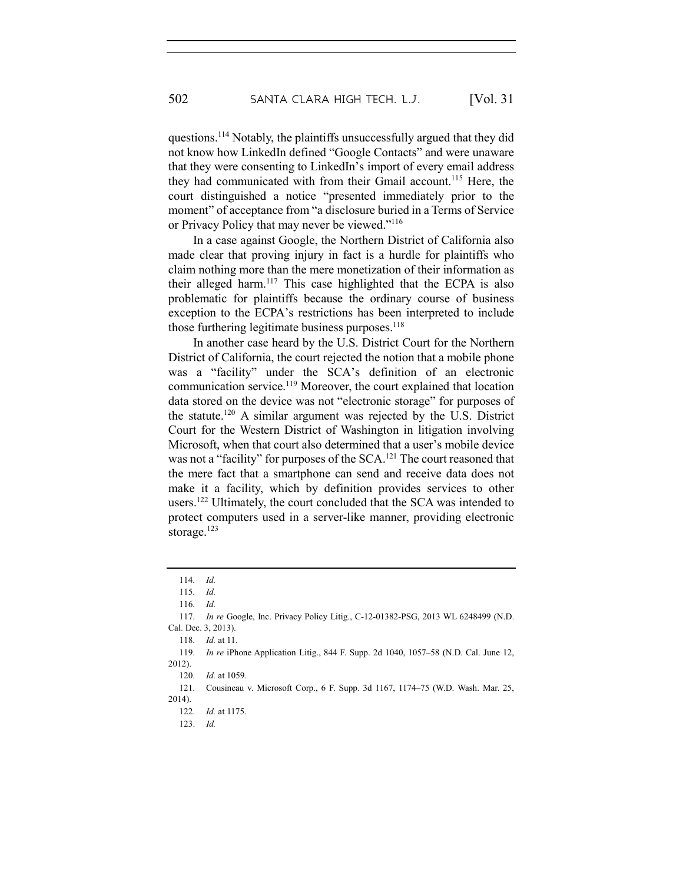questions.[114] Notably, the plaintiffs unsuccessfully argued that they did not know how LinkedIn defined "Google Contacts" and were unaware that they were consenting to LinkedIn's import of every email address they had communicated with from their Gmail account.[115] Here, the court distinguished a notice "presented immediately prior to the moment" of acceptance from "a disclosure buried in a Terms of Service or Privacy Policy that may never be viewed."[116]

In a case against Google, the Northern District of California also made clear that proving injury in fact is a hurdle for plaintiffs who claim nothing more than the mere monetization of their information as their alleged harm.[117] This case highlighted that the ECPA is also problematic for plaintiffs because the ordinary course of business exception to the ECPA's restrictions has been interpreted to include those furthering legitimate business purposes.[118]

In another case heard by the U.S. District Court for the Northern District of California, the court rejected the notion that a mobile phone was a "facility" under the SCA's definition of an electronic communication service.[119] Moreover, the court explained that location data stored on the device was not "electronic storage" for purposes of the statute.[120] A similar argument was rejected by the U.S. District Court for the Western District of Washington in litigation involving Microsoft, when that court also determined that a user's mobile device was not a "facility" for purposes of the SCA.[121] The court reasoned that the mere fact that a smartphone can send and receive data does not make it a facility, which by definition provides services to other users.[122] Ultimately, the court concluded that the SCA was intended to protect computers used in a server-like manner, providing electronic storage.[123]

---

114. *Id.*

115. *Id.*

116. *Id.*

117. *In re* Google, Inc. Privacy Policy Litig., C-12-01382-PSG, 2013 WL 6248499 (N.D. Cal. Dec. 3, 2013).

118. *Id.* at 11.

119. *In re* iPhone Application Litig., 844 F. Supp. 2d 1040, 1057–58 (N.D. Cal. June 12, 2012).

120. *Id.* at 1059.

121. Cousineau v. Microsoft Corp., 6 F. Supp. 3d 1167, 1174–75 (W.D. Wash. Mar. 25, 2014).

122. *Id.* at 1175.

123. *Id.*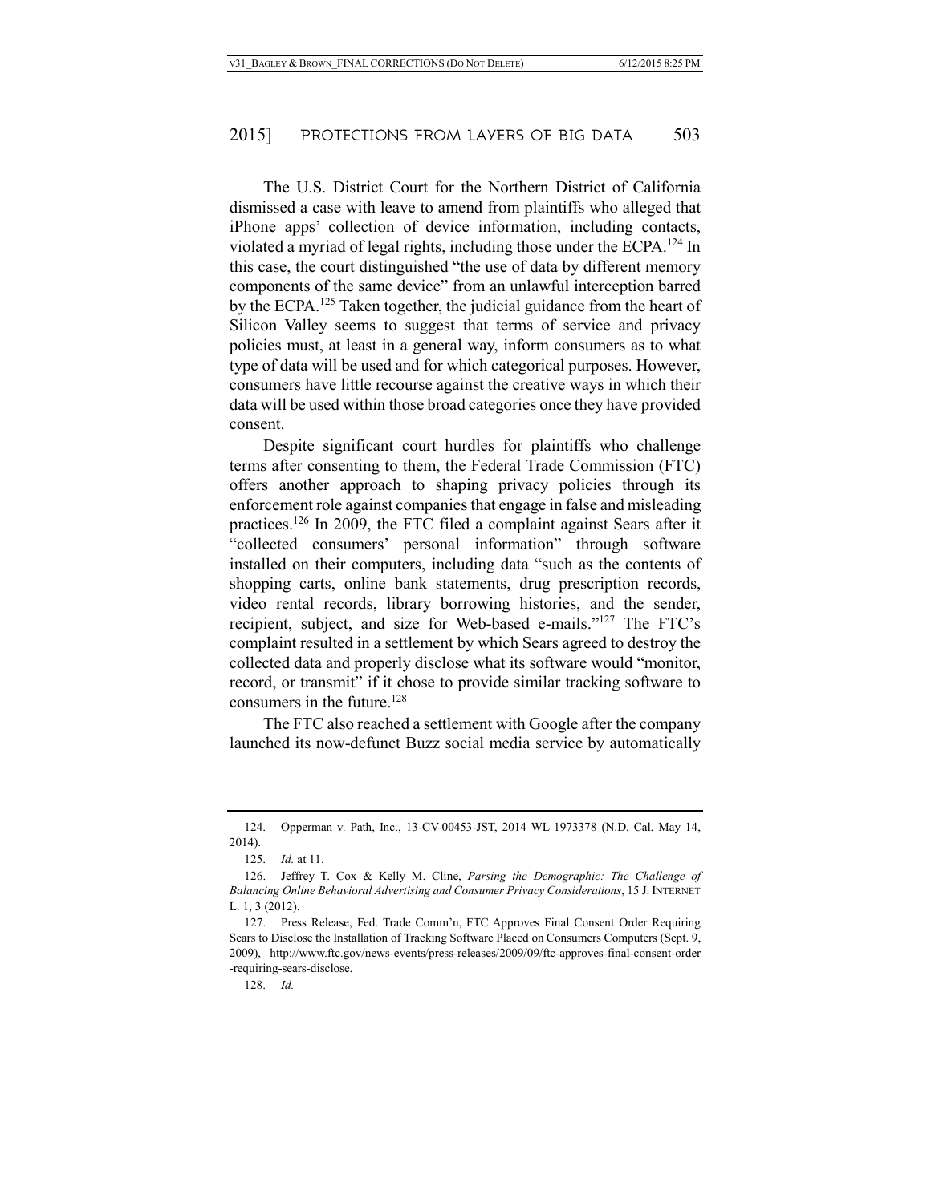The U.S. District Court for the Northern District of California dismissed a case with leave to amend from plaintiffs who alleged that iPhone apps' collection of device information, including contacts, violated a myriad of legal rights, including those under the ECPA.[124] In this case, the court distinguished "the use of data by different memory components of the same device" from an unlawful interception barred by the ECPA.[125] Taken together, the judicial guidance from the heart of Silicon Valley seems to suggest that terms of service and privacy policies must, at least in a general way, inform consumers as to what type of data will be used and for which categorical purposes. However, consumers have little recourse against the creative ways in which their data will be used within those broad categories once they have provided consent.

Despite significant court hurdles for plaintiffs who challenge terms after consenting to them, the Federal Trade Commission (FTC) offers another approach to shaping privacy policies through its enforcement role against companies that engage in false and misleading practices.[126] In 2009, the FTC filed a complaint against Sears after it "collected consumers' personal information" through software installed on their computers, including data "such as the contents of shopping carts, online bank statements, drug prescription records, video rental records, library borrowing histories, and the sender, recipient, subject, and size for Web-based e-mails."[127] The FTC's complaint resulted in a settlement by which Sears agreed to destroy the collected data and properly disclose what its software would "monitor, record, or transmit" if it chose to provide similar tracking software to consumers in the future.[128]

The FTC also reached a settlement with Google after the company launched its now-defunct Buzz social media service by automatically

---

124. Opperman v. Path, Inc., 13-CV-00453-JST, 2014 WL 1973378 (N.D. Cal. May 14, 2014).

125. *Id.* at 11.

126. Jeffrey T. Cox & Kelly M. Cline, *Parsing the Demographic: The Challenge of Balancing Online Behavioral Advertising and Consumer Privacy Considerations*, 15 J. INTERNET L. 1, 3 (2012).

127. Press Release, Fed. Trade Comm'n, FTC Approves Final Consent Order Requiring Sears to Disclose the Installation of Tracking Software Placed on Consumers Computers (Sept. 9, 2009), http://www.ftc.gov/news-events/press-releases/2009/09/ftc-approves-final-consent-order-requiring-sears-disclose.

128. *Id.*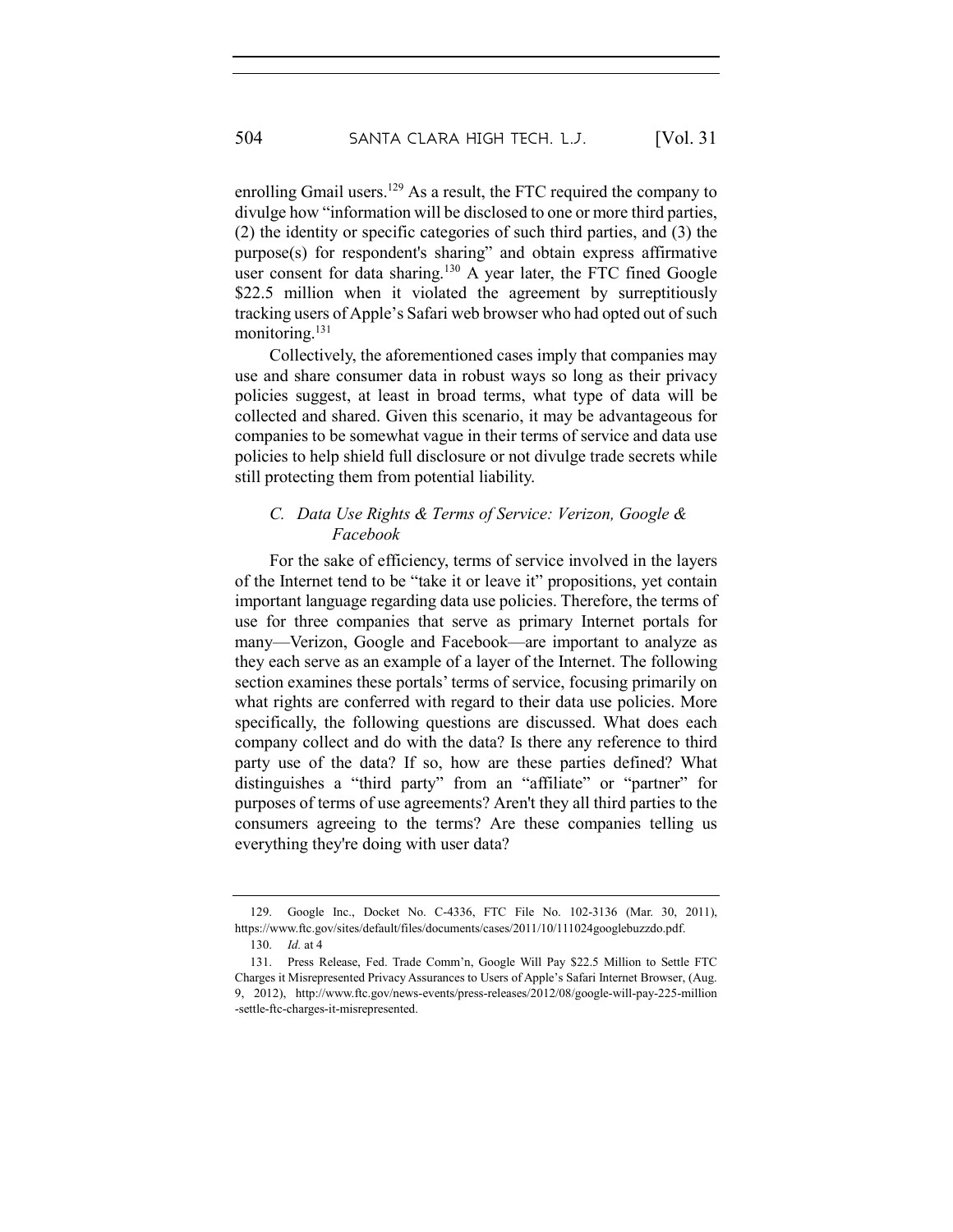enrolling Gmail users.[129] As a result, the FTC required the company to divulge how "information will be disclosed to one or more third parties, (2) the identity or specific categories of such third parties, and (3) the purpose(s) for respondent's sharing" and obtain express affirmative user consent for data sharing.[130] A year later, the FTC fined Google $22.5 million when it violated the agreement by surreptitiously tracking users of Apple's Safari web browser who had opted out of such monitoring.[131]

Collectively, the aforementioned cases imply that companies may use and share consumer data in robust ways so long as their privacy policies suggest, at least in broad terms, what type of data will be collected and shared. Given this scenario, it may be advantageous for companies to be somewhat vague in their terms of service and data use policies to help shield full disclosure or not divulge trade secrets while still protecting them from potential liability.

### *C. Data Use Rights & Terms of Service: Verizon, Google & Facebook*

For the sake of efficiency, terms of service involved in the layers of the Internet tend to be "take it or leave it" propositions, yet contain important language regarding data use policies. Therefore, the terms of use for three companies that serve as primary Internet portals for many—Verizon, Google and Facebook—are important to analyze as they each serve as an example of a layer of the Internet. The following section examines these portals' terms of service, focusing primarily on what rights are conferred with regard to their data use policies. More specifically, the following questions are discussed. What does each company collect and do with the data? Is there any reference to third party use of the data? If so, how are these parties defined? What distinguishes a "third party" from an "affiliate" or "partner" for purposes of terms of use agreements? Aren't they all third parties to the consumers agreeing to the terms? Are these companies telling us everything they're doing with user data?

---

129. Google Inc., Docket No. C-4336, FTC File No. 102-3136 (Mar. 30, 2011), https://www.ftc.gov/sites/default/files/documents/cases/2011/10/111024googlebuzzdo.pdf.

130. *Id.* at 4

131. Press Release, Fed. Trade Comm'n, Google Will Pay $22.5 Million to Settle FTC Charges it Misrepresented Privacy Assurances to Users of Apple's Safari Internet Browser, (Aug. 9, 2012), http://www.ftc.gov/news-events/press-releases/2012/08/google-will-pay-225-million-settle-ftc-charges-it-misrepresented.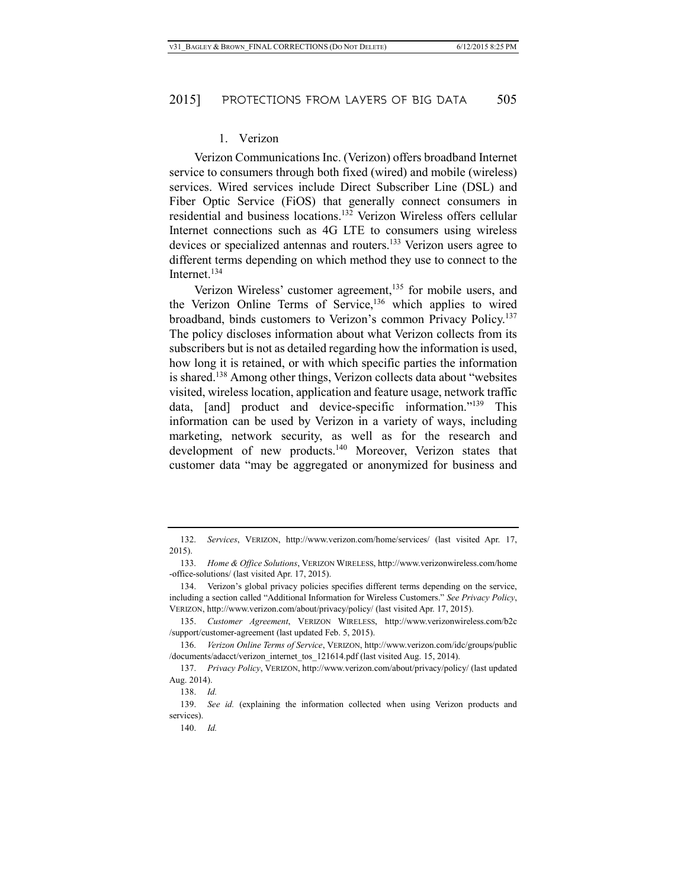### 1. Verizon

Verizon Communications Inc. (Verizon) offers broadband Internet service to consumers through both fixed (wired) and mobile (wireless) services. Wired services include Direct Subscriber Line (DSL) and Fiber Optic Service (FiOS) that generally connect consumers in residential and business locations.[132] Verizon Wireless offers cellular Internet connections such as 4G LTE to consumers using wireless devices or specialized antennas and routers.[133] Verizon users agree to different terms depending on which method they use to connect to the Internet.[134]

Verizon Wireless' customer agreement,[135] for mobile users, and the Verizon Online Terms of Service,[136] which applies to wired broadband, binds customers to Verizon's common Privacy Policy.[137] The policy discloses information about what Verizon collects from its subscribers but is not as detailed regarding how the information is used, how long it is retained, or with which specific parties the information is shared.[138] Among other things, Verizon collects data about "websites visited, wireless location, application and feature usage, network traffic data, [and] product and device-specific information."[139] This information can be used by Verizon in a variety of ways, including marketing, network security, as well as for the research and development of new products.[140] Moreover, Verizon states that customer data "may be aggregated or anonymized for business and

---

132. *Services*, VERIZON, http://www.verizon.com/home/services/ (last visited Apr. 17, 2015).

133. *Home & Office Solutions*, VERIZON WIRELESS, http://www.verizonwireless.com/home-office-solutions/ (last visited Apr. 17, 2015).

134. Verizon's global privacy policies specifies different terms depending on the service, including a section called "Additional Information for Wireless Customers." *See Privacy Policy*, VERIZON, http://www.verizon.com/about/privacy/policy/ (last visited Apr. 17, 2015).

135. *Customer Agreement*, VERIZON WIRELESS, http://www.verizonwireless.com/b2c/support/customer-agreement (last updated Feb. 5, 2015).

136. *Verizon Online Terms of Service*, VERIZON, http://www.verizon.com/idc/groups/public/documents/adacct/verizon_internet_tos_121614.pdf (last visited Aug. 15, 2014).

137. *Privacy Policy*, VERIZON, http://www.verizon.com/about/privacy/policy/ (last updated Aug. 2014).

138. *Id.*

139. *See id.* (explaining the information collected when using Verizon products and services).

140. *Id.*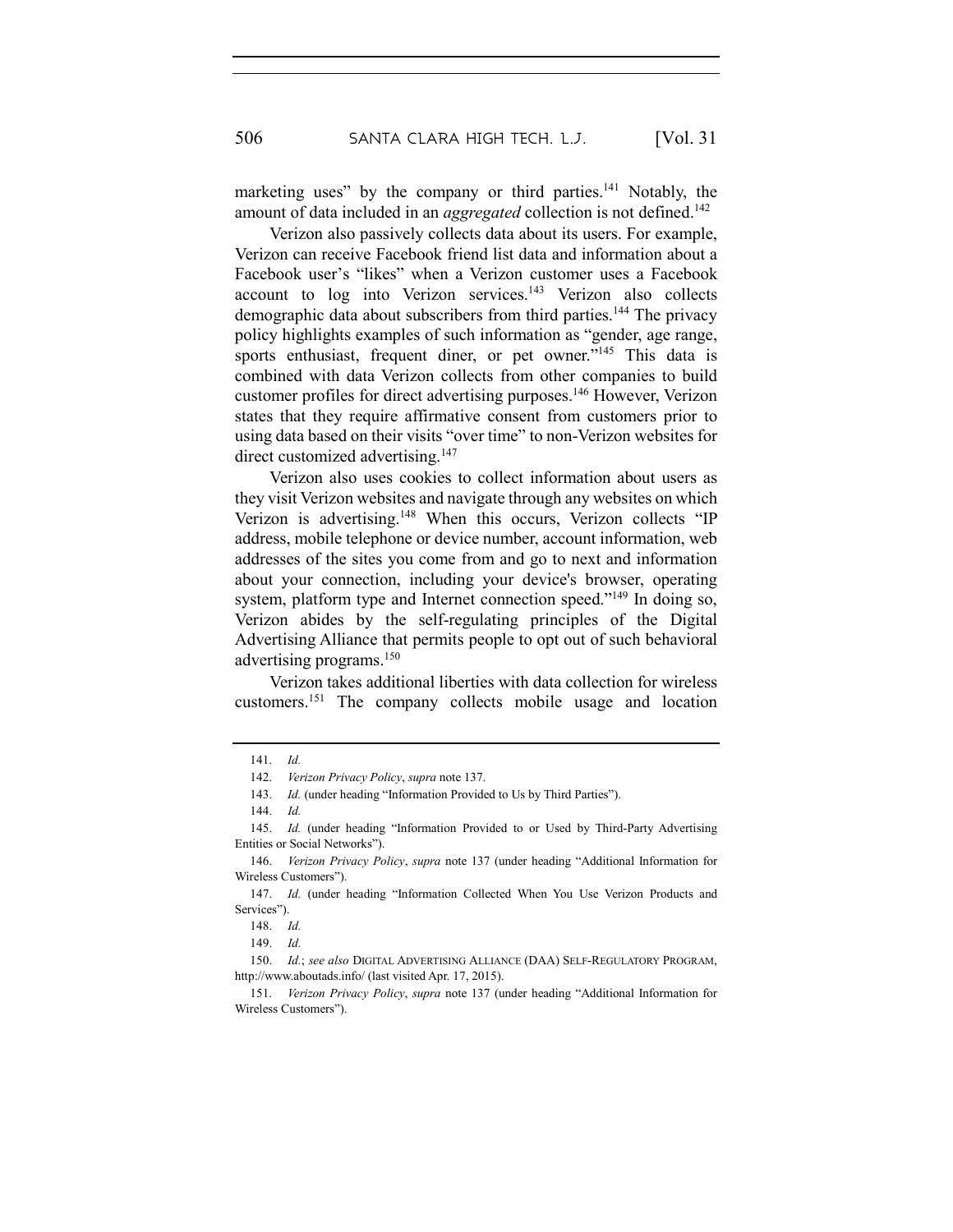marketing uses" by the company or third parties.[141] Notably, the amount of data included in an *aggregated* collection is not defined.[142]

Verizon also passively collects data about its users. For example, Verizon can receive Facebook friend list data and information about a Facebook user's "likes" when a Verizon customer uses a Facebook account to log into Verizon services.[143] Verizon also collects demographic data about subscribers from third parties.[144] The privacy policy highlights examples of such information as "gender, age range, sports enthusiast, frequent diner, or pet owner."[145] This data is combined with data Verizon collects from other companies to build customer profiles for direct advertising purposes.[146] However, Verizon states that they require affirmative consent from customers prior to using data based on their visits "over time" to non-Verizon websites for direct customized advertising.[147]

Verizon also uses cookies to collect information about users as they visit Verizon websites and navigate through any websites on which Verizon is advertising.[148] When this occurs, Verizon collects "IP address, mobile telephone or device number, account information, web addresses of the sites you come from and go to next and information about your connection, including your device's browser, operating system, platform type and Internet connection speed."[149] In doing so, Verizon abides by the self-regulating principles of the Digital Advertising Alliance that permits people to opt out of such behavioral advertising programs.[150]

Verizon takes additional liberties with data collection for wireless customers.[151] The company collects mobile usage and location

---

141. *Id.*

142. *Verizon Privacy Policy*, *supra* note 137.

143. *Id.* (under heading "Information Provided to Us by Third Parties").

144. *Id.*

145. *Id.* (under heading "Information Provided to or Used by Third-Party Advertising Entities or Social Networks").

146. *Verizon Privacy Policy*, *supra* note 137 (under heading "Additional Information for Wireless Customers").

147. *Id.* (under heading "Information Collected When You Use Verizon Products and Services").

148. *Id.*

149. *Id.*

150. *Id.*; *see also* DIGITAL ADVERTISING ALLIANCE (DAA) SELF-REGULATORY PROGRAM, http://www.aboutads.info/ (last visited Apr. 17, 2015).

151. *Verizon Privacy Policy*, *supra* note 137 (under heading "Additional Information for Wireless Customers").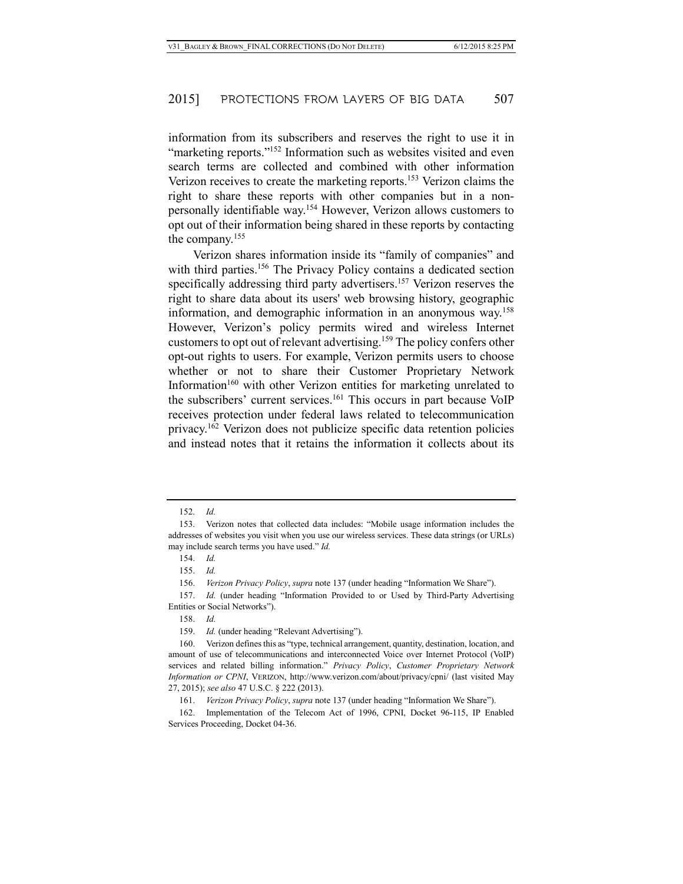information from its subscribers and reserves the right to use it in "marketing reports."[152] Information such as websites visited and even search terms are collected and combined with other information Verizon receives to create the marketing reports.[153] Verizon claims the right to share these reports with other companies but in a non-personally identifiable way.[154] However, Verizon allows customers to opt out of their information being shared in these reports by contacting the company.[155]

Verizon shares information inside its "family of companies" and with third parties.[156] The Privacy Policy contains a dedicated section specifically addressing third party advertisers.[157] Verizon reserves the right to share data about its users' web browsing history, geographic information, and demographic information in an anonymous way.[158] However, Verizon's policy permits wired and wireless Internet customers to opt out of relevant advertising.[159] The policy confers other opt-out rights to users. For example, Verizon permits users to choose whether or not to share their Customer Proprietary Network Information[160] with other Verizon entities for marketing unrelated to the subscribers' current services.[161] This occurs in part because VoIP receives protection under federal laws related to telecommunication privacy.[162] Verizon does not publicize specific data retention policies and instead notes that it retains the information it collects about its

---

152. *Id.*

153. Verizon notes that collected data includes: "Mobile usage information includes the addresses of websites you visit when you use our wireless services. These data strings (or URLs) may include search terms you have used." *Id.*

154. *Id.*

155. *Id.*

156. *Verizon Privacy Policy*, *supra* note 137 (under heading "Information We Share").

157. *Id.* (under heading "Information Provided to or Used by Third-Party Advertising Entities or Social Networks").

158. *Id.*

159. *Id.* (under heading "Relevant Advertising").

160. Verizon defines this as "type, technical arrangement, quantity, destination, location, and amount of use of telecommunications and interconnected Voice over Internet Protocol (VoIP) services and related billing information." *Privacy Policy*, *Customer Proprietary Network Information or CPNI*, VERIZON, http://www.verizon.com/about/privacy/cpni/ (last visited May 27, 2015); *see also* 47 U.S.C. § 222 (2013).

161. *Verizon Privacy Policy*, *supra* note 137 (under heading "Information We Share").

162. Implementation of the Telecom Act of 1996, CPNI, Docket 96-115, IP Enabled Services Proceeding, Docket 04-36.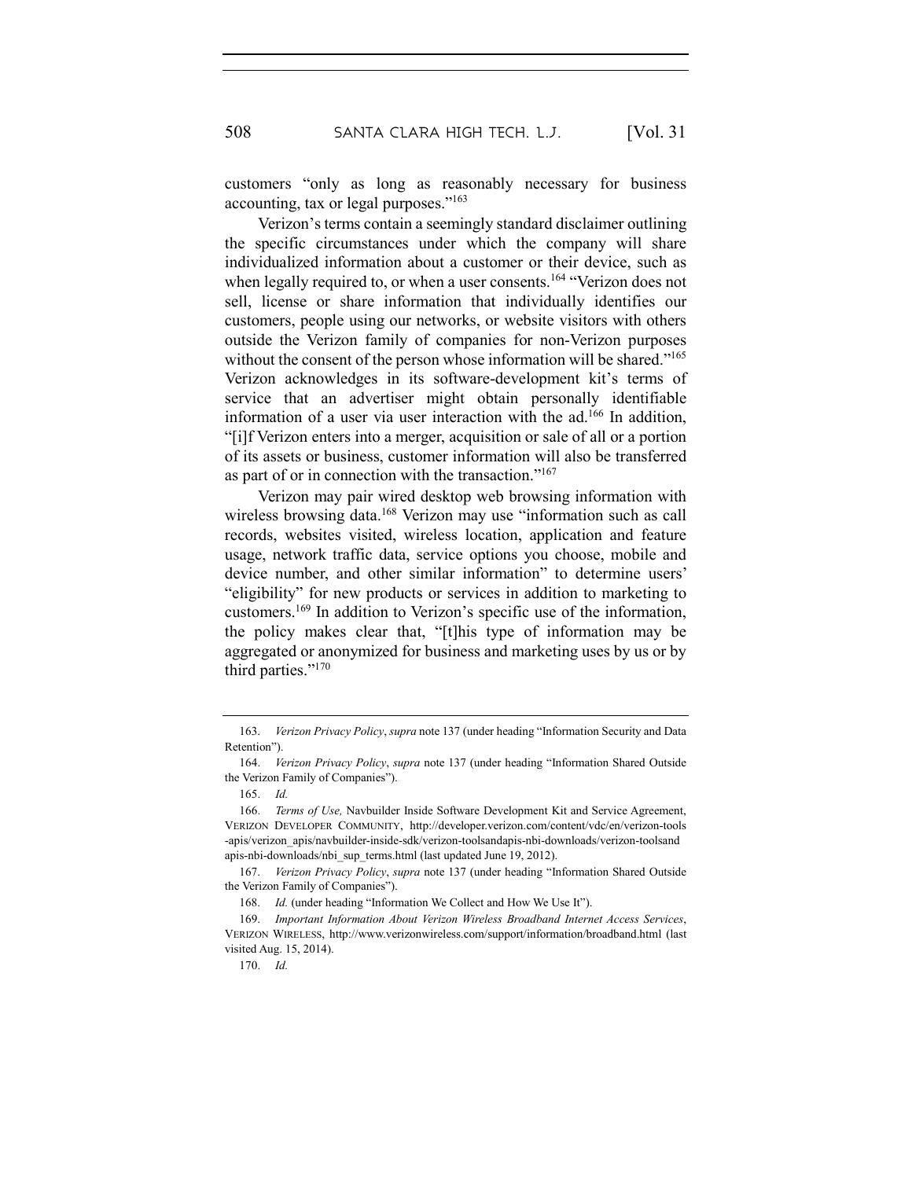customers "only as long as reasonably necessary for business accounting, tax or legal purposes."[163]

Verizon's terms contain a seemingly standard disclaimer outlining the specific circumstances under which the company will share individualized information about a customer or their device, such as when legally required to, or when a user consents.[164] "Verizon does not sell, license or share information that individually identifies our customers, people using our networks, or website visitors with others outside the Verizon family of companies for non-Verizon purposes without the consent of the person whose information will be shared."[165] Verizon acknowledges in its software-development kit's terms of service that an advertiser might obtain personally identifiable information of a user via user interaction with the ad.[166] In addition, "[i]f Verizon enters into a merger, acquisition or sale of all or a portion of its assets or business, customer information will also be transferred as part of or in connection with the transaction."[167]

Verizon may pair wired desktop web browsing information with wireless browsing data.[168] Verizon may use "information such as call records, websites visited, wireless location, application and feature usage, network traffic data, service options you choose, mobile and device number, and other similar information" to determine users' "eligibility" for new products or services in addition to marketing to customers.[169] In addition to Verizon's specific use of the information, the policy makes clear that, "[t]his type of information may be aggregated or anonymized for business and marketing uses by us or by third parties."[170]

---

163. *Verizon Privacy Policy*, *supra* note 137 (under heading "Information Security and Data Retention").

164. *Verizon Privacy Policy*, *supra* note 137 (under heading "Information Shared Outside the Verizon Family of Companies").

165. *Id.*

166. *Terms of Use,* Navbuilder Inside Software Development Kit and Service Agreement, VERIZON DEVELOPER COMMUNITY, http://developer.verizon.com/content/vdc/en/verizon-tools-apis/verizon_apis/navbuilder-inside-sdk/verizon-toolsandapis-nbi-downloads/verizon-toolsandapis-nbi-downloads/nbi_sup_terms.html (last updated June 19, 2012).

167. *Verizon Privacy Policy*, *supra* note 137 (under heading "Information Shared Outside the Verizon Family of Companies").

168. *Id.* (under heading "Information We Collect and How We Use It").

169. *Important Information About Verizon Wireless Broadband Internet Access Services*, VERIZON WIRELESS, http://www.verizonwireless.com/support/information/broadband.html (last visited Aug. 15, 2014).

170. *Id.*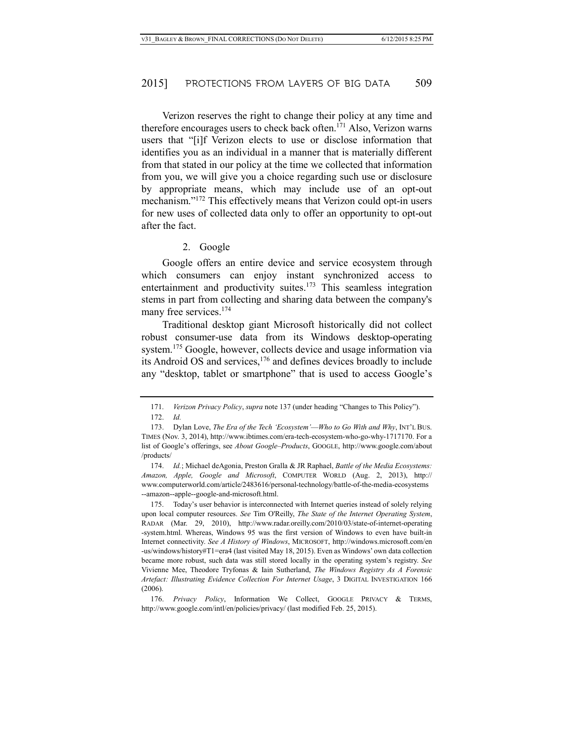Verizon reserves the right to change their policy at any time and therefore encourages users to check back often.[171] Also, Verizon warns users that "[i]f Verizon elects to use or disclose information that identifies you as an individual in a manner that is materially different from that stated in our policy at the time we collected that information from you, we will give you a choice regarding such use or disclosure by appropriate means, which may include use of an opt-out mechanism."[172] This effectively means that Verizon could opt-in users for new uses of collected data only to offer an opportunity to opt-out after the fact.

### 2. Google

Google offers an entire device and service ecosystem through which consumers can enjoy instant synchronized access to entertainment and productivity suites.[173] This seamless integration stems in part from collecting and sharing data between the company's many free services.[174]

Traditional desktop giant Microsoft historically did not collect robust consumer-use data from its Windows desktop-operating system.[175] Google, however, collects device and usage information via its Android OS and services,[176] and defines devices broadly to include any "desktop, tablet or smartphone" that is used to access Google's

---

171. *Verizon Privacy Policy*, *supra* note 137 (under heading "Changes to This Policy").

172. *Id.*

173. Dylan Love, *The Era of the Tech 'Ecosystem'—Who to Go With and Why*, INT'L BUS. TIMES (Nov. 3, 2014), http://www.ibtimes.com/era-tech-ecosystem-who-go-why-1717170. For a list of Google's offerings, see *About Google–Products*, GOOGLE, http://www.google.com/about/products/

174. *Id.*; Michael deAgonia, Preston Gralla & JR Raphael, *Battle of the Media Ecosystems: Amazon, Apple, Google and Microsoft*, COMPUTER WORLD (Aug. 2, 2013), http://www.computerworld.com/article/2483616/personal-technology/battle-of-the-media-ecosystems--amazon--apple--google-and-microsoft.html.

175. Today's user behavior is interconnected with Internet queries instead of solely relying upon local computer resources. *See* Tim O'Reilly, *The State of the Internet Operating System*, RADAR (Mar. 29, 2010), http://www.radar.oreilly.com/2010/03/state-of-internet-operating-system.html. Whereas, Windows 95 was the first version of Windows to even have built-in Internet connectivity. *See A History of Windows*, MICROSOFT, http://windows.microsoft.com/en-us/windows/history#T1=era4 (last visited May 18, 2015). Even as Windows' own data collection became more robust, such data was still stored locally in the operating system's registry. *See* Vivienne Mee, Theodore Tryfonas & Iain Sutherland, *The Windows Registry As A Forensic Artefact: Illustrating Evidence Collection For Internet Usage*, 3 DIGITAL INVESTIGATION 166 (2006).

176. *Privacy Policy*, Information We Collect, GOOGLE PRIVACY & TERMS, http://www.google.com/intl/en/policies/privacy/ (last modified Feb. 25, 2015).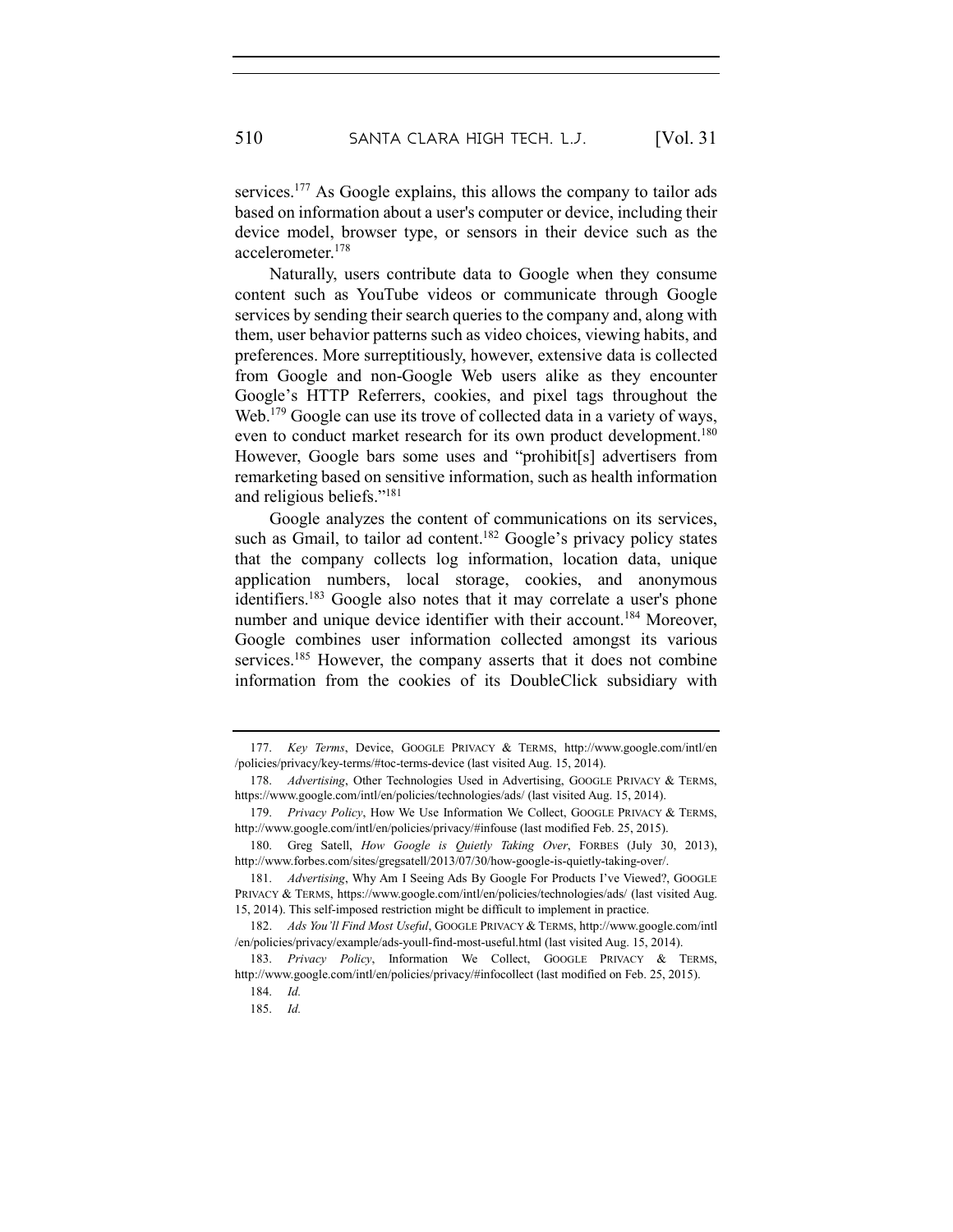services.[177] As Google explains, this allows the company to tailor ads based on information about a user's computer or device, including their device model, browser type, or sensors in their device such as the accelerometer.[178]

Naturally, users contribute data to Google when they consume content such as YouTube videos or communicate through Google services by sending their search queries to the company and, along with them, user behavior patterns such as video choices, viewing habits, and preferences. More surreptitiously, however, extensive data is collected from Google and non-Google Web users alike as they encounter Google's HTTP Referrers, cookies, and pixel tags throughout the Web.[179] Google can use its trove of collected data in a variety of ways, even to conduct market research for its own product development.[180] However, Google bars some uses and "prohibit[s] advertisers from remarketing based on sensitive information, such as health information and religious beliefs."[181]

Google analyzes the content of communications on its services, such as Gmail, to tailor ad content.[182] Google's privacy policy states that the company collects log information, location data, unique application numbers, local storage, cookies, and anonymous identifiers.[183] Google also notes that it may correlate a user's phone number and unique device identifier with their account.[184] Moreover, Google combines user information collected amongst its various services.[185] However, the company asserts that it does not combine information from the cookies of its DoubleClick subsidiary with

---

177. *Key Terms*, Device, GOOGLE PRIVACY & TERMS, http://www.google.com/intl/en/policies/privacy/key-terms/#toc-terms-device (last visited Aug. 15, 2014).

178. *Advertising*, Other Technologies Used in Advertising, GOOGLE PRIVACY & TERMS, https://www.google.com/intl/en/policies/technologies/ads/ (last visited Aug. 15, 2014).

179. *Privacy Policy*, How We Use Information We Collect, GOOGLE PRIVACY & TERMS, http://www.google.com/intl/en/policies/privacy/#infouse (last modified Feb. 25, 2015).

180. Greg Satell, *How Google is Quietly Taking Over*, FORBES (July 30, 2013), http://www.forbes.com/sites/gregsatell/2013/07/30/how-google-is-quietly-taking-over/.

181. *Advertising*, Why Am I Seeing Ads By Google For Products I've Viewed?, GOOGLE PRIVACY & TERMS, https://www.google.com/intl/en/policies/technologies/ads/ (last visited Aug. 15, 2014). This self-imposed restriction might be difficult to implement in practice.

182. *Ads You'll Find Most Useful*, GOOGLE PRIVACY & TERMS, http://www.google.com/intl/en/policies/privacy/example/ads-youll-find-most-useful.html (last visited Aug. 15, 2014).

183. *Privacy Policy*, Information We Collect, GOOGLE PRIVACY & TERMS, http://www.google.com/intl/en/policies/privacy/#infocollect (last modified on Feb. 25, 2015).

184. *Id.*

185. *Id.*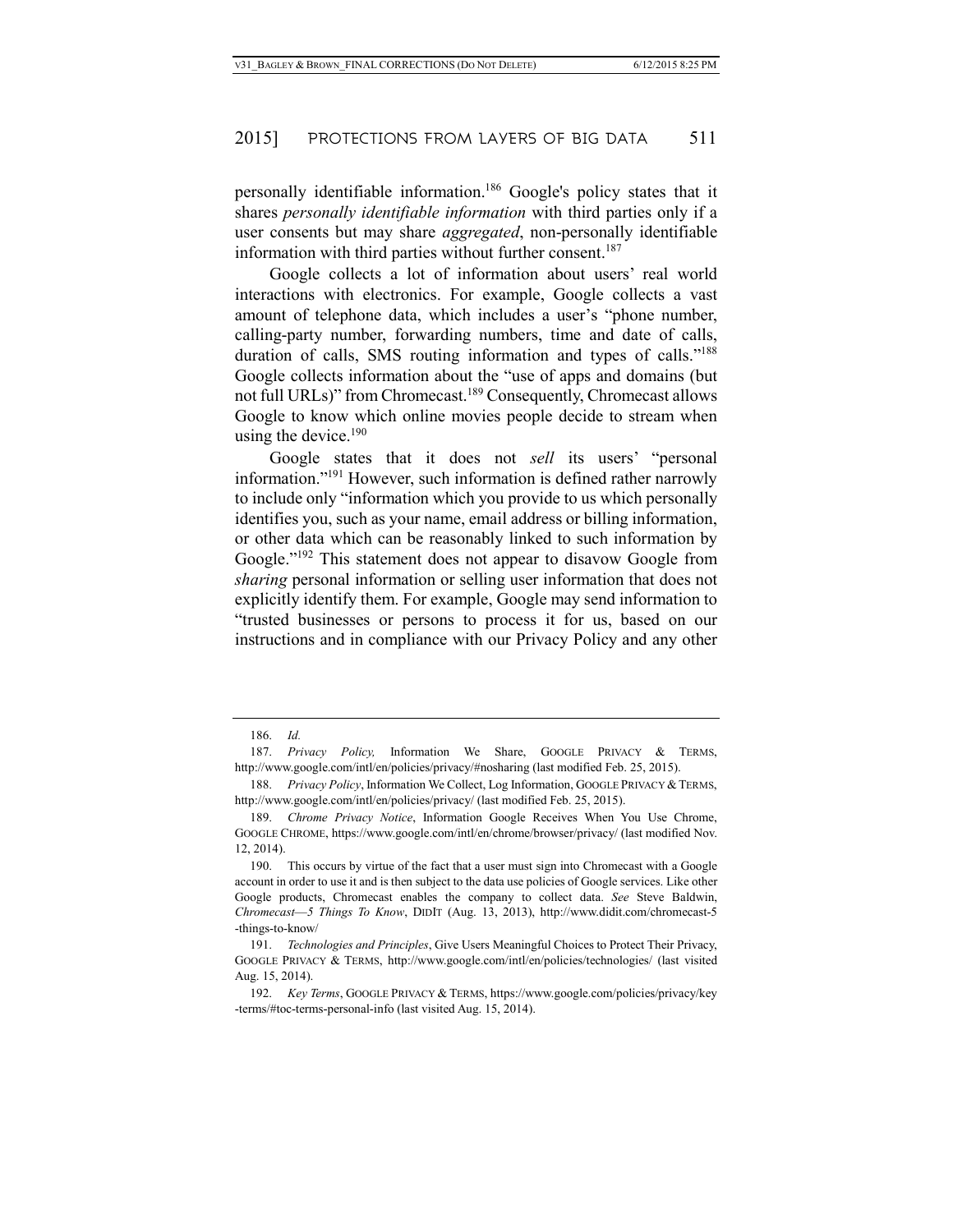personally identifiable information.[186] Google's policy states that it shares *personally identifiable information* with third parties only if a user consents but may share *aggregated*, non-personally identifiable information with third parties without further consent.[187]

Google collects a lot of information about users' real world interactions with electronics. For example, Google collects a vast amount of telephone data, which includes a user's "phone number, calling-party number, forwarding numbers, time and date of calls, duration of calls, SMS routing information and types of calls."[188] Google collects information about the "use of apps and domains (but not full URLs)" from Chromecast.[189] Consequently, Chromecast allows Google to know which online movies people decide to stream when using the device.[190]

Google states that it does not *sell* its users' "personal information."[191] However, such information is defined rather narrowly to include only "information which you provide to us which personally identifies you, such as your name, email address or billing information, or other data which can be reasonably linked to such information by Google."[192] This statement does not appear to disavow Google from *sharing* personal information or selling user information that does not explicitly identify them. For example, Google may send information to "trusted businesses or persons to process it for us, based on our instructions and in compliance with our Privacy Policy and any other

---

186. *Id.*

187. *Privacy Policy,* Information We Share, GOOGLE PRIVACY & TERMS, http://www.google.com/intl/en/policies/privacy/#nosharing (last modified Feb. 25, 2015).

188. *Privacy Policy*, Information We Collect, Log Information, GOOGLE PRIVACY & TERMS, http://www.google.com/intl/en/policies/privacy/ (last modified Feb. 25, 2015).

189. *Chrome Privacy Notice*, Information Google Receives When You Use Chrome, GOOGLE CHROME, https://www.google.com/intl/en/chrome/browser/privacy/ (last modified Nov. 12, 2014).

190. This occurs by virtue of the fact that a user must sign into Chromecast with a Google account in order to use it and is then subject to the data use policies of Google services. Like other Google products, Chromecast enables the company to collect data. *See* Steve Baldwin, *Chromecast—5 Things To Know*, DIDIT (Aug. 13, 2013), http://www.didit.com/chromecast-5-things-to-know/

191. *Technologies and Principles*, Give Users Meaningful Choices to Protect Their Privacy, GOOGLE PRIVACY & TERMS, http://www.google.com/intl/en/policies/technologies/ (last visited Aug. 15, 2014).

192. *Key Terms*, GOOGLE PRIVACY & TERMS, https://www.google.com/policies/privacy/key-terms/#toc-terms-personal-info (last visited Aug. 15, 2014).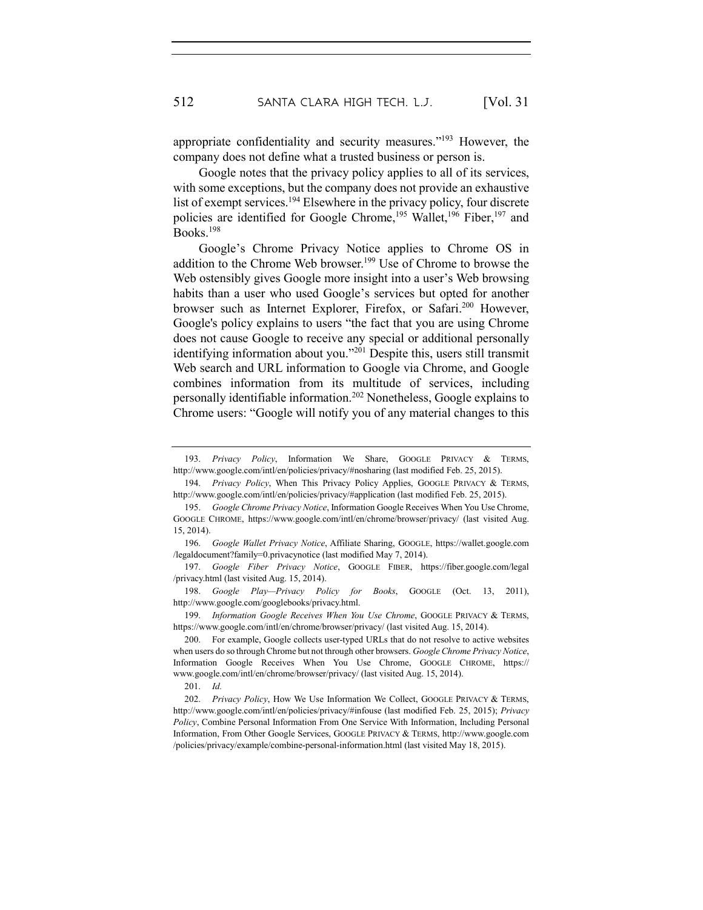appropriate confidentiality and security measures."[193] However, the company does not define what a trusted business or person is.

Google notes that the privacy policy applies to all of its services, with some exceptions, but the company does not provide an exhaustive list of exempt services.[194] Elsewhere in the privacy policy, four discrete policies are identified for Google Chrome,[195] Wallet,[196] Fiber,[197] and Books.[198]

Google's Chrome Privacy Notice applies to Chrome OS in addition to the Chrome Web browser.[199] Use of Chrome to browse the Web ostensibly gives Google more insight into a user's Web browsing habits than a user who used Google's services but opted for another browser such as Internet Explorer, Firefox, or Safari.[200] However, Google's policy explains to users "the fact that you are using Chrome does not cause Google to receive any special or additional personally identifying information about you."[201] Despite this, users still transmit Web search and URL information to Google via Chrome, and Google combines information from its multitude of services, including personally identifiable information.[202] Nonetheless, Google explains to Chrome users: "Google will notify you of any material changes to this

---

193. *Privacy Policy*, Information We Share, GOOGLE PRIVACY & TERMS, http://www.google.com/intl/en/policies/privacy/#nosharing (last modified Feb. 25, 2015).

194. *Privacy Policy*, When This Privacy Policy Applies, GOOGLE PRIVACY & TERMS, http://www.google.com/intl/en/policies/privacy/#application (last modified Feb. 25, 2015).

195. *Google Chrome Privacy Notice*, Information Google Receives When You Use Chrome, GOOGLE CHROME, https://www.google.com/intl/en/chrome/browser/privacy/ (last visited Aug. 15, 2014).

196. *Google Wallet Privacy Notice*, Affiliate Sharing, GOOGLE, https://wallet.google.com /legaldocument?family=0.privacynotice (last modified May 7, 2014).

197. *Google Fiber Privacy Notice*, GOOGLE FIBER, https://fiber.google.com/legal /privacy.html (last visited Aug. 15, 2014).

198. *Google Play—Privacy Policy for Books*, GOOGLE (Oct. 13, 2011), http://www.google.com/googlebooks/privacy.html.

199. *Information Google Receives When You Use Chrome*, GOOGLE PRIVACY & TERMS, https://www.google.com/intl/en/chrome/browser/privacy/ (last visited Aug. 15, 2014).

200. For example, Google collects user-typed URLs that do not resolve to active websites when users do so through Chrome but not through other browsers. *Google Chrome Privacy Notice*, Information Google Receives When You Use Chrome, GOOGLE CHROME, https:// www.google.com/intl/en/chrome/browser/privacy/ (last visited Aug. 15, 2014).

201. *Id.*

202. *Privacy Policy*, How We Use Information We Collect, GOOGLE PRIVACY & TERMS, http://www.google.com/intl/en/policies/privacy/#infouse (last modified Feb. 25, 2015); *Privacy Policy*, Combine Personal Information From One Service With Information, Including Personal Information, From Other Google Services, GOOGLE PRIVACY & TERMS, http://www.google.com /policies/privacy/example/combine-personal-information.html (last visited May 18, 2015).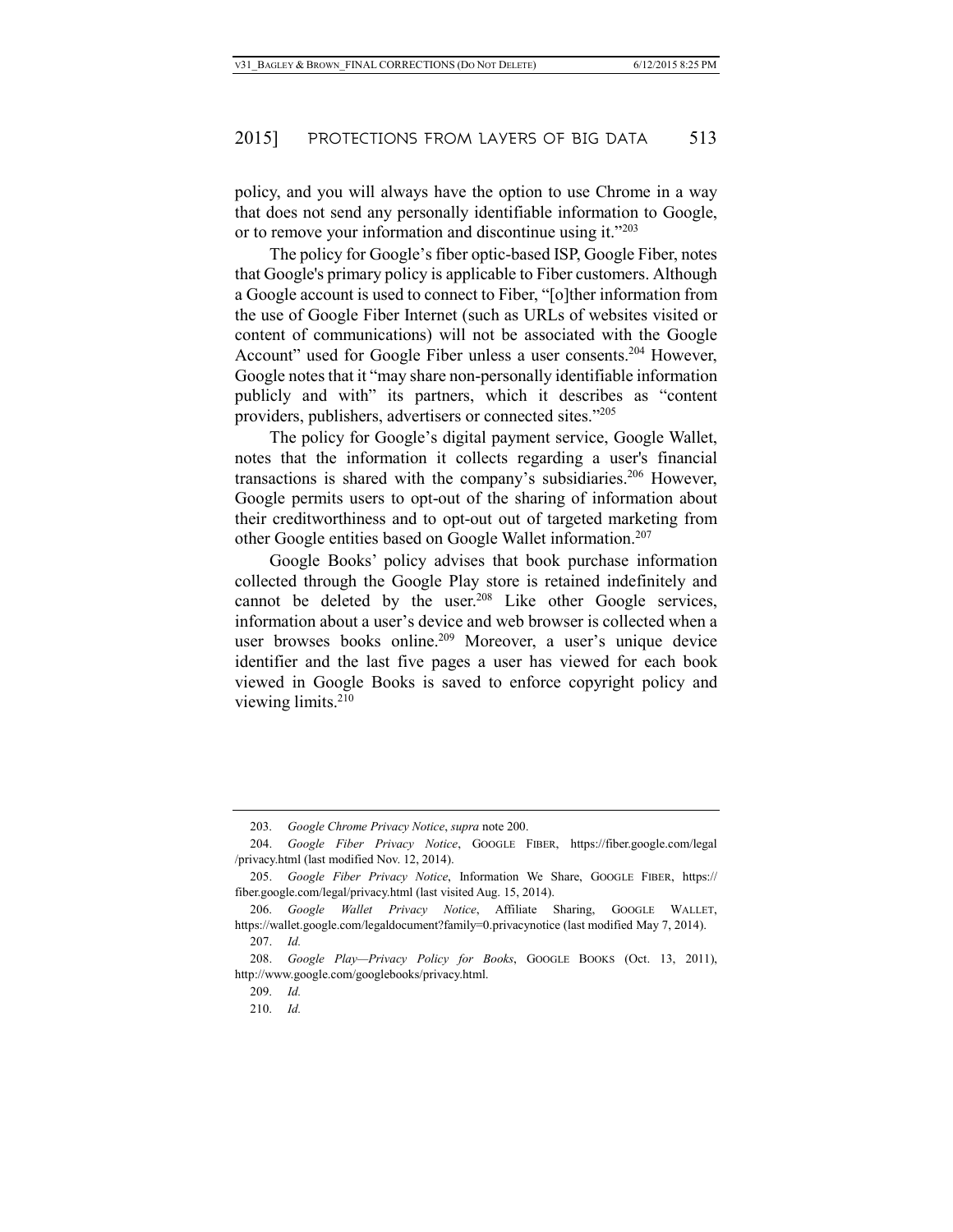policy, and you will always have the option to use Chrome in a way that does not send any personally identifiable information to Google, or to remove your information and discontinue using it."[203]

The policy for Google's fiber optic-based ISP, Google Fiber, notes that Google's primary policy is applicable to Fiber customers. Although a Google account is used to connect to Fiber, "[o]ther information from the use of Google Fiber Internet (such as URLs of websites visited or content of communications) will not be associated with the Google Account" used for Google Fiber unless a user consents.[204] However, Google notes that it "may share non-personally identifiable information publicly and with" its partners, which it describes as "content providers, publishers, advertisers or connected sites."[205]

The policy for Google's digital payment service, Google Wallet, notes that the information it collects regarding a user's financial transactions is shared with the company's subsidiaries.[206] However, Google permits users to opt-out of the sharing of information about their creditworthiness and to opt-out out of targeted marketing from other Google entities based on Google Wallet information.[207]

Google Books' policy advises that book purchase information collected through the Google Play store is retained indefinitely and cannot be deleted by the user.[208] Like other Google services, information about a user's device and web browser is collected when a user browses books online.[209] Moreover, a user's unique device identifier and the last five pages a user has viewed for each book viewed in Google Books is saved to enforce copyright policy and viewing limits.[210]

---

203. *Google Chrome Privacy Notice*, *supra* note 200.

204. *Google Fiber Privacy Notice*, GOOGLE FIBER, https://fiber.google.com/legal/privacy.html (last modified Nov. 12, 2014).

205. *Google Fiber Privacy Notice*, Information We Share, GOOGLE FIBER, https://fiber.google.com/legal/privacy.html (last visited Aug. 15, 2014).

206. *Google Wallet Privacy Notice*, Affiliate Sharing, GOOGLE WALLET, https://wallet.google.com/legaldocument?family=0.privacynotice (last modified May 7, 2014).

207. *Id.*

208. *Google Play—Privacy Policy for Books*, GOOGLE BOOKS (Oct. 13, 2011), http://www.google.com/googlebooks/privacy.html.

209. *Id.*

210. *Id.*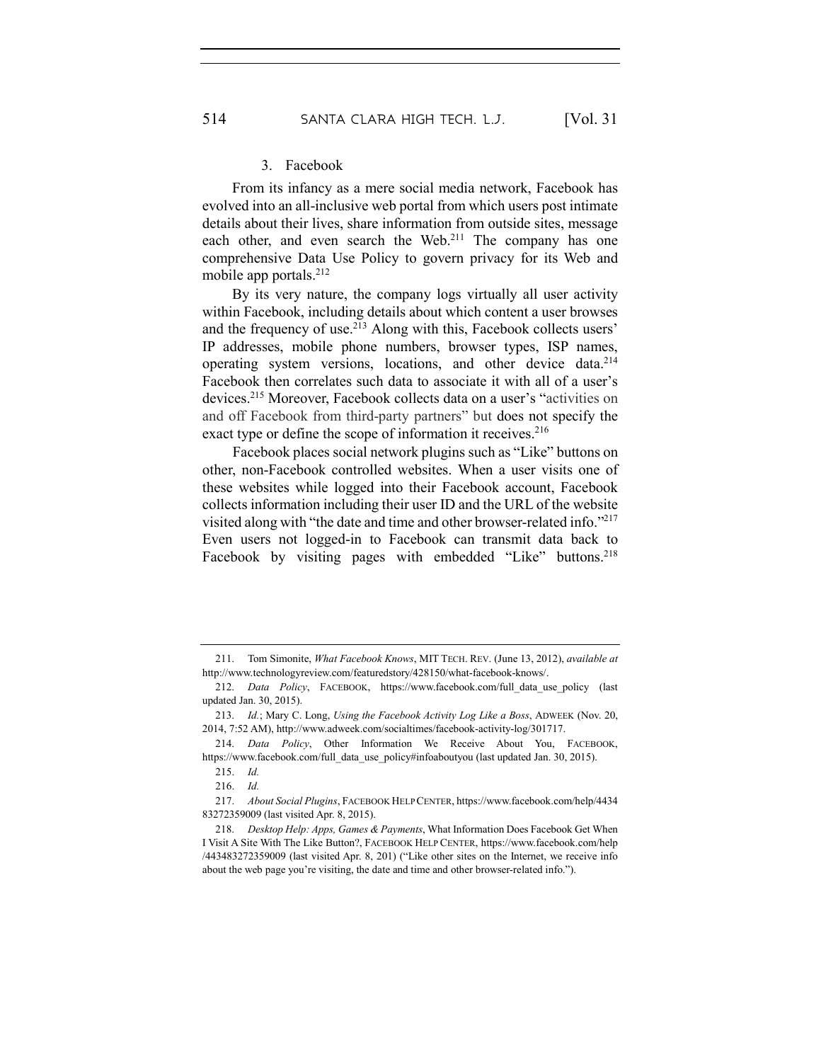### 3. Facebook

From its infancy as a mere social media network, Facebook has evolved into an all-inclusive web portal from which users post intimate details about their lives, share information from outside sites, message each other, and even search the Web.[211] The company has one comprehensive Data Use Policy to govern privacy for its Web and mobile app portals.[212]

By its very nature, the company logs virtually all user activity within Facebook, including details about which content a user browses and the frequency of use.[213] Along with this, Facebook collects users' IP addresses, mobile phone numbers, browser types, ISP names, operating system versions, locations, and other device data.[214] Facebook then correlates such data to associate it with all of a user's devices.[215] Moreover, Facebook collects data on a user's "activities on and off Facebook from third-party partners" but does not specify the exact type or define the scope of information it receives.[216]

Facebook places social network plugins such as "Like" buttons on other, non-Facebook controlled websites. When a user visits one of these websites while logged into their Facebook account, Facebook collects information including their user ID and the URL of the website visited along with "the date and time and other browser-related info."[217] Even users not logged-in to Facebook can transmit data back to Facebook by visiting pages with embedded "Like" buttons.[218]

---

211. Tom Simonite, *What Facebook Knows*, MIT TECH. REV. (June 13, 2012), *available at* http://www.technologyreview.com/featuredstory/428150/what-facebook-knows/.

212. *Data Policy*, FACEBOOK, https://www.facebook.com/full_data_use_policy (last updated Jan. 30, 2015).

213. *Id.*; Mary C. Long, *Using the Facebook Activity Log Like a Boss*, ADWEEK (Nov. 20, 2014, 7:52 AM), http://www.adweek.com/socialtimes/facebook-activity-log/301717.

214. *Data Policy*, Other Information We Receive About You, FACEBOOK, https://www.facebook.com/full_data_use_policy#infoaboutyou (last updated Jan. 30, 2015).

215. *Id.*

216. *Id.*

217. *About Social Plugins*, FACEBOOK HELP CENTER, https://www.facebook.com/help/443483272359009 (last visited Apr. 8, 2015).

218. *Desktop Help: Apps, Games & Payments*, What Information Does Facebook Get When I Visit A Site With The Like Button?, FACEBOOK HELP CENTER, https://www.facebook.com/help/443483272359009 (last visited Apr. 8, 201) ("Like other sites on the Internet, we receive info about the web page you're visiting, the date and time and other browser-related info.").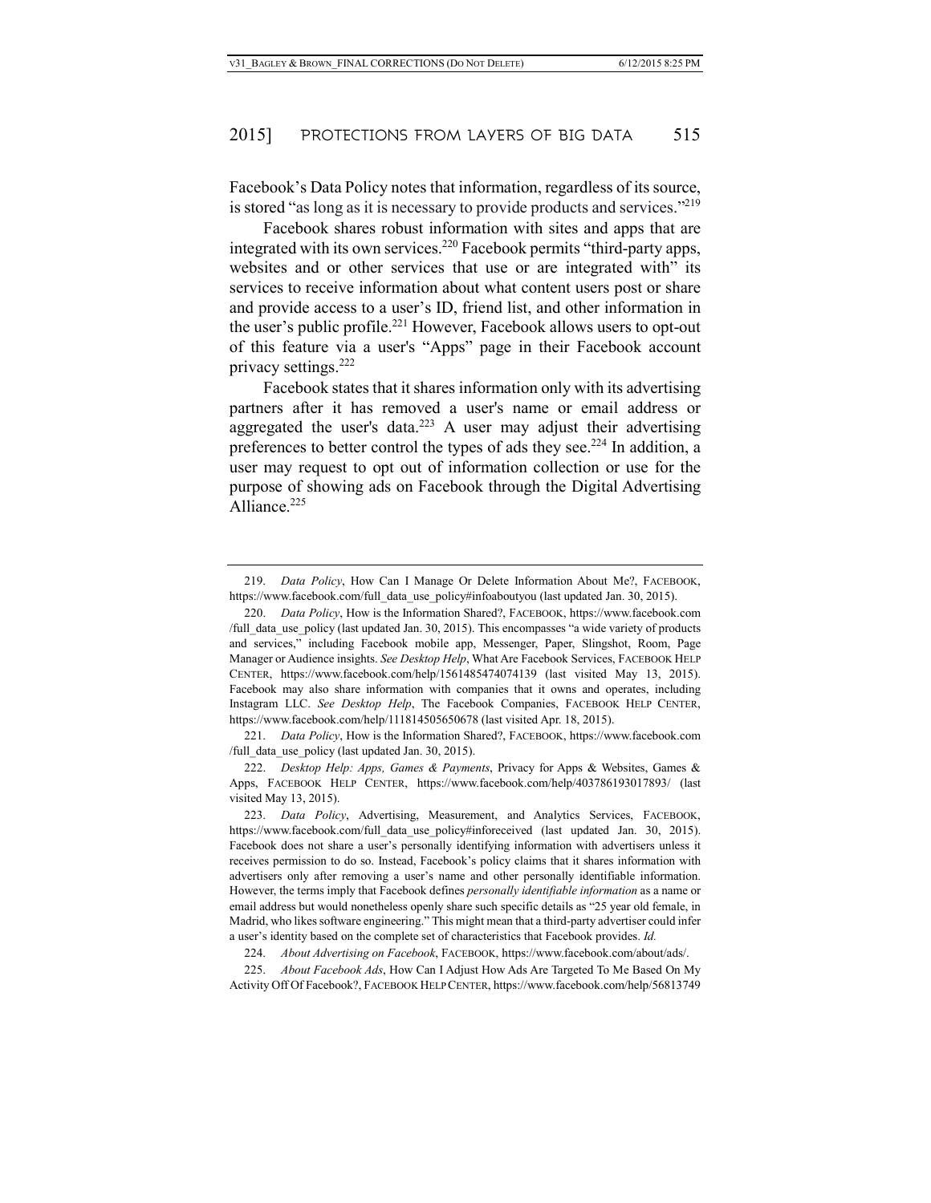Facebook's Data Policy notes that information, regardless of its source, is stored "as long as it is necessary to provide products and services."[219]

Facebook shares robust information with sites and apps that are integrated with its own services.[220] Facebook permits "third-party apps, websites and or other services that use or are integrated with" its services to receive information about what content users post or share and provide access to a user's ID, friend list, and other information in the user's public profile.[221] However, Facebook allows users to opt-out of this feature via a user's "Apps" page in their Facebook account privacy settings.[222]

Facebook states that it shares information only with its advertising partners after it has removed a user's name or email address or aggregated the user's data.[223] A user may adjust their advertising preferences to better control the types of ads they see.[224] In addition, a user may request to opt out of information collection or use for the purpose of showing ads on Facebook through the Digital Advertising Alliance.[225]

---

219. *Data Policy*, How Can I Manage Or Delete Information About Me?, FACEBOOK, https://www.facebook.com/full_data_use_policy#infoaboutyou (last updated Jan. 30, 2015).

220. *Data Policy*, How is the Information Shared?, FACEBOOK, https://www.facebook.com/full_data_use_policy (last updated Jan. 30, 2015). This encompasses "a wide variety of products and services," including Facebook mobile app, Messenger, Paper, Slingshot, Room, Page Manager or Audience insights. *See Desktop Help*, What Are Facebook Services, FACEBOOK HELP CENTER, https://www.facebook.com/help/1561485474074139 (last visited May 13, 2015). Facebook may also share information with companies that it owns and operates, including Instagram LLC. *See Desktop Help*, The Facebook Companies, FACEBOOK HELP CENTER, https://www.facebook.com/help/111814505650678 (last visited Apr. 18, 2015).

221. *Data Policy*, How is the Information Shared?, FACEBOOK, https://www.facebook.com/full_data_use_policy (last updated Jan. 30, 2015).

222. *Desktop Help: Apps, Games & Payments*, Privacy for Apps & Websites, Games & Apps, FACEBOOK HELP CENTER, https://www.facebook.com/help/403786193017893/ (last visited May 13, 2015).

223. *Data Policy*, Advertising, Measurement, and Analytics Services, FACEBOOK, https://www.facebook.com/full_data_use_policy#inforeceived (last updated Jan. 30, 2015). Facebook does not share a user's personally identifying information with advertisers unless it receives permission to do so. Instead, Facebook's policy claims that it shares information with advertisers only after removing a user's name and other personally identifiable information. However, the terms imply that Facebook defines *personally identifiable information* as a name or email address but would nonetheless openly share such specific details as "25 year old female, in Madrid, who likes software engineering." This might mean that a third-party advertiser could infer a user's identity based on the complete set of characteristics that Facebook provides. *Id.*

224. *About Advertising on Facebook*, FACEBOOK, https://www.facebook.com/about/ads/.

225. *About Facebook Ads*, How Can I Adjust How Ads Are Targeted To Me Based On My Activity Off Of Facebook?, FACEBOOK HELP CENTER, https://www.facebook.com/help/56813749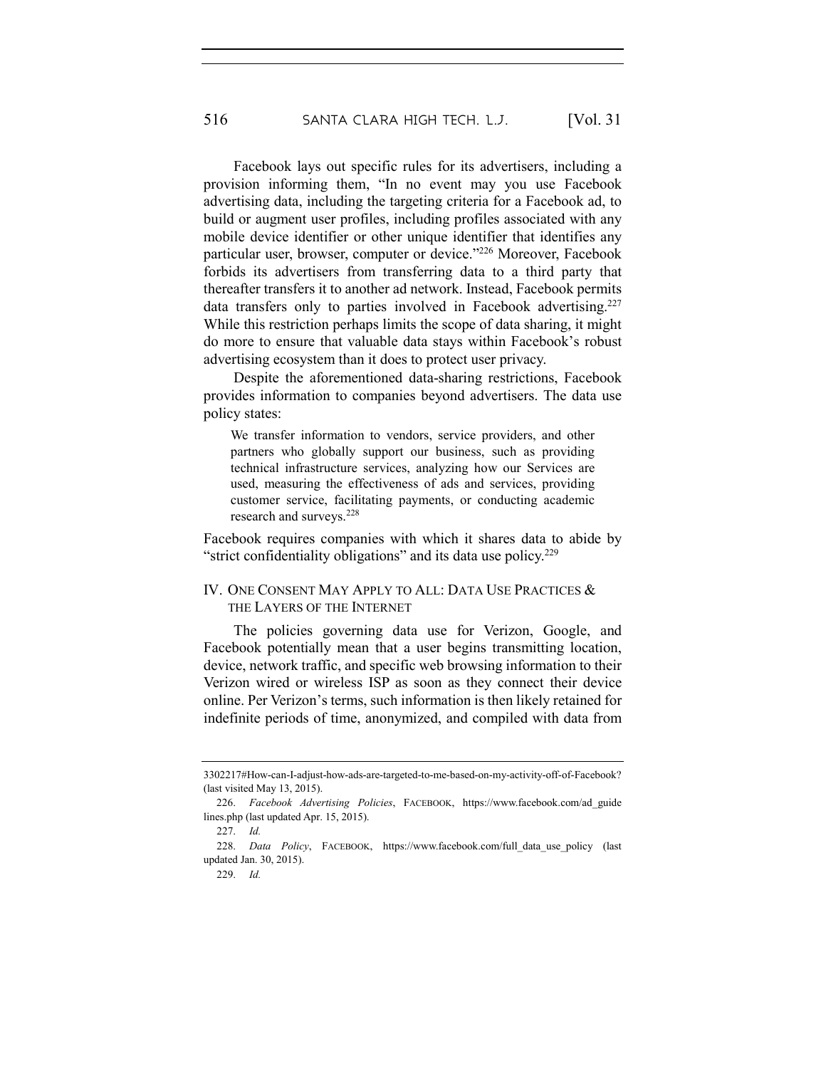Facebook lays out specific rules for its advertisers, including a provision informing them, "In no event may you use Facebook advertising data, including the targeting criteria for a Facebook ad, to build or augment user profiles, including profiles associated with any mobile device identifier or other unique identifier that identifies any particular user, browser, computer or device."[226] Moreover, Facebook forbids its advertisers from transferring data to a third party that thereafter transfers it to another ad network. Instead, Facebook permits data transfers only to parties involved in Facebook advertising.[227] While this restriction perhaps limits the scope of data sharing, it might do more to ensure that valuable data stays within Facebook's robust advertising ecosystem than it does to protect user privacy.

Despite the aforementioned data-sharing restrictions, Facebook provides information to companies beyond advertisers. The data use policy states:

> We transfer information to vendors, service providers, and other partners who globally support our business, such as providing technical infrastructure services, analyzing how our Services are used, measuring the effectiveness of ads and services, providing customer service, facilitating payments, or conducting academic research and surveys.[228]

Facebook requires companies with which it shares data to abide by "strict confidentiality obligations" and its data use policy.[229]

## IV. One Consent May Apply to All: Data Use Practices & the Layers of the Internet

The policies governing data use for Verizon, Google, and Facebook potentially mean that a user begins transmitting location, device, network traffic, and specific web browsing information to their Verizon wired or wireless ISP as soon as they connect their device online. Per Verizon's terms, such information is then likely retained for indefinite periods of time, anonymized, and compiled with data from

---

3302217#How-can-I-adjust-how-ads-are-targeted-to-me-based-on-my-activity-off-of-Facebook? (last visited May 13, 2015).

226. *Facebook Advertising Policies*, FACEBOOK, https://www.facebook.com/ad_guidelines.php (last updated Apr. 15, 2015).

227. *Id.*

228. *Data Policy*, FACEBOOK, https://www.facebook.com/full_data_use_policy (last updated Jan. 30, 2015).

229. *Id.*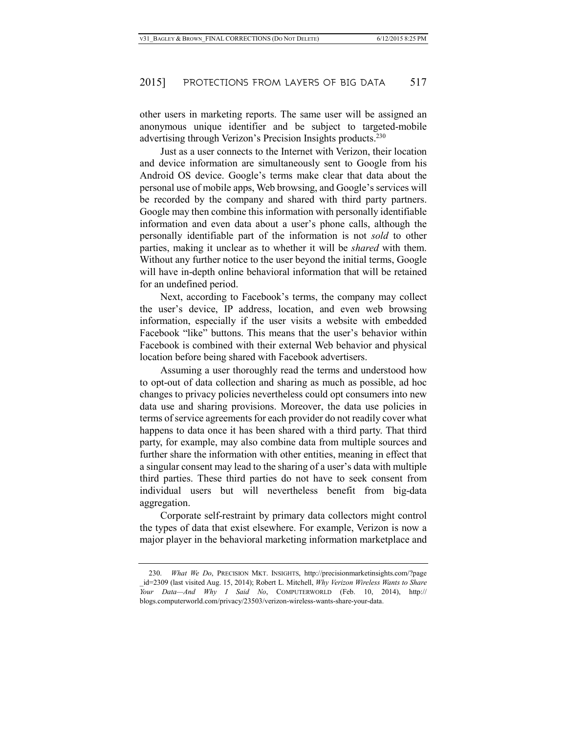other users in marketing reports. The same user will be assigned an anonymous unique identifier and be subject to targeted-mobile advertising through Verizon's Precision Insights products.[230]

Just as a user connects to the Internet with Verizon, their location and device information are simultaneously sent to Google from his Android OS device. Google's terms make clear that data about the personal use of mobile apps, Web browsing, and Google's services will be recorded by the company and shared with third party partners. Google may then combine this information with personally identifiable information and even data about a user's phone calls, although the personally identifiable part of the information is not *sold* to other parties, making it unclear as to whether it will be *shared* with them. Without any further notice to the user beyond the initial terms, Google will have in-depth online behavioral information that will be retained for an undefined period.

Next, according to Facebook's terms, the company may collect the user's device, IP address, location, and even web browsing information, especially if the user visits a website with embedded Facebook "like" buttons. This means that the user's behavior within Facebook is combined with their external Web behavior and physical location before being shared with Facebook advertisers.

Assuming a user thoroughly read the terms and understood how to opt-out of data collection and sharing as much as possible, ad hoc changes to privacy policies nevertheless could opt consumers into new data use and sharing provisions. Moreover, the data use policies in terms of service agreements for each provider do not readily cover what happens to data once it has been shared with a third party. That third party, for example, may also combine data from multiple sources and further share the information with other entities, meaning in effect that a singular consent may lead to the sharing of a user's data with multiple third parties. These third parties do not have to seek consent from individual users but will nevertheless benefit from big-data aggregation.

Corporate self-restraint by primary data collectors might control the types of data that exist elsewhere. For example, Verizon is now a major player in the behavioral marketing information marketplace and

---

230. *What We Do*, PRECISION MKT. INSIGHTS, http://precisionmarketinsights.com/?page_id=2309 (last visited Aug. 15, 2014); Robert L. Mitchell, *Why Verizon Wireless Wants to Share Your Data—And Why I Said No*, COMPUTERWORLD (Feb. 10, 2014), http://blogs.computerworld.com/privacy/23503/verizon-wireless-wants-share-your-data.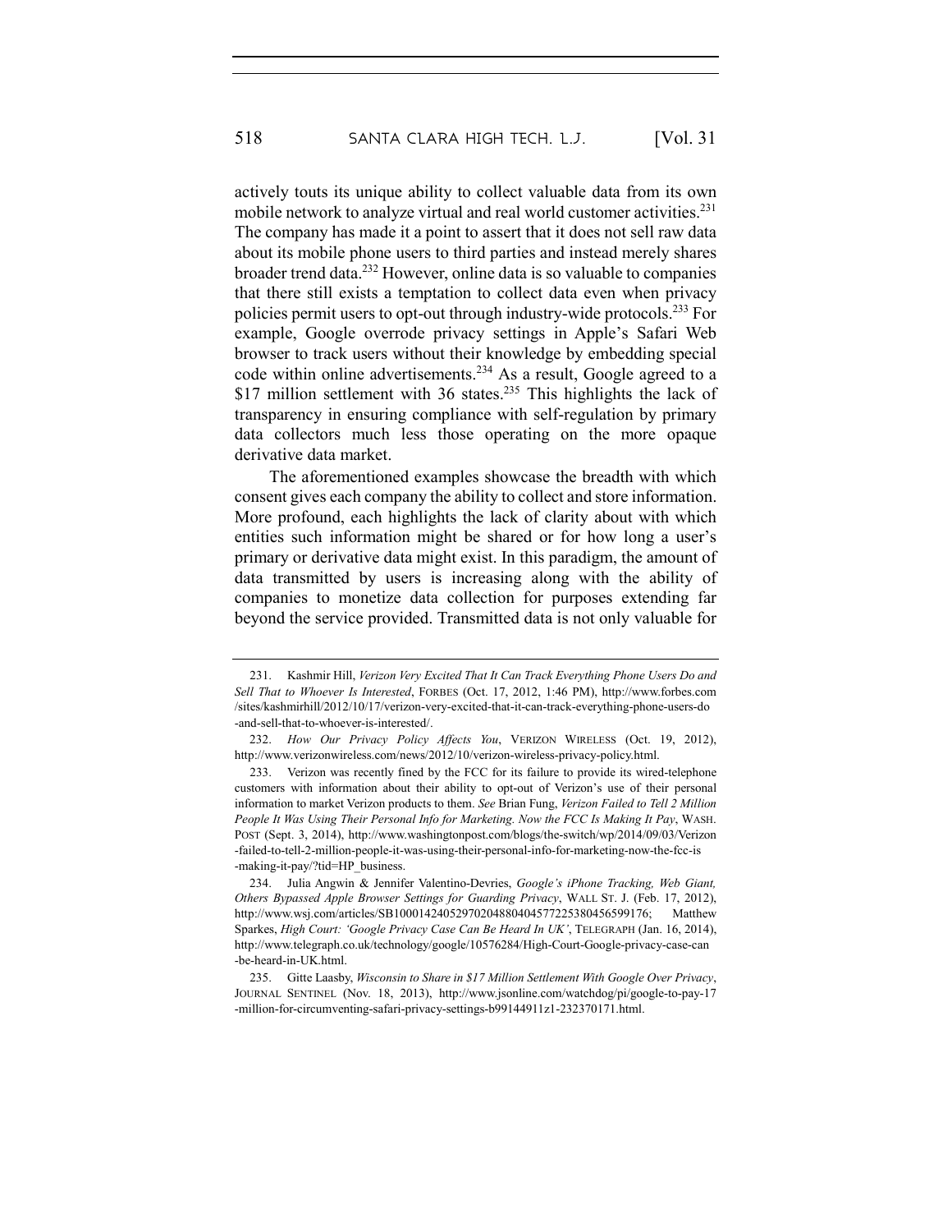actively touts its unique ability to collect valuable data from its own mobile network to analyze virtual and real world customer activities.[231] The company has made it a point to assert that it does not sell raw data about its mobile phone users to third parties and instead merely shares broader trend data.[232] However, online data is so valuable to companies that there still exists a temptation to collect data even when privacy policies permit users to opt-out through industry-wide protocols.[233] For example, Google overrode privacy settings in Apple's Safari Web browser to track users without their knowledge by embedding special code within online advertisements.[234] As a result, Google agreed to a $17 million settlement with 36 states.[235] This highlights the lack of transparency in ensuring compliance with self-regulation by primary data collectors much less those operating on the more opaque derivative data market.

The aforementioned examples showcase the breadth with which consent gives each company the ability to collect and store information. More profound, each highlights the lack of clarity about with which entities such information might be shared or for how long a user's primary or derivative data might exist. In this paradigm, the amount of data transmitted by users is increasing along with the ability of companies to monetize data collection for purposes extending far beyond the service provided. Transmitted data is not only valuable for

---

231. Kashmir Hill, *Verizon Very Excited That It Can Track Everything Phone Users Do and Sell That to Whoever Is Interested*, FORBES (Oct. 17, 2012, 1:46 PM), http://www.forbes.com/sites/kashmirhill/2012/10/17/verizon-very-excited-that-it-can-track-everything-phone-users-do-and-sell-that-to-whoever-is-interested/.

232. *How Our Privacy Policy Affects You*, VERIZON WIRELESS (Oct. 19, 2012), http://www.verizonwireless.com/news/2012/10/verizon-wireless-privacy-policy.html.

233. Verizon was recently fined by the FCC for its failure to provide its wired-telephone customers with information about their ability to opt-out of Verizon's use of their personal information to market Verizon products to them. *See* Brian Fung, *Verizon Failed to Tell 2 Million People It Was Using Their Personal Info for Marketing. Now the FCC Is Making It Pay*, WASH. POST (Sept. 3, 2014), http://www.washingtonpost.com/blogs/the-switch/wp/2014/09/03/Verizon-failed-to-tell-2-million-people-it-was-using-their-personal-info-for-marketing-now-the-fcc-is-making-it-pay/?tid=HP_business.

234. Julia Angwin & Jennifer Valentino-Devries, *Google's iPhone Tracking, Web Giant, Others Bypassed Apple Browser Settings for Guarding Privacy*, WALL ST. J. (Feb. 17, 2012), http://www.wsj.com/articles/SB10001424052970204880404577225380456599176; Matthew Sparkes, *High Court: 'Google Privacy Case Can Be Heard In UK'*, TELEGRAPH (Jan. 16, 2014), http://www.telegraph.co.uk/technology/google/10576284/High-Court-Google-privacy-case-can-be-heard-in-UK.html.

235. Gitte Laasby, *Wisconsin to Share in $17 Million Settlement With Google Over Privacy*, JOURNAL SENTINEL (Nov. 18, 2013), http://www.jsonline.com/watchdog/pi/google-to-pay-17-million-for-circumventing-safari-privacy-settings-b99144911z1-232370171.html.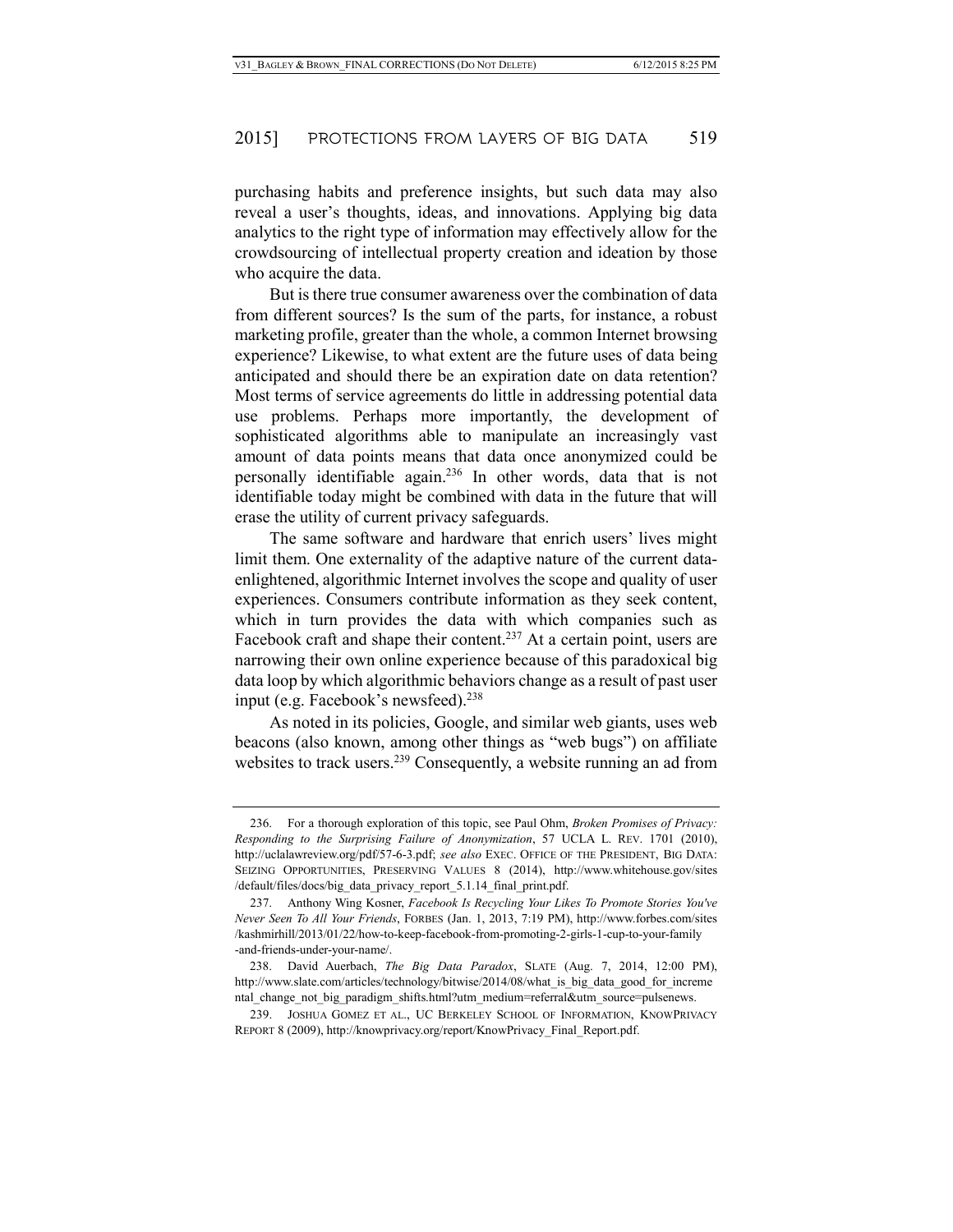purchasing habits and preference insights, but such data may also reveal a user's thoughts, ideas, and innovations. Applying big data analytics to the right type of information may effectively allow for the crowdsourcing of intellectual property creation and ideation by those who acquire the data.

But is there true consumer awareness over the combination of data from different sources? Is the sum of the parts, for instance, a robust marketing profile, greater than the whole, a common Internet browsing experience? Likewise, to what extent are the future uses of data being anticipated and should there be an expiration date on data retention? Most terms of service agreements do little in addressing potential data use problems. Perhaps more importantly, the development of sophisticated algorithms able to manipulate an increasingly vast amount of data points means that data once anonymized could be personally identifiable again.[236] In other words, data that is not identifiable today might be combined with data in the future that will erase the utility of current privacy safeguards.

The same software and hardware that enrich users' lives might limit them. One externality of the adaptive nature of the current data-enlightened, algorithmic Internet involves the scope and quality of user experiences. Consumers contribute information as they seek content, which in turn provides the data with which companies such as Facebook craft and shape their content.[237] At a certain point, users are narrowing their own online experience because of this paradoxical big data loop by which algorithmic behaviors change as a result of past user input (e.g. Facebook's newsfeed).[238]

As noted in its policies, Google, and similar web giants, uses web beacons (also known, among other things as "web bugs") on affiliate websites to track users.[239] Consequently, a website running an ad from

---

236. For a thorough exploration of this topic, see Paul Ohm, *Broken Promises of Privacy: Responding to the Surprising Failure of Anonymization*, 57 UCLA L. REV. 1701 (2010), http://uclalawreview.org/pdf/57-6-3.pdf; *see also* EXEC. OFFICE OF THE PRESIDENT, BIG DATA: SEIZING OPPORTUNITIES, PRESERVING VALUES 8 (2014), http://www.whitehouse.gov/sites/default/files/docs/big_data_privacy_report_5.1.14_final_print.pdf.

237. Anthony Wing Kosner, *Facebook Is Recycling Your Likes To Promote Stories You've Never Seen To All Your Friends*, FORBES (Jan. 1, 2013, 7:19 PM), http://www.forbes.com/sites/kashmirhill/2013/01/22/how-to-keep-facebook-from-promoting-2-girls-1-cup-to-your-family-and-friends-under-your-name/.

238. David Auerbach, *The Big Data Paradox*, SLATE (Aug. 7, 2014, 12:00 PM), http://www.slate.com/articles/technology/bitwise/2014/08/what_is_big_data_good_for_incremental_change_not_big_paradigm_shifts.html?utm_medium=referral&utm_source=pulsenews.

239. JOSHUA GOMEZ ET AL., UC BERKELEY SCHOOL OF INFORMATION, KNOWPRIVACY REPORT 8 (2009), http://knowprivacy.org/report/KnowPrivacy_Final_Report.pdf.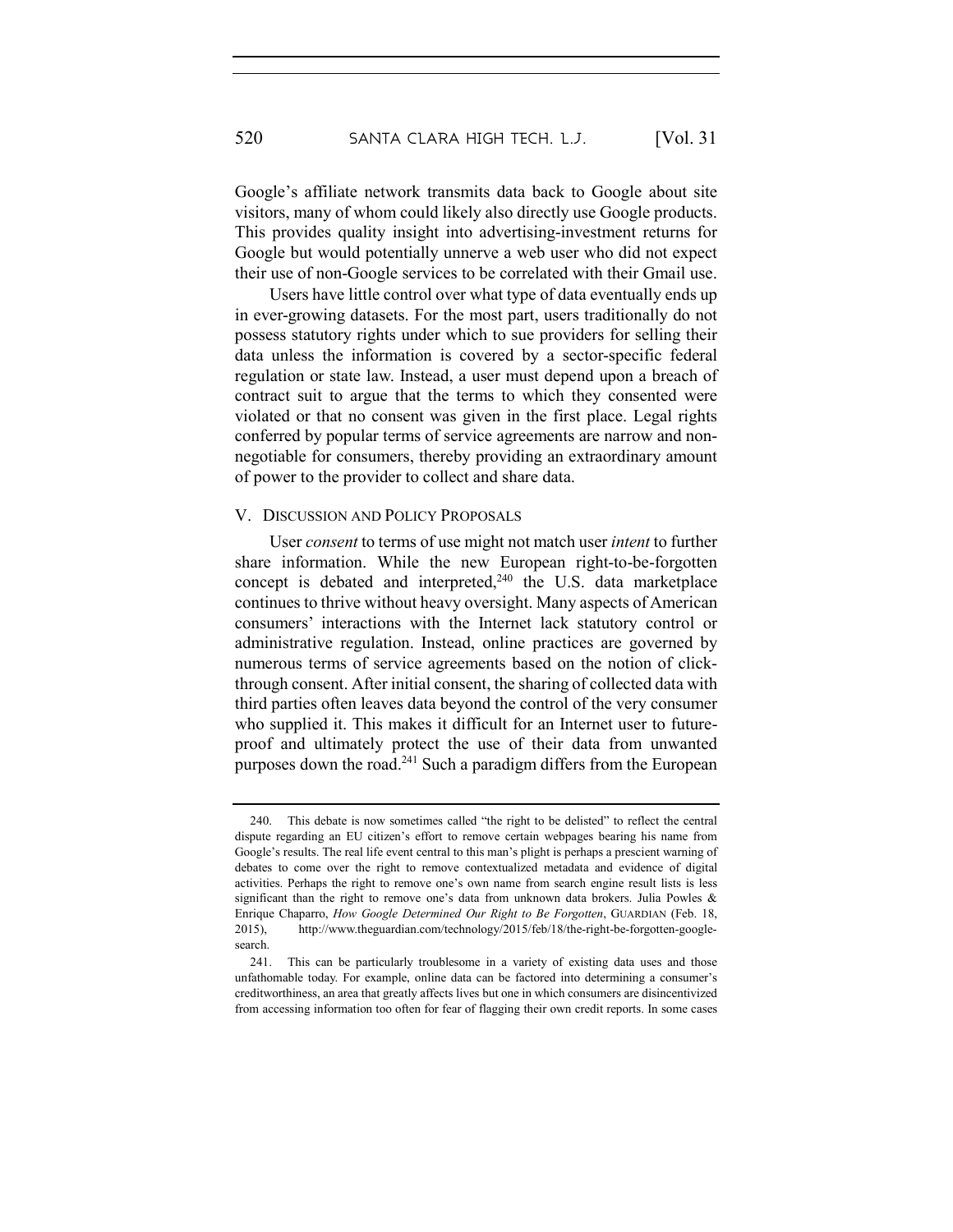Google's affiliate network transmits data back to Google about site visitors, many of whom could likely also directly use Google products. This provides quality insight into advertising-investment returns for Google but would potentially unnerve a web user who did not expect their use of non-Google services to be correlated with their Gmail use.

Users have little control over what type of data eventually ends up in ever-growing datasets. For the most part, users traditionally do not possess statutory rights under which to sue providers for selling their data unless the information is covered by a sector-specific federal regulation or state law. Instead, a user must depend upon a breach of contract suit to argue that the terms to which they consented were violated or that no consent was given in the first place. Legal rights conferred by popular terms of service agreements are narrow and non-negotiable for consumers, thereby providing an extraordinary amount of power to the provider to collect and share data.

## V. Discussion and Policy Proposals

User *consent* to terms of use might not match user *intent* to further share information. While the new European right-to-be-forgotten concept is debated and interpreted,[240] the U.S. data marketplace continues to thrive without heavy oversight. Many aspects of American consumers' interactions with the Internet lack statutory control or administrative regulation. Instead, online practices are governed by numerous terms of service agreements based on the notion of click-through consent. After initial consent, the sharing of collected data with third parties often leaves data beyond the control of the very consumer who supplied it. This makes it difficult for an Internet user to future-proof and ultimately protect the use of their data from unwanted purposes down the road.[241] Such a paradigm differs from the European

---

240. This debate is now sometimes called "the right to be delisted" to reflect the central dispute regarding an EU citizen's effort to remove certain webpages bearing his name from Google's results. The real life event central to this man's plight is perhaps a prescient warning of debates to come over the right to remove contextualized metadata and evidence of digital activities. Perhaps the right to remove one's own name from search engine result lists is less significant than the right to remove one's data from unknown data brokers. Julia Powles & Enrique Chaparro, *How Google Determined Our Right to Be Forgotten*, GUARDIAN (Feb. 18, 2015), http://www.theguardian.com/technology/2015/feb/18/the-right-be-forgotten-google-search.

241. This can be particularly troublesome in a variety of existing data uses and those unfathomable today. For example, online data can be factored into determining a consumer's creditworthiness, an area that greatly affects lives but one in which consumers are disincentivized from accessing information too often for fear of flagging their own credit reports. In some cases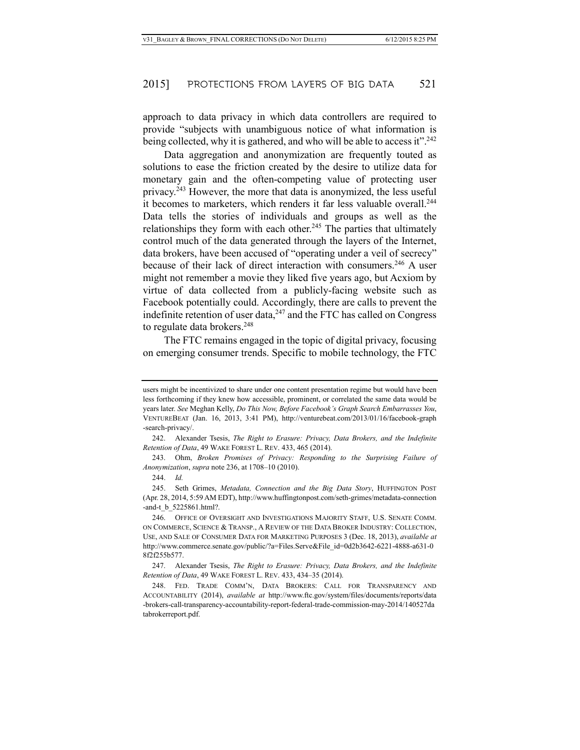approach to data privacy in which data controllers are required to provide "subjects with unambiguous notice of what information is being collected, why it is gathered, and who will be able to access it".[242]

Data aggregation and anonymization are frequently touted as solutions to ease the friction created by the desire to utilize data for monetary gain and the often-competing value of protecting user privacy.[243] However, the more that data is anonymized, the less useful it becomes to marketers, which renders it far less valuable overall.[244] Data tells the stories of individuals and groups as well as the relationships they form with each other.[245] The parties that ultimately control much of the data generated through the layers of the Internet, data brokers, have been accused of "operating under a veil of secrecy" because of their lack of direct interaction with consumers.[246] A user might not remember a movie they liked five years ago, but Acxiom by virtue of data collected from a publicly-facing website such as Facebook potentially could. Accordingly, there are calls to prevent the indefinite retention of user data,[247] and the FTC has called on Congress to regulate data brokers.[248]

The FTC remains engaged in the topic of digital privacy, focusing on emerging consumer trends. Specific to mobile technology, the FTC

---

users might be incentivized to share under one content presentation regime but would have been less forthcoming if they knew how accessible, prominent, or correlated the same data would be years later. *See* Meghan Kelly, *Do This Now, Before Facebook's Graph Search Embarrasses You*, VENTUREBEAT (Jan. 16, 2013, 3:41 PM), http://venturebeat.com/2013/01/16/facebook-graph-search-privacy/.

242. Alexander Tsesis, *The Right to Erasure: Privacy, Data Brokers, and the Indefinite Retention of Data*, 49 WAKE FOREST L. REV. 433, 465 (2014).

243. Ohm, *Broken Promises of Privacy: Responding to the Surprising Failure of Anonymization*, *supra* note 236, at 1708–10 (2010).

244. *Id.*

245. Seth Grimes, *Metadata, Connection and the Big Data Story*, HUFFINGTON POST (Apr. 28, 2014, 5:59 AM EDT), http://www.huffingtonpost.com/seth-grimes/metadata-connection-and-t_b_5225861.html?.

246. OFFICE OF OVERSIGHT AND INVESTIGATIONS MAJORITY STAFF, U.S. SENATE COMM. ON COMMERCE, SCIENCE & TRANSP., A REVIEW OF THE DATA BROKER INDUSTRY: COLLECTION, USE, AND SALE OF CONSUMER DATA FOR MARKETING PURPOSES 3 (Dec. 18, 2013), *available at* http://www.commerce.senate.gov/public/?a=Files.Serve&File_id=0d2b3642-6221-4888-a631-08f2f255b577.

247. Alexander Tsesis, *The Right to Erasure: Privacy, Data Brokers, and the Indefinite Retention of Data*, 49 WAKE FOREST L. REV. 433, 434–35 (2014).

248. FED. TRADE COMM'N, DATA BROKERS: CALL FOR TRANSPARENCY AND ACCOUNTABILITY (2014), *available at* http://www.ftc.gov/system/files/documents/reports/data-brokers-call-transparency-accountability-report-federal-trade-commission-may-2014/140527databrokerreport.pdf.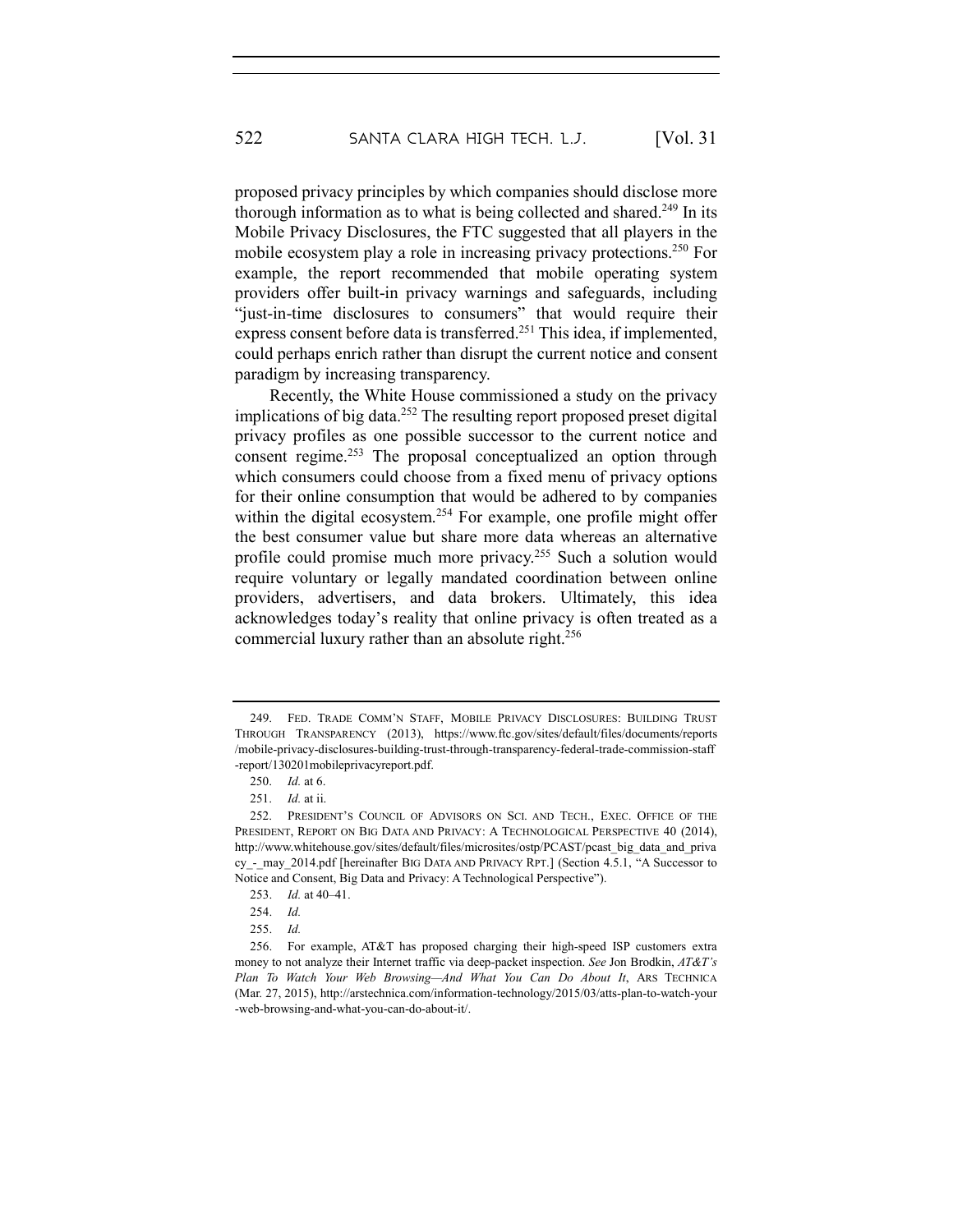proposed privacy principles by which companies should disclose more thorough information as to what is being collected and shared.[249] In its Mobile Privacy Disclosures, the FTC suggested that all players in the mobile ecosystem play a role in increasing privacy protections.[250] For example, the report recommended that mobile operating system providers offer built-in privacy warnings and safeguards, including "just-in-time disclosures to consumers" that would require their express consent before data is transferred.[251] This idea, if implemented, could perhaps enrich rather than disrupt the current notice and consent paradigm by increasing transparency.

Recently, the White House commissioned a study on the privacy implications of big data.[252] The resulting report proposed preset digital privacy profiles as one possible successor to the current notice and consent regime.[253] The proposal conceptualized an option through which consumers could choose from a fixed menu of privacy options for their online consumption that would be adhered to by companies within the digital ecosystem.[254] For example, one profile might offer the best consumer value but share more data whereas an alternative profile could promise much more privacy.[255] Such a solution would require voluntary or legally mandated coordination between online providers, advertisers, and data brokers. Ultimately, this idea acknowledges today's reality that online privacy is often treated as a commercial luxury rather than an absolute right.[256]

---

249. FED. TRADE COMM'N STAFF, MOBILE PRIVACY DISCLOSURES: BUILDING TRUST THROUGH TRANSPARENCY (2013), https://www.ftc.gov/sites/default/files/documents/reports/mobile-privacy-disclosures-building-trust-through-transparency-federal-trade-commission-staff-report/130201mobileprivacyreport.pdf.

250. *Id.* at 6.

251. *Id.* at ii.

252. PRESIDENT'S COUNCIL OF ADVISORS ON SCI. AND TECH., EXEC. OFFICE OF THE PRESIDENT, REPORT ON BIG DATA AND PRIVACY: A TECHNOLOGICAL PERSPECTIVE 40 (2014), http://www.whitehouse.gov/sites/default/files/microsites/ostp/PCAST/pcast_big_data_and_privacy_-_may_2014.pdf [hereinafter BIG DATA AND PRIVACY RPT.] (Section 4.5.1, "A Successor to Notice and Consent, Big Data and Privacy: A Technological Perspective").

253. *Id.* at 40–41.

254. *Id.*

255. *Id.*

256. For example, AT&T has proposed charging their high-speed ISP customers extra money to not analyze their Internet traffic via deep-packet inspection. *See* Jon Brodkin, *AT&T's Plan To Watch Your Web Browsing—And What You Can Do About It*, ARS TECHNICA (Mar. 27, 2015), http://arstechnica.com/information-technology/2015/03/atts-plan-to-watch-your-web-browsing-and-what-you-can-do-about-it/.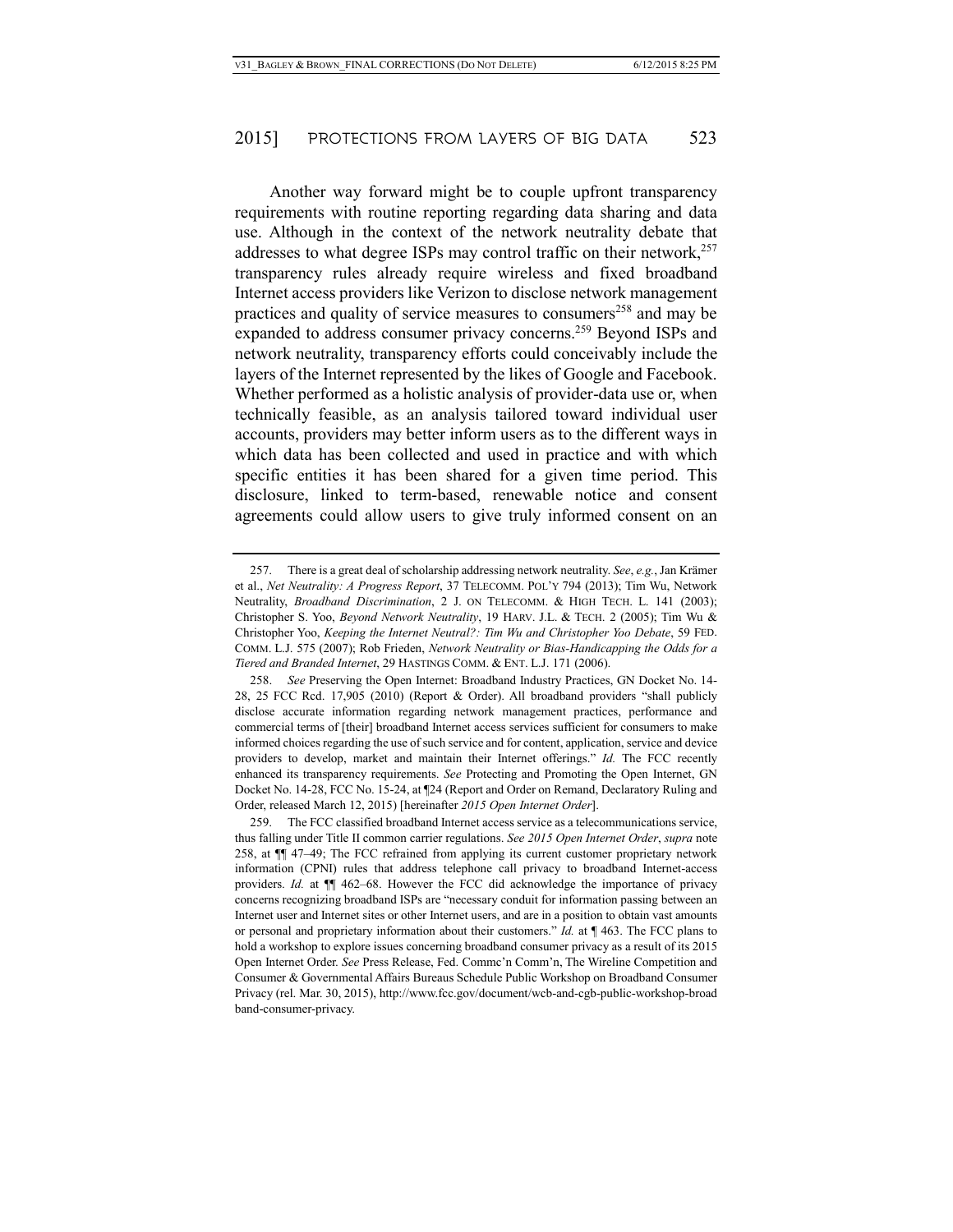Another way forward might be to couple upfront transparency requirements with routine reporting regarding data sharing and data use. Although in the context of the network neutrality debate that addresses to what degree ISPs may control traffic on their network,[257] transparency rules already require wireless and fixed broadband Internet access providers like Verizon to disclose network management practices and quality of service measures to consumers[258] and may be expanded to address consumer privacy concerns.[259] Beyond ISPs and network neutrality, transparency efforts could conceivably include the layers of the Internet represented by the likes of Google and Facebook. Whether performed as a holistic analysis of provider-data use or, when technically feasible, as an analysis tailored toward individual user accounts, providers may better inform users as to the different ways in which data has been collected and used in practice and with which specific entities it has been shared for a given time period. This disclosure, linked to term-based, renewable notice and consent agreements could allow users to give truly informed consent on an

---

257. There is a great deal of scholarship addressing network neutrality. *See*, *e.g.*, Jan Krämer et al., *Net Neutrality: A Progress Report*, 37 TELECOMM. POL'Y 794 (2013); Tim Wu, Network Neutrality, *Broadband Discrimination*, 2 J. ON TELECOMM. & HIGH TECH. L. 141 (2003); Christopher S. Yoo, *Beyond Network Neutrality*, 19 HARV. J.L. & TECH. 2 (2005); Tim Wu & Christopher Yoo, *Keeping the Internet Neutral?: Tim Wu and Christopher Yoo Debate*, 59 FED. COMM. L.J. 575 (2007); Rob Frieden, *Network Neutrality or Bias-Handicapping the Odds for a Tiered and Branded Internet*, 29 HASTINGS COMM. & ENT. L.J. 171 (2006).

258. *See* Preserving the Open Internet: Broadband Industry Practices, GN Docket No. 14-28, 25 FCC Rcd. 17,905 (2010) (Report & Order). All broadband providers "shall publicly disclose accurate information regarding network management practices, performance and commercial terms of [their] broadband Internet access services sufficient for consumers to make informed choices regarding the use of such service and for content, application, service and device providers to develop, market and maintain their Internet offerings." *Id.* The FCC recently enhanced its transparency requirements. *See* Protecting and Promoting the Open Internet, GN Docket No. 14-28, FCC No. 15-24, at ¶24 (Report and Order on Remand, Declaratory Ruling and Order, released March 12, 2015) [hereinafter *2015 Open Internet Order*].

259. The FCC classified broadband Internet access service as a telecommunications service, thus falling under Title II common carrier regulations. *See 2015 Open Internet Order*, *supra* note 258, at ¶¶ 47–49; The FCC refrained from applying its current customer proprietary network information (CPNI) rules that address telephone call privacy to broadband Internet-access providers. *Id.* at ¶¶ 462–68. However the FCC did acknowledge the importance of privacy concerns recognizing broadband ISPs are "necessary conduit for information passing between an Internet user and Internet sites or other Internet users, and are in a position to obtain vast amounts or personal and proprietary information about their customers." *Id.* at ¶ 463. The FCC plans to hold a workshop to explore issues concerning broadband consumer privacy as a result of its 2015 Open Internet Order. *See* Press Release, Fed. Commc'n Comm'n, The Wireline Competition and Consumer & Governmental Affairs Bureaus Schedule Public Workshop on Broadband Consumer Privacy (rel. Mar. 30, 2015), http://www.fcc.gov/document/wcb-and-cgb-public-workshop-broadband-consumer-privacy.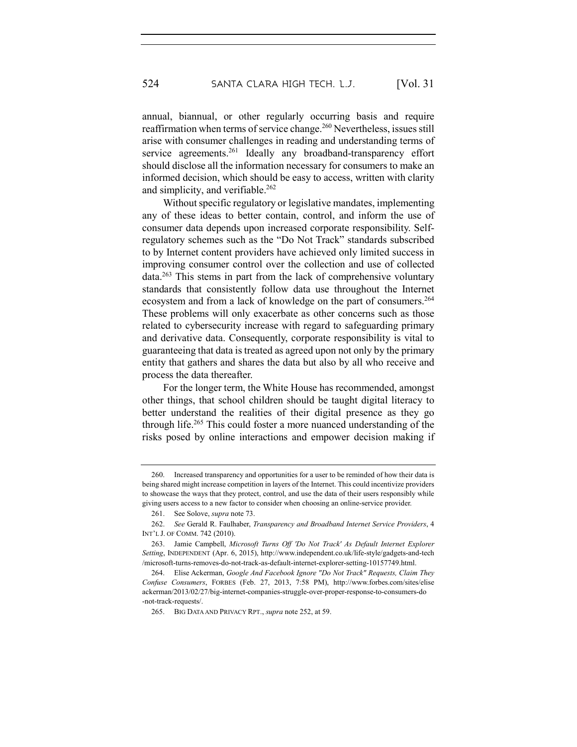annual, biannual, or other regularly occurring basis and require reaffirmation when terms of service change.[260] Nevertheless, issues still arise with consumer challenges in reading and understanding terms of service agreements.[261] Ideally any broadband-transparency effort should disclose all the information necessary for consumers to make an informed decision, which should be easy to access, written with clarity and simplicity, and verifiable.[262]

Without specific regulatory or legislative mandates, implementing any of these ideas to better contain, control, and inform the use of consumer data depends upon increased corporate responsibility. Self-regulatory schemes such as the "Do Not Track" standards subscribed to by Internet content providers have achieved only limited success in improving consumer control over the collection and use of collected data.[263] This stems in part from the lack of comprehensive voluntary standards that consistently follow data use throughout the Internet ecosystem and from a lack of knowledge on the part of consumers.[264] These problems will only exacerbate as other concerns such as those related to cybersecurity increase with regard to safeguarding primary and derivative data. Consequently, corporate responsibility is vital to guaranteeing that data is treated as agreed upon not only by the primary entity that gathers and shares the data but also by all who receive and process the data thereafter.

For the longer term, the White House has recommended, amongst other things, that school children should be taught digital literacy to better understand the realities of their digital presence as they go through life.[265] This could foster a more nuanced understanding of the risks posed by online interactions and empower decision making if

---

260. Increased transparency and opportunities for a user to be reminded of how their data is being shared might increase competition in layers of the Internet. This could incentivize providers to showcase the ways that they protect, control, and use the data of their users responsibly while giving users access to a new factor to consider when choosing an online-service provider.

261. See Solove, *supra* note 73.

262. *See* Gerald R. Faulhaber, *Transparency and Broadband Internet Service Providers*, 4 INT'L J. OF COMM. 742 (2010).

263. Jamie Campbell, *Microsoft Turns Off 'Do Not Track' As Default Internet Explorer Setting*, INDEPENDENT (Apr. 6, 2015), http://www.independent.co.uk/life-style/gadgets-and-tech/microsoft-turns-removes-do-not-track-as-default-internet-explorer-setting-10157749.html.

264. Elise Ackerman, *Google And Facebook Ignore "Do Not Track" Requests, Claim They Confuse Consumers*, FORBES (Feb. 27, 2013, 7:58 PM), http://www.forbes.com/sites/eliseackerman/2013/02/27/big-internet-companies-struggle-over-proper-response-to-consumers-do-not-track-requests/.

265. BIG DATA AND PRIVACY RPT., *supra* note 252, at 59.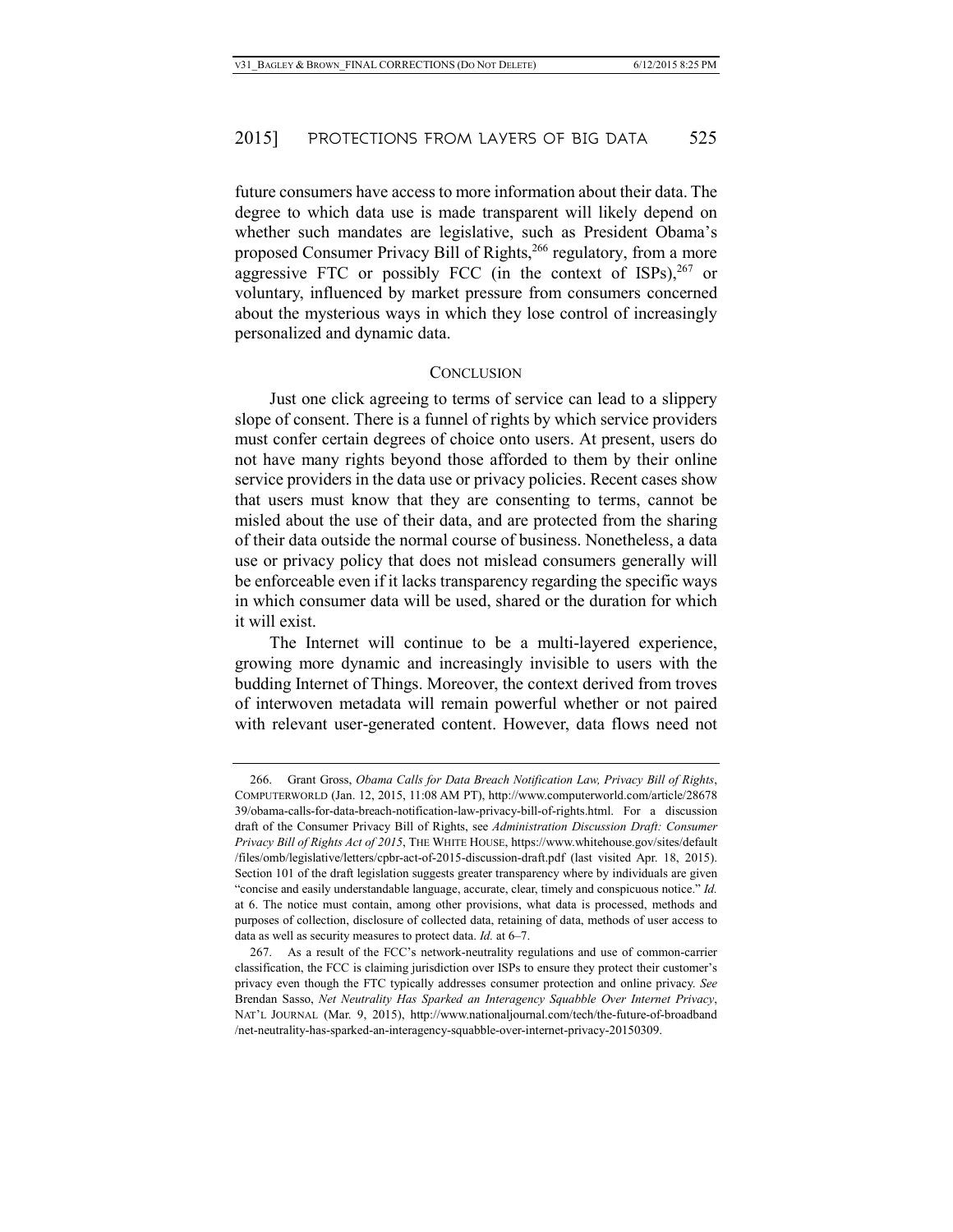future consumers have access to more information about their data. The degree to which data use is made transparent will likely depend on whether such mandates are legislative, such as President Obama's proposed Consumer Privacy Bill of Rights,[266] regulatory, from a more aggressive FTC or possibly FCC (in the context of ISPs),[267] or voluntary, influenced by market pressure from consumers concerned about the mysterious ways in which they lose control of increasingly personalized and dynamic data.

## CONCLUSION

Just one click agreeing to terms of service can lead to a slippery slope of consent. There is a funnel of rights by which service providers must confer certain degrees of choice onto users. At present, users do not have many rights beyond those afforded to them by their online service providers in the data use or privacy policies. Recent cases show that users must know that they are consenting to terms, cannot be misled about the use of their data, and are protected from the sharing of their data outside the normal course of business. Nonetheless, a data use or privacy policy that does not mislead consumers generally will be enforceable even if it lacks transparency regarding the specific ways in which consumer data will be used, shared or the duration for which it will exist.

The Internet will continue to be a multi-layered experience, growing more dynamic and increasingly invisible to users with the budding Internet of Things. Moreover, the context derived from troves of interwoven metadata will remain powerful whether or not paired with relevant user-generated content. However, data flows need not

---

266. Grant Gross, *Obama Calls for Data Breach Notification Law, Privacy Bill of Rights*, COMPUTERWORLD (Jan. 12, 2015, 11:08 AM PT), http://www.computerworld.com/article/2867839/obama-calls-for-data-breach-notification-law-privacy-bill-of-rights.html. For a discussion draft of the Consumer Privacy Bill of Rights, see *Administration Discussion Draft: Consumer Privacy Bill of Rights Act of 2015*, THE WHITE HOUSE, https://www.whitehouse.gov/sites/default/files/omb/legislative/letters/cpbr-act-of-2015-discussion-draft.pdf (last visited Apr. 18, 2015). Section 101 of the draft legislation suggests greater transparency where by individuals are given "concise and easily understandable language, accurate, clear, timely and conspicuous notice." *Id.* at 6. The notice must contain, among other provisions, what data is processed, methods and purposes of collection, disclosure of collected data, retaining of data, methods of user access to data as well as security measures to protect data. *Id.* at 6–7.

267. As a result of the FCC's network-neutrality regulations and use of common-carrier classification, the FCC is claiming jurisdiction over ISPs to ensure they protect their customer's privacy even though the FTC typically addresses consumer protection and online privacy. *See* Brendan Sasso, *Net Neutrality Has Sparked an Interagency Squabble Over Internet Privacy*, NAT'L JOURNAL (Mar. 9, 2015), http://www.nationaljournal.com/tech/the-future-of-broadband/net-neutrality-has-sparked-an-interagency-squabble-over-internet-privacy-20150309.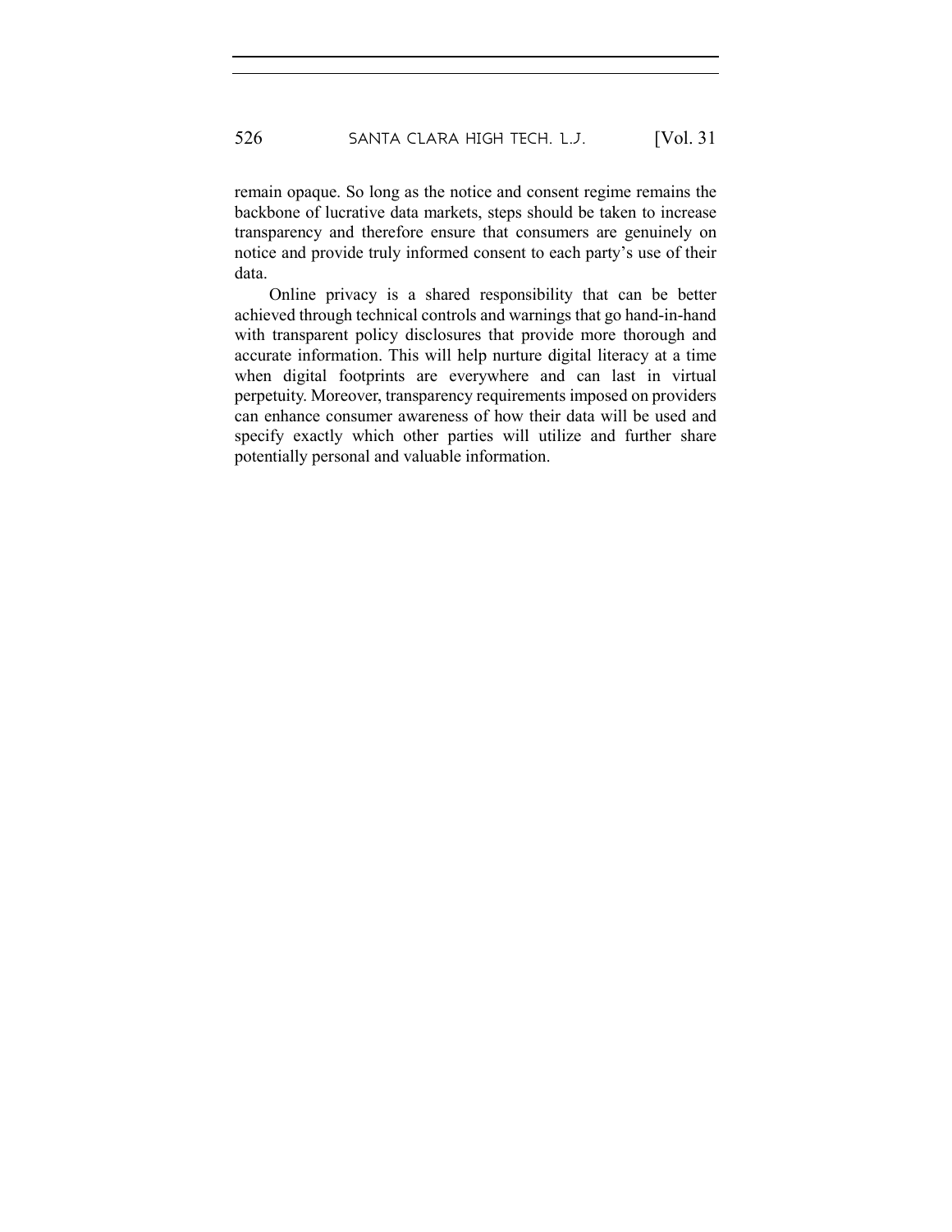remain opaque. So long as the notice and consent regime remains the backbone of lucrative data markets, steps should be taken to increase transparency and therefore ensure that consumers are genuinely on notice and provide truly informed consent to each party's use of their data.

Online privacy is a shared responsibility that can be better achieved through technical controls and warnings that go hand-in-hand with transparent policy disclosures that provide more thorough and accurate information. This will help nurture digital literacy at a time when digital footprints are everywhere and can last in virtual perpetuity. Moreover, transparency requirements imposed on providers can enhance consumer awareness of how their data will be used and specify exactly which other parties will utilize and further share potentially personal and valuable information.